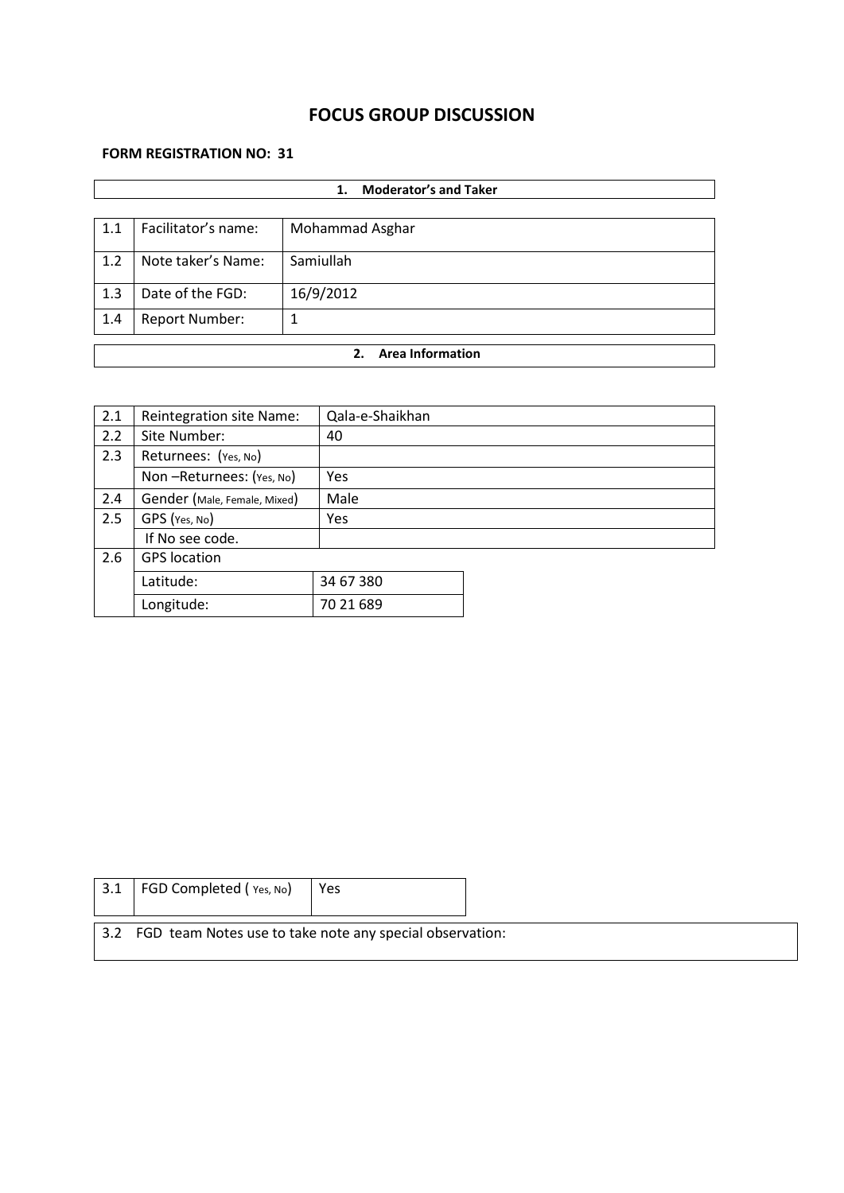# FOCUS GROUP DISCUSSION

**FORM REGISTRATION NO: 31**

| **1. Moderator's and Taker** | | |
|---|---|---|
| 1.1 | Facilitator's name: | Mohammad Asghar |
| 1.2 | Note taker's Name: | Samiullah |
| 1.3 | Date of the FGD: | 16/9/2012 |
| 1.4 | Report Number: | 1 |

| **2. Area Information** | | |
|---|---|---|
| 2.1 | Reintegration site Name: | Qala-e-Shaikhan |
| 2.2 | Site Number: | 40 |
| 2.3 | Returnees: (Yes, No) | |
| | Non –Returnees: (Yes, No) | Yes |
| 2.4 | Gender (Male, Female, Mixed) | Male |
| 2.5 | GPS (Yes, No) | Yes |
| | If No see code. | |
| 2.6 | GPS location | |
| | Latitude: | 34 67 380 |
| | Longitude: | 70 21 689 |

| | | |
|---|---|---|
| 3.1 | FGD Completed ( Yes, No) | Yes |

3.2 FGD team Notes use to take note any special observation: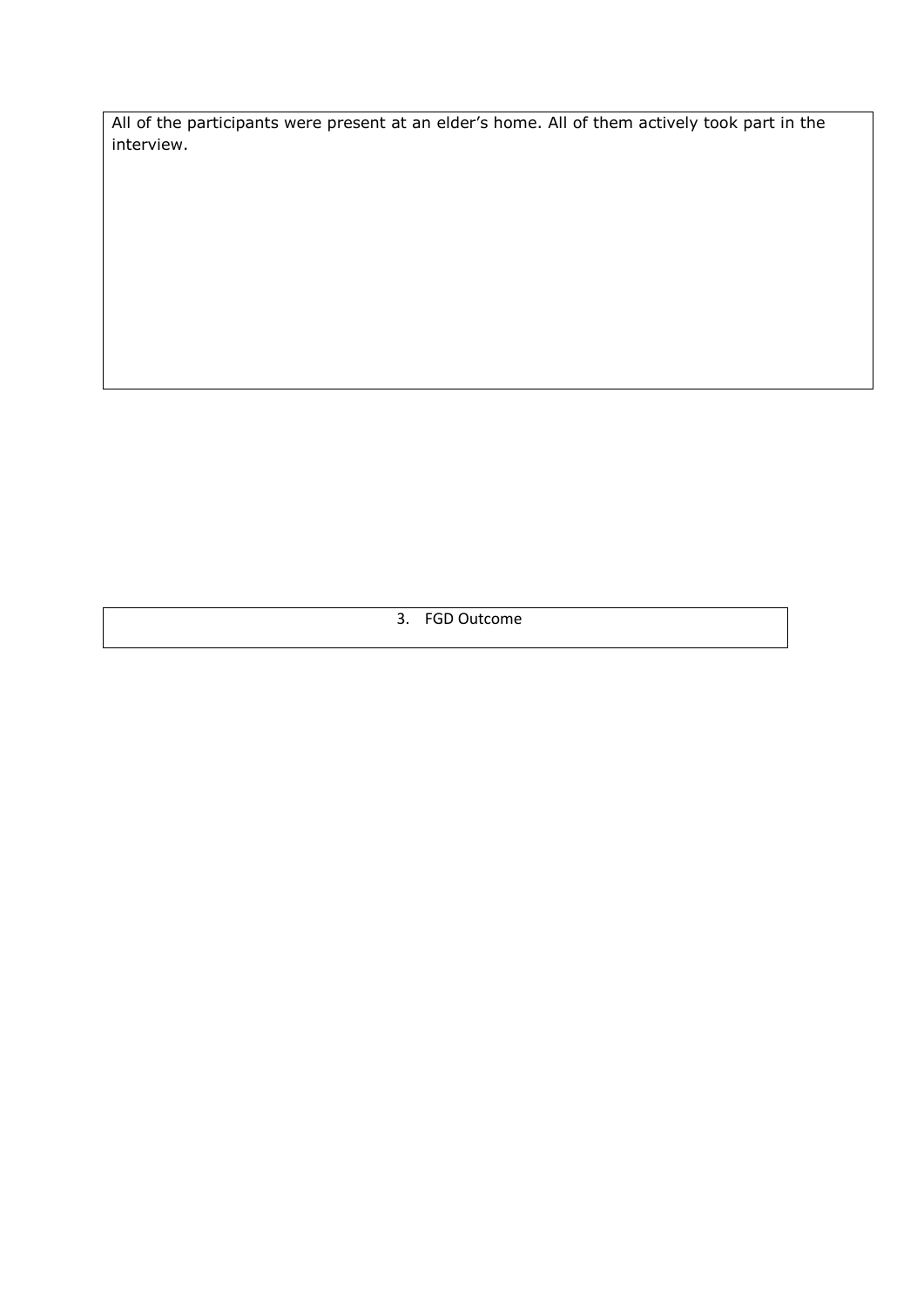All of the participants were present at an elder's home. All of them actively took part in the interview.

## 3. FGD Outcome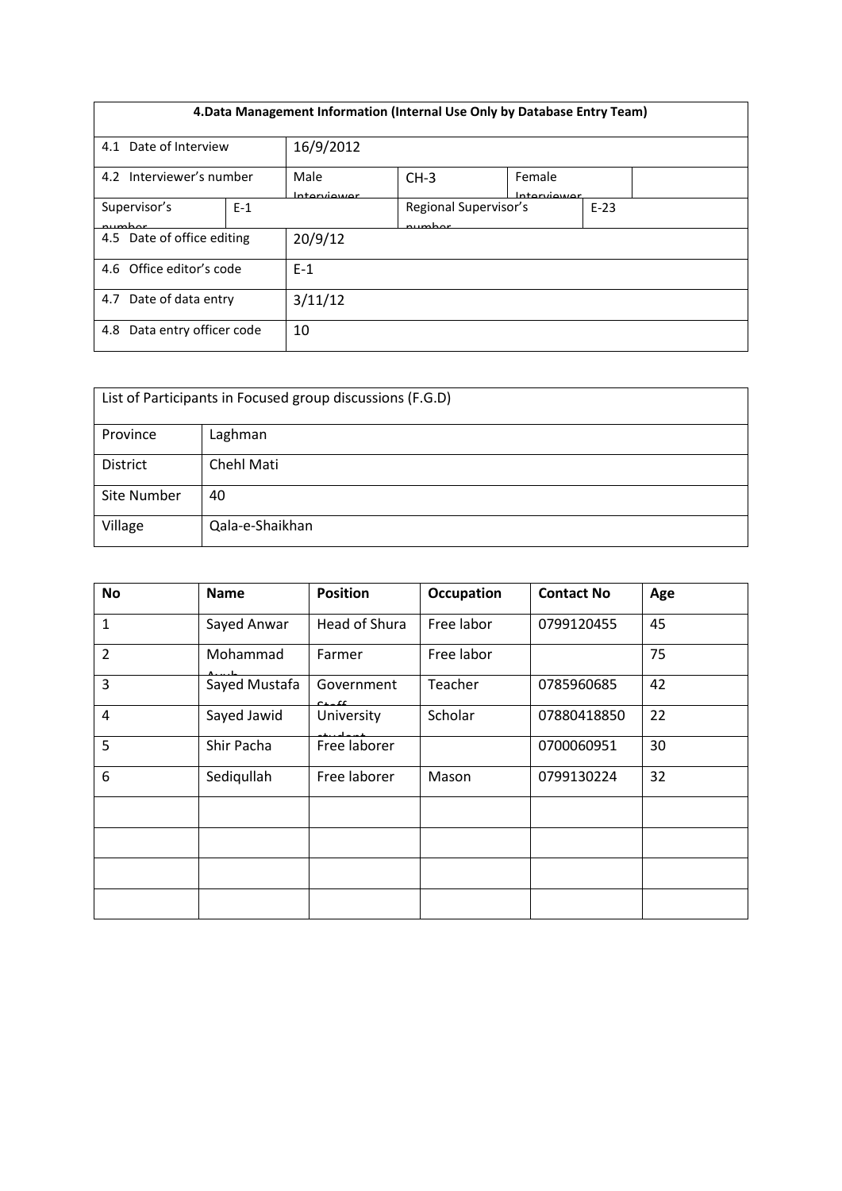| 4.Data Management Information (Internal Use Only by Database Entry Team) | | | | | |
|---|---|---|---|---|---|
| 4.1 Date of Interview | | 16/9/2012 | | | |
| 4.2 Interviewer's number | | Male Interviewer | CH-3 | Female Interviewer | |
| Supervisor's number | E-1 | | Regional Supervisor's number | | E-23 |
| 4.5 Date of office editing | | 20/9/12 | | | |
| 4.6 Office editor's code | | E-1 | | | |
| 4.7 Date of data entry | | 3/11/12 | | | |
| 4.8 Data entry officer code | | 10 | | | |

| List of Participants in Focused group discussions (F.G.D) | |
|---|---|
| Province | Laghman |
| District | Chehl Mati |
| Site Number | 40 |
| Village | Qala-e-Shaikhan |

| No | Name | Position | Occupation | Contact No | Age |
|---|---|---|---|---|---|
| 1 | Sayed Anwar | Head of Shura | Free labor | 0799120455 | 45 |
| 2 | Mohammad Ayub | Farmer | Free labor | | 75 |
| 3 | Sayed Mustafa | Government Staff | Teacher | 0785960685 | 42 |
| 4 | Sayed Jawid | University student | Scholar | 07880418850 | 22 |
| 5 | Shir Pacha | Free laborer | | 0700060951 | 30 |
| 6 | Sediqullah | Free laborer | Mason | 0799130224 | 32 |
| | | | | | |
| | | | | | |
| | | | | | |
| | | | | | |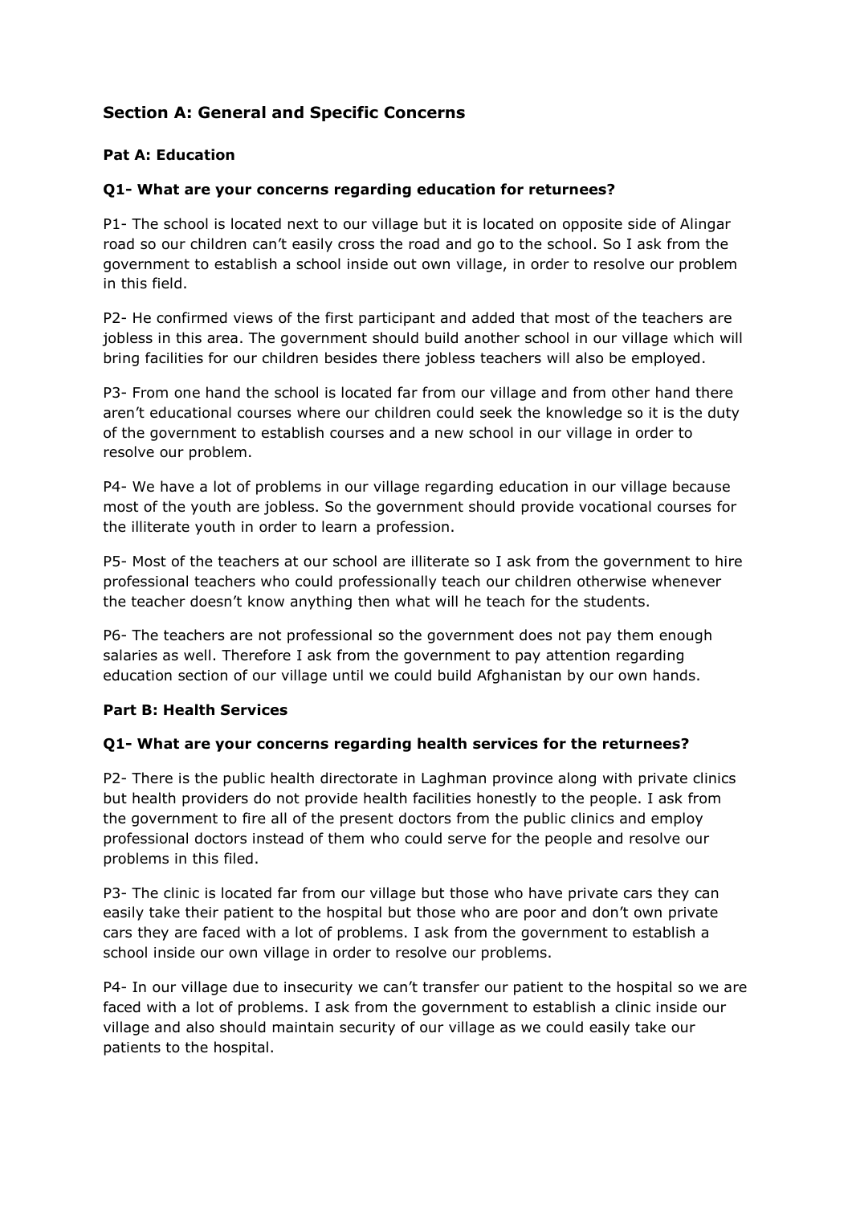## Section A: General and Specific Concerns

### Pat A: Education

**Q1- What are your concerns regarding education for returnees?**

P1- The school is located next to our village but it is located on opposite side of Alingar road so our children can't easily cross the road and go to the school. So I ask from the government to establish a school inside out own village, in order to resolve our problem in this field.

P2- He confirmed views of the first participant and added that most of the teachers are jobless in this area. The government should build another school in our village which will bring facilities for our children besides there jobless teachers will also be employed.

P3- From one hand the school is located far from our village and from other hand there aren't educational courses where our children could seek the knowledge so it is the duty of the government to establish courses and a new school in our village in order to resolve our problem.

P4- We have a lot of problems in our village regarding education in our village because most of the youth are jobless. So the government should provide vocational courses for the illiterate youth in order to learn a profession.

P5- Most of the teachers at our school are illiterate so I ask from the government to hire professional teachers who could professionally teach our children otherwise whenever the teacher doesn't know anything then what will he teach for the students.

P6- The teachers are not professional so the government does not pay them enough salaries as well. Therefore I ask from the government to pay attention regarding education section of our village until we could build Afghanistan by our own hands.

### Part B: Health Services

**Q1- What are your concerns regarding health services for the returnees?**

P2- There is the public health directorate in Laghman province along with private clinics but health providers do not provide health facilities honestly to the people. I ask from the government to fire all of the present doctors from the public clinics and employ professional doctors instead of them who could serve for the people and resolve our problems in this filed.

P3- The clinic is located far from our village but those who have private cars they can easily take their patient to the hospital but those who are poor and don't own private cars they are faced with a lot of problems. I ask from the government to establish a school inside our own village in order to resolve our problems.

P4- In our village due to insecurity we can't transfer our patient to the hospital so we are faced with a lot of problems. I ask from the government to establish a clinic inside our village and also should maintain security of our village as we could easily take our patients to the hospital.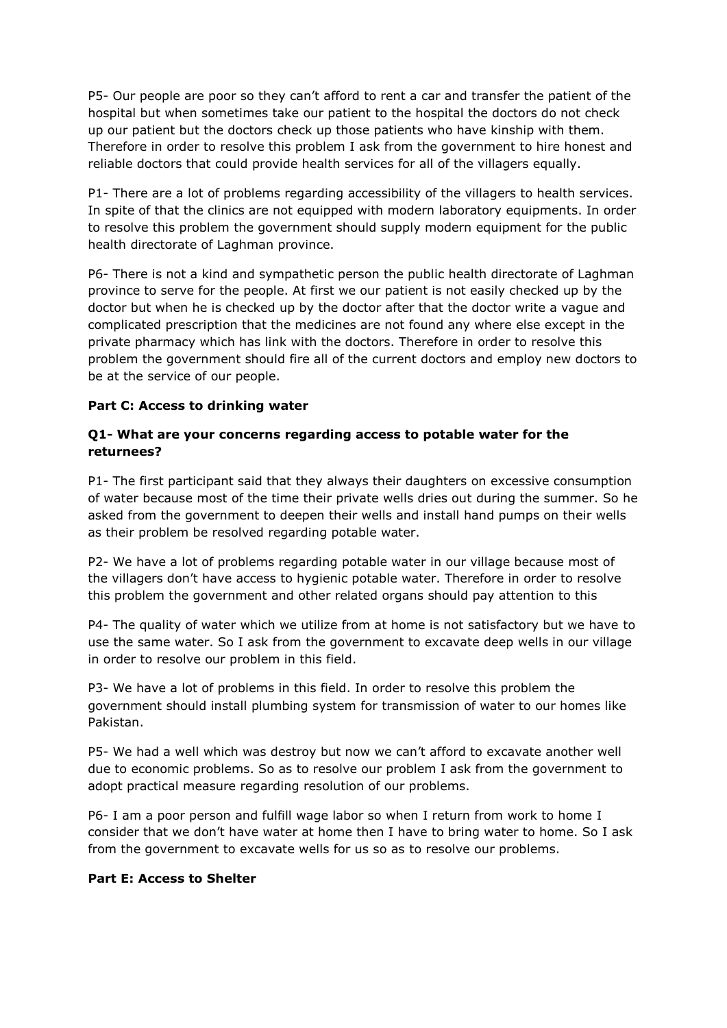P5- Our people are poor so they can't afford to rent a car and transfer the patient of the hospital but when sometimes take our patient to the hospital the doctors do not check up our patient but the doctors check up those patients who have kinship with them. Therefore in order to resolve this problem I ask from the government to hire honest and reliable doctors that could provide health services for all of the villagers equally.

P1- There are a lot of problems regarding accessibility of the villagers to health services. In spite of that the clinics are not equipped with modern laboratory equipments. In order to resolve this problem the government should supply modern equipment for the public health directorate of Laghman province.

P6- There is not a kind and sympathetic person the public health directorate of Laghman province to serve for the people. At first we our patient is not easily checked up by the doctor but when he is checked up by the doctor after that the doctor write a vague and complicated prescription that the medicines are not found any where else except in the private pharmacy which has link with the doctors. Therefore in order to resolve this problem the government should fire all of the current doctors and employ new doctors to be at the service of our people.

**Part C: Access to drinking water**

**Q1- What are your concerns regarding access to potable water for the returnees?**

P1- The first participant said that they always their daughters on excessive consumption of water because most of the time their private wells dries out during the summer. So he asked from the government to deepen their wells and install hand pumps on their wells as their problem be resolved regarding potable water.

P2- We have a lot of problems regarding potable water in our village because most of the villagers don't have access to hygienic potable water. Therefore in order to resolve this problem the government and other related organs should pay attention to this

P4- The quality of water which we utilize from at home is not satisfactory but we have to use the same water. So I ask from the government to excavate deep wells in our village in order to resolve our problem in this field.

P3- We have a lot of problems in this field. In order to resolve this problem the government should install plumbing system for transmission of water to our homes like Pakistan.

P5- We had a well which was destroy but now we can't afford to excavate another well due to economic problems. So as to resolve our problem I ask from the government to adopt practical measure regarding resolution of our problems.

P6- I am a poor person and fulfill wage labor so when I return from work to home I consider that we don't have water at home then I have to bring water to home. So I ask from the government to excavate wells for us so as to resolve our problems.

**Part E: Access to Shelter**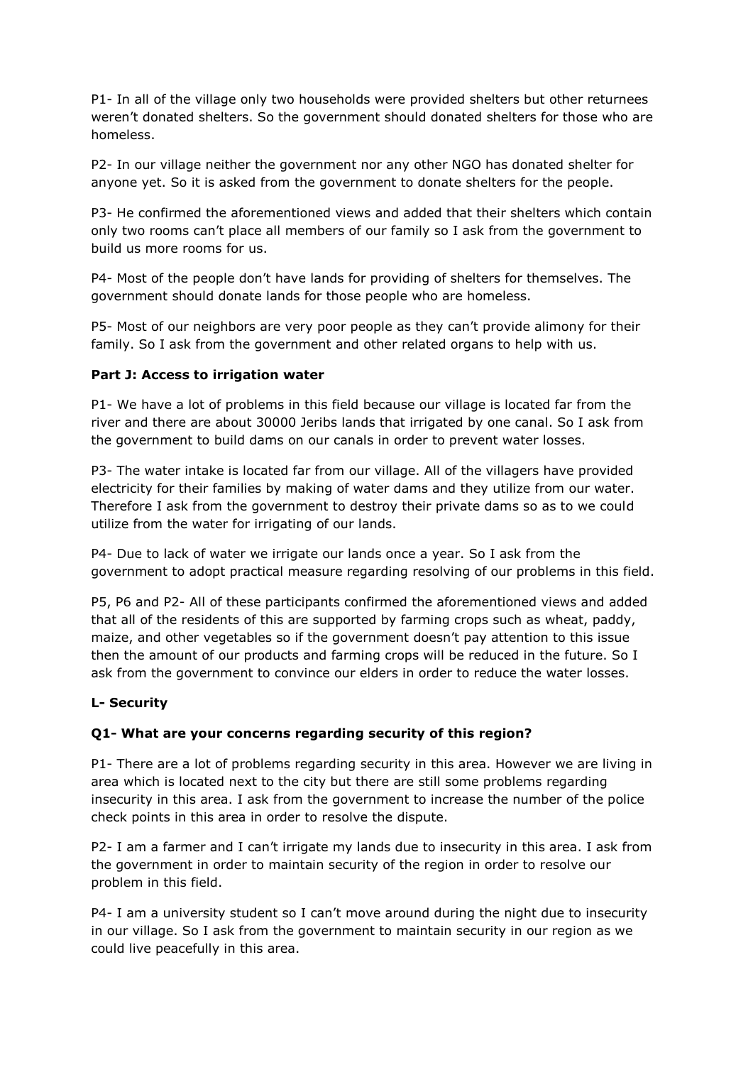P1- In all of the village only two households were provided shelters but other returnees weren't donated shelters. So the government should donated shelters for those who are homeless.

P2- In our village neither the government nor any other NGO has donated shelter for anyone yet. So it is asked from the government to donate shelters for the people.

P3- He confirmed the aforementioned views and added that their shelters which contain only two rooms can't place all members of our family so I ask from the government to build us more rooms for us.

P4- Most of the people don't have lands for providing of shelters for themselves. The government should donate lands for those people who are homeless.

P5- Most of our neighbors are very poor people as they can't provide alimony for their family. So I ask from the government and other related organs to help with us.

**Part J: Access to irrigation water**

P1- We have a lot of problems in this field because our village is located far from the river and there are about 30000 Jeribs lands that irrigated by one canal. So I ask from the government to build dams on our canals in order to prevent water losses.

P3- The water intake is located far from our village. All of the villagers have provided electricity for their families by making of water dams and they utilize from our water. Therefore I ask from the government to destroy their private dams so as to we could utilize from the water for irrigating of our lands.

P4- Due to lack of water we irrigate our lands once a year. So I ask from the government to adopt practical measure regarding resolving of our problems in this field.

P5, P6 and P2- All of these participants confirmed the aforementioned views and added that all of the residents of this are supported by farming crops such as wheat, paddy, maize, and other vegetables so if the government doesn't pay attention to this issue then the amount of our products and farming crops will be reduced in the future. So I ask from the government to convince our elders in order to reduce the water losses.

**L- Security**

**Q1- What are your concerns regarding security of this region?**

P1- There are a lot of problems regarding security in this area. However we are living in area which is located next to the city but there are still some problems regarding insecurity in this area. I ask from the government to increase the number of the police check points in this area in order to resolve the dispute.

P2- I am a farmer and I can't irrigate my lands due to insecurity in this area. I ask from the government in order to maintain security of the region in order to resolve our problem in this field.

P4- I am a university student so I can't move around during the night due to insecurity in our village. So I ask from the government to maintain security in our region as we could live peacefully in this area.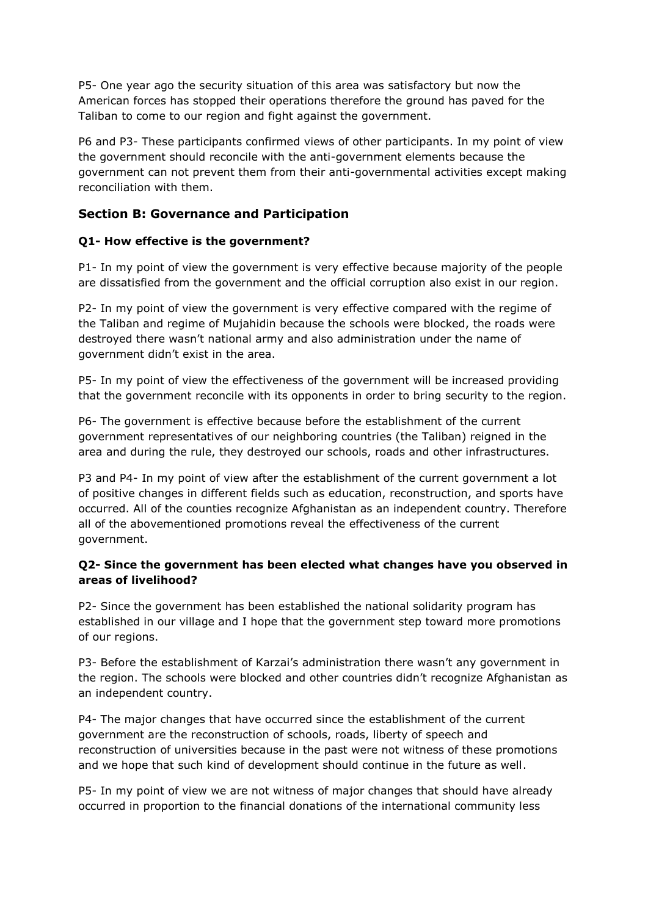P5- One year ago the security situation of this area was satisfactory but now the American forces has stopped their operations therefore the ground has paved for the Taliban to come to our region and fight against the government.

P6 and P3- These participants confirmed views of other participants. In my point of view the government should reconcile with the anti-government elements because the government can not prevent them from their anti-governmental activities except making reconciliation with them.

## Section B: Governance and Participation

### Q1- How effective is the government?

P1- In my point of view the government is very effective because majority of the people are dissatisfied from the government and the official corruption also exist in our region.

P2- In my point of view the government is very effective compared with the regime of the Taliban and regime of Mujahidin because the schools were blocked, the roads were destroyed there wasn't national army and also administration under the name of government didn't exist in the area.

P5- In my point of view the effectiveness of the government will be increased providing that the government reconcile with its opponents in order to bring security to the region.

P6- The government is effective because before the establishment of the current government representatives of our neighboring countries (the Taliban) reigned in the area and during the rule, they destroyed our schools, roads and other infrastructures.

P3 and P4- In my point of view after the establishment of the current government a lot of positive changes in different fields such as education, reconstruction, and sports have occurred. All of the counties recognize Afghanistan as an independent country. Therefore all of the abovementioned promotions reveal the effectiveness of the current government.

### Q2- Since the government has been elected what changes have you observed in areas of livelihood?

P2- Since the government has been established the national solidarity program has established in our village and I hope that the government step toward more promotions of our regions.

P3- Before the establishment of Karzai's administration there wasn't any government in the region. The schools were blocked and other countries didn't recognize Afghanistan as an independent country.

P4- The major changes that have occurred since the establishment of the current government are the reconstruction of schools, roads, liberty of speech and reconstruction of universities because in the past were not witness of these promotions and we hope that such kind of development should continue in the future as well.

P5- In my point of view we are not witness of major changes that should have already occurred in proportion to the financial donations of the international community less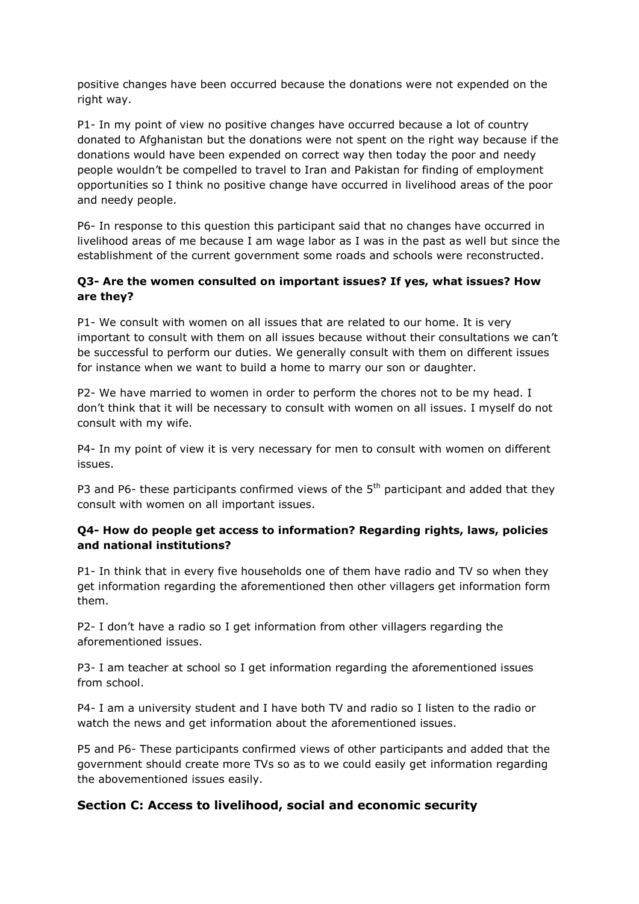positive changes have been occurred because the donations were not expended on the right way.

P1- In my point of view no positive changes have occurred because a lot of country donated to Afghanistan but the donations were not spent on the right way because if the donations would have been expended on correct way then today the poor and needy people wouldn't be compelled to travel to Iran and Pakistan for finding of employment opportunities so I think no positive change have occurred in livelihood areas of the poor and needy people.

P6- In response to this question this participant said that no changes have occurred in livelihood areas of me because I am wage labor as I was in the past as well but since the establishment of the current government some roads and schools were reconstructed.

### Q3- Are the women consulted on important issues? If yes, what issues? How are they?

P1- We consult with women on all issues that are related to our home. It is very important to consult with them on all issues because without their consultations we can't be successful to perform our duties. We generally consult with them on different issues for instance when we want to build a home to marry our son or daughter.

P2- We have married to women in order to perform the chores not to be my head. I don't think that it will be necessary to consult with women on all issues. I myself do not consult with my wife.

P4- In my point of view it is very necessary for men to consult with women on different issues.

P3 and P6- these participants confirmed views of the 5th participant and added that they consult with women on all important issues.

### Q4- How do people get access to information? Regarding rights, laws, policies and national institutions?

P1- In think that in every five households one of them have radio and TV so when they get information regarding the aforementioned then other villagers get information form them.

P2- I don't have a radio so I get information from other villagers regarding the aforementioned issues.

P3- I am teacher at school so I get information regarding the aforementioned issues from school.

P4- I am a university student and I have both TV and radio so I listen to the radio or watch the news and get information about the aforementioned issues.

P5 and P6- These participants confirmed views of other participants and added that the government should create more TVs so as to we could easily get information regarding the abovementioned issues easily.

## Section C: Access to livelihood, social and economic security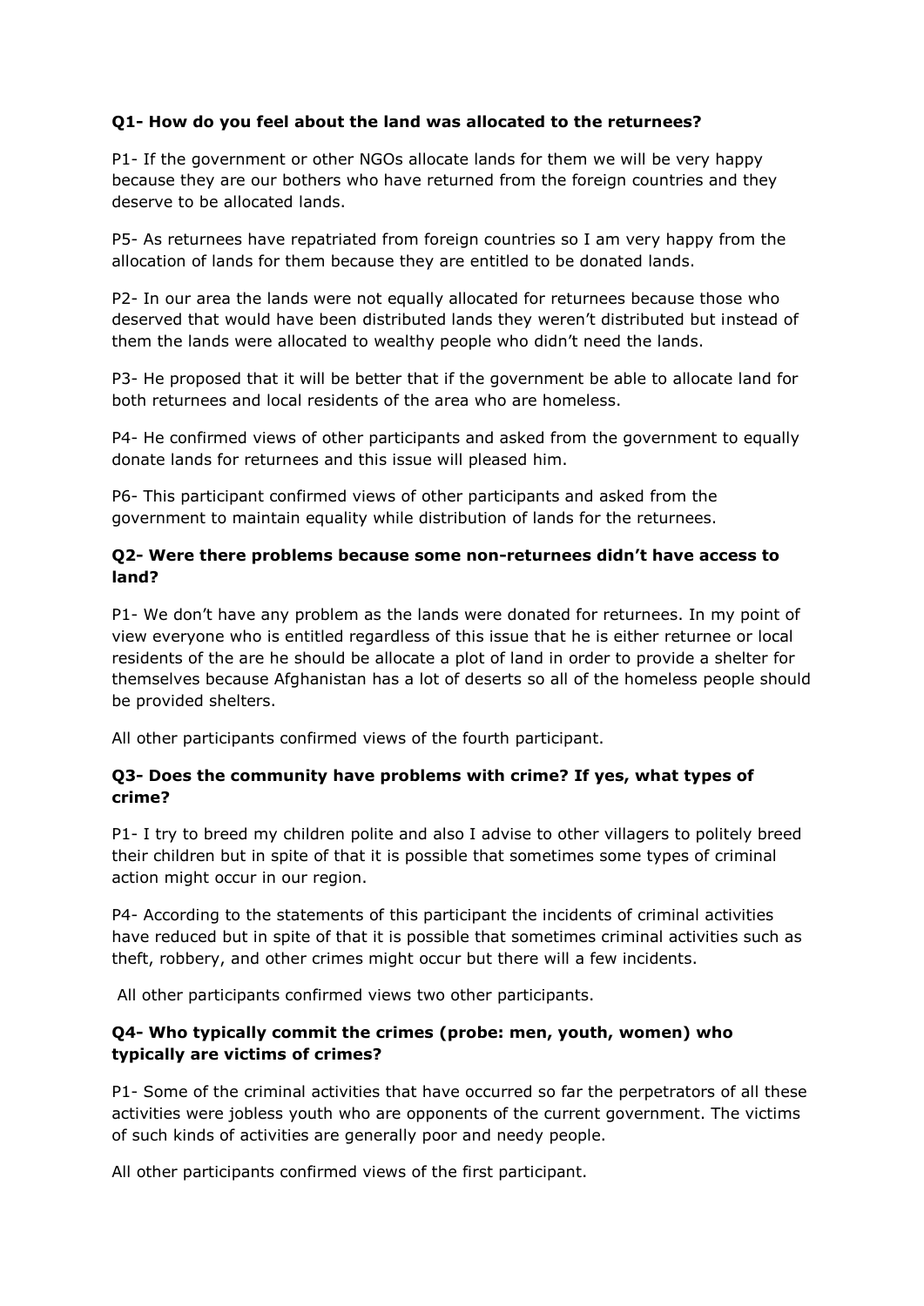**Q1- How do you feel about the land was allocated to the returnees?**

P1- If the government or other NGOs allocate lands for them we will be very happy because they are our bothers who have returned from the foreign countries and they deserve to be allocated lands.

P5- As returnees have repatriated from foreign countries so I am very happy from the allocation of lands for them because they are entitled to be donated lands.

P2- In our area the lands were not equally allocated for returnees because those who deserved that would have been distributed lands they weren't distributed but instead of them the lands were allocated to wealthy people who didn't need the lands.

P3- He proposed that it will be better that if the government be able to allocate land for both returnees and local residents of the area who are homeless.

P4- He confirmed views of other participants and asked from the government to equally donate lands for returnees and this issue will pleased him.

P6- This participant confirmed views of other participants and asked from the government to maintain equality while distribution of lands for the returnees.

**Q2- Were there problems because some non-returnees didn't have access to land?**

P1- We don't have any problem as the lands were donated for returnees. In my point of view everyone who is entitled regardless of this issue that he is either returnee or local residents of the are he should be allocate a plot of land in order to provide a shelter for themselves because Afghanistan has a lot of deserts so all of the homeless people should be provided shelters.

All other participants confirmed views of the fourth participant.

**Q3- Does the community have problems with crime? If yes, what types of crime?**

P1- I try to breed my children polite and also I advise to other villagers to politely breed their children but in spite of that it is possible that sometimes some types of criminal action might occur in our region.

P4- According to the statements of this participant the incidents of criminal activities have reduced but in spite of that it is possible that sometimes criminal activities such as theft, robbery, and other crimes might occur but there will a few incidents.

All other participants confirmed views two other participants.

**Q4- Who typically commit the crimes (probe: men, youth, women) who typically are victims of crimes?**

P1- Some of the criminal activities that have occurred so far the perpetrators of all these activities were jobless youth who are opponents of the current government. The victims of such kinds of activities are generally poor and needy people.

All other participants confirmed views of the first participant.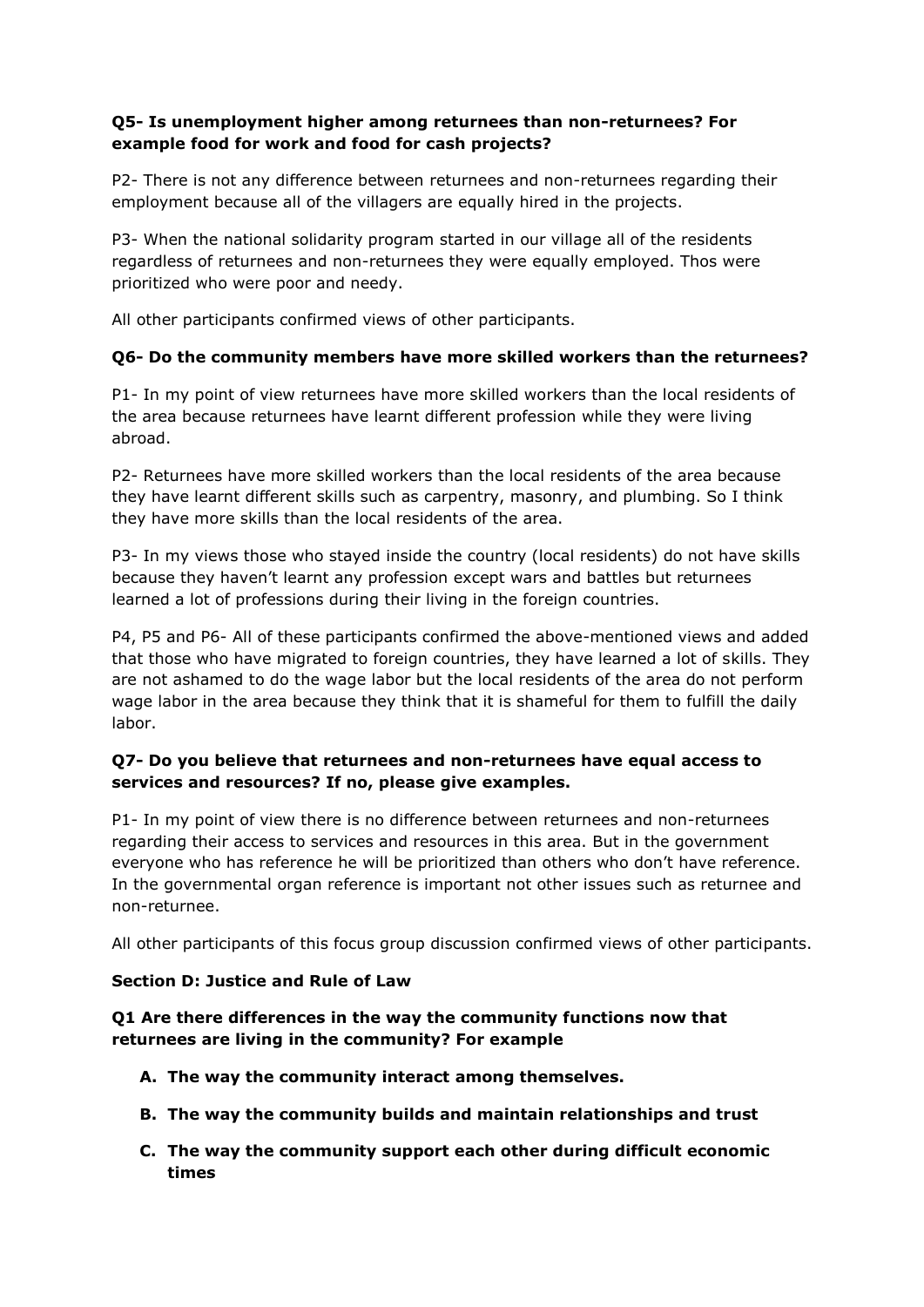**Q5- Is unemployment higher among returnees than non-returnees? For example food for work and food for cash projects?**

P2- There is not any difference between returnees and non-returnees regarding their employment because all of the villagers are equally hired in the projects.

P3- When the national solidarity program started in our village all of the residents regardless of returnees and non-returnees they were equally employed. Thos were prioritized who were poor and needy.

All other participants confirmed views of other participants.

**Q6- Do the community members have more skilled workers than the returnees?**

P1- In my point of view returnees have more skilled workers than the local residents of the area because returnees have learnt different profession while they were living abroad.

P2- Returnees have more skilled workers than the local residents of the area because they have learnt different skills such as carpentry, masonry, and plumbing. So I think they have more skills than the local residents of the area.

P3- In my views those who stayed inside the country (local residents) do not have skills because they haven't learnt any profession except wars and battles but returnees learned a lot of professions during their living in the foreign countries.

P4, P5 and P6- All of these participants confirmed the above-mentioned views and added that those who have migrated to foreign countries, they have learned a lot of skills. They are not ashamed to do the wage labor but the local residents of the area do not perform wage labor in the area because they think that it is shameful for them to fulfill the daily labor.

**Q7- Do you believe that returnees and non-returnees have equal access to services and resources? If no, please give examples.**

P1- In my point of view there is no difference between returnees and non-returnees regarding their access to services and resources in this area. But in the government everyone who has reference he will be prioritized than others who don't have reference. In the governmental organ reference is important not other issues such as returnee and non-returnee.

All other participants of this focus group discussion confirmed views of other participants.

**Section D: Justice and Rule of Law**

**Q1 Are there differences in the way the community functions now that returnees are living in the community? For example**

- **A. The way the community interact among themselves.**
- **B. The way the community builds and maintain relationships and trust**
- **C. The way the community support each other during difficult economic times**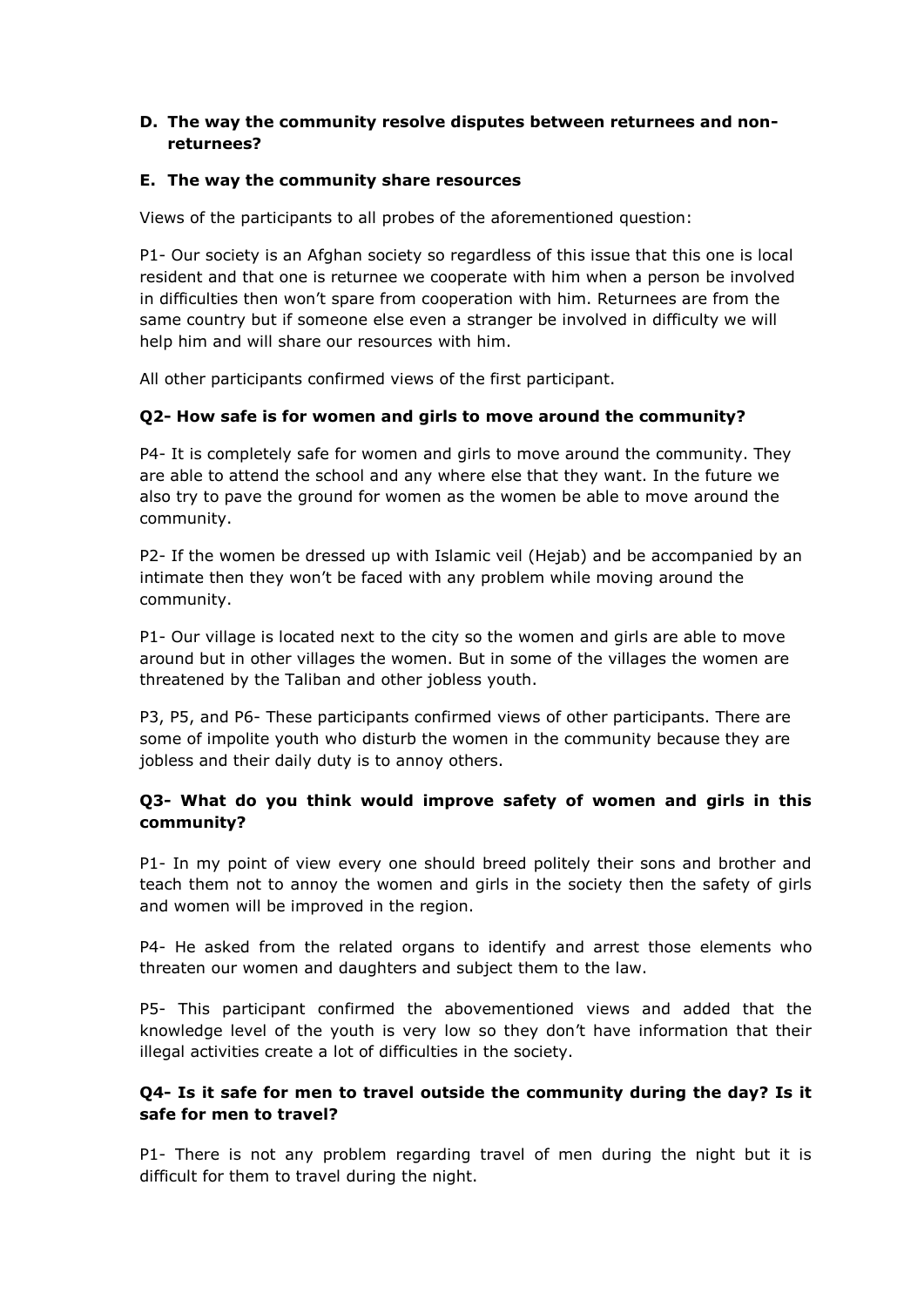**D. The way the community resolve disputes between returnees and non-returnees?**

**E. The way the community share resources**

Views of the participants to all probes of the aforementioned question:

P1- Our society is an Afghan society so regardless of this issue that this one is local resident and that one is returnee we cooperate with him when a person be involved in difficulties then won't spare from cooperation with him. Returnees are from the same country but if someone else even a stranger be involved in difficulty we will help him and will share our resources with him.

All other participants confirmed views of the first participant.

### Q2- How safe is for women and girls to move around the community?

P4- It is completely safe for women and girls to move around the community. They are able to attend the school and any where else that they want. In the future we also try to pave the ground for women as the women be able to move around the community.

P2- If the women be dressed up with Islamic veil (Hejab) and be accompanied by an intimate then they won't be faced with any problem while moving around the community.

P1- Our village is located next to the city so the women and girls are able to move around but in other villages the women. But in some of the villages the women are threatened by the Taliban and other jobless youth.

P3, P5, and P6- These participants confirmed views of other participants. There are some of impolite youth who disturb the women in the community because they are jobless and their daily duty is to annoy others.

### Q3- What do you think would improve safety of women and girls in this community?

P1- In my point of view every one should breed politely their sons and brother and teach them not to annoy the women and girls in the society then the safety of girls and women will be improved in the region.

P4- He asked from the related organs to identify and arrest those elements who threaten our women and daughters and subject them to the law.

P5- This participant confirmed the abovementioned views and added that the knowledge level of the youth is very low so they don't have information that their illegal activities create a lot of difficulties in the society.

### Q4- Is it safe for men to travel outside the community during the day? Is it safe for men to travel?

P1- There is not any problem regarding travel of men during the night but it is difficult for them to travel during the night.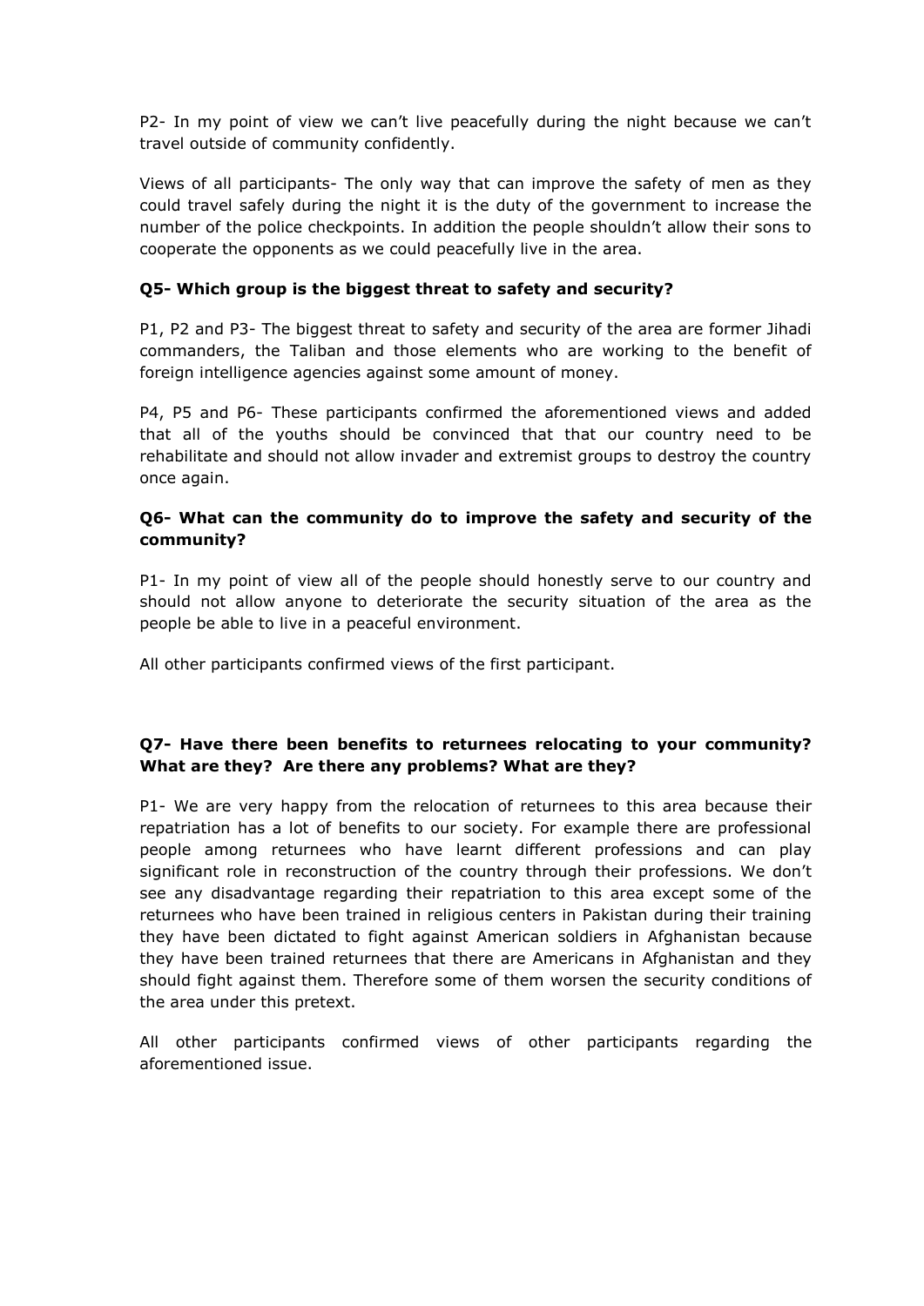P2- In my point of view we can't live peacefully during the night because we can't travel outside of community confidently.

Views of all participants- The only way that can improve the safety of men as they could travel safely during the night it is the duty of the government to increase the number of the police checkpoints. In addition the people shouldn't allow their sons to cooperate the opponents as we could peacefully live in the area.

**Q5- Which group is the biggest threat to safety and security?**

P1, P2 and P3- The biggest threat to safety and security of the area are former Jihadi commanders, the Taliban and those elements who are working to the benefit of foreign intelligence agencies against some amount of money.

P4, P5 and P6- These participants confirmed the aforementioned views and added that all of the youths should be convinced that that our country need to be rehabilitate and should not allow invader and extremist groups to destroy the country once again.

**Q6- What can the community do to improve the safety and security of the community?**

P1- In my point of view all of the people should honestly serve to our country and should not allow anyone to deteriorate the security situation of the area as the people be able to live in a peaceful environment.

All other participants confirmed views of the first participant.

**Q7- Have there been benefits to returnees relocating to your community? What are they? Are there any problems? What are they?**

P1- We are very happy from the relocation of returnees to this area because their repatriation has a lot of benefits to our society. For example there are professional people among returnees who have learnt different professions and can play significant role in reconstruction of the country through their professions. We don't see any disadvantage regarding their repatriation to this area except some of the returnees who have been trained in religious centers in Pakistan during their training they have been dictated to fight against American soldiers in Afghanistan because they have been trained returnees that there are Americans in Afghanistan and they should fight against them. Therefore some of them worsen the security conditions of the area under this pretext.

All other participants confirmed views of other participants regarding the aforementioned issue.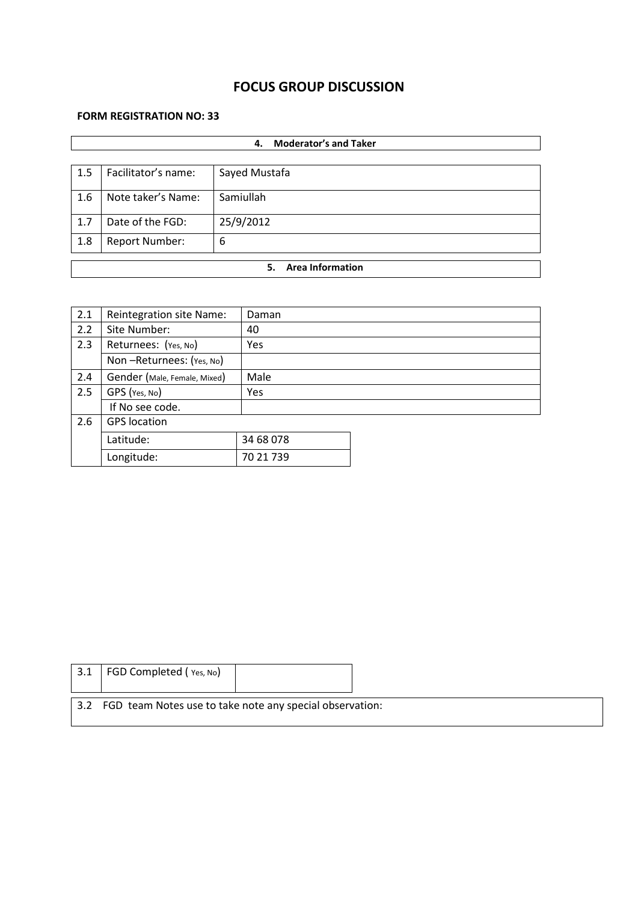# FOCUS GROUP DISCUSSION

**FORM REGISTRATION NO: 33**

| **4. Moderator's and Taker** | | |
|---|---|---|
| 1.5 | Facilitator's name: | Sayed Mustafa |
| 1.6 | Note taker's Name: | Samiullah |
| 1.7 | Date of the FGD: | 25/9/2012 |
| 1.8 | Report Number: | 6 |

**5. Area Information**

| | | |
|---|---|---|
| 2.1 | Reintegration site Name: | Daman |
| 2.2 | Site Number: | 40 |
| 2.3 | Returnees: (Yes, No) | Yes |
| | Non –Returnees: (Yes, No) | |
| 2.4 | Gender (Male, Female, Mixed) | Male |
| 2.5 | GPS (Yes, No) | Yes |
| | If No see code. | |
| 2.6 | GPS location | |
| | Latitude: | 34 68 078 |
| | Longitude: | 70 21 739 |

| | | |
|---|---|---|
| 3.1 | FGD Completed ( Yes, No) | |

3.2 FGD team Notes use to take note any special observation: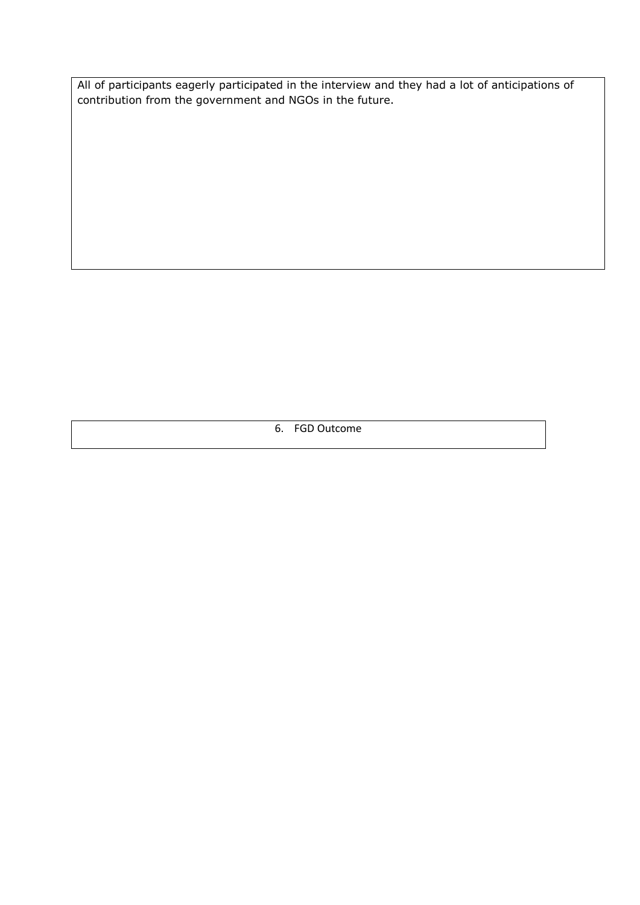All of participants eagerly participated in the interview and they had a lot of anticipations of contribution from the government and NGOs in the future.

## 6. FGD Outcome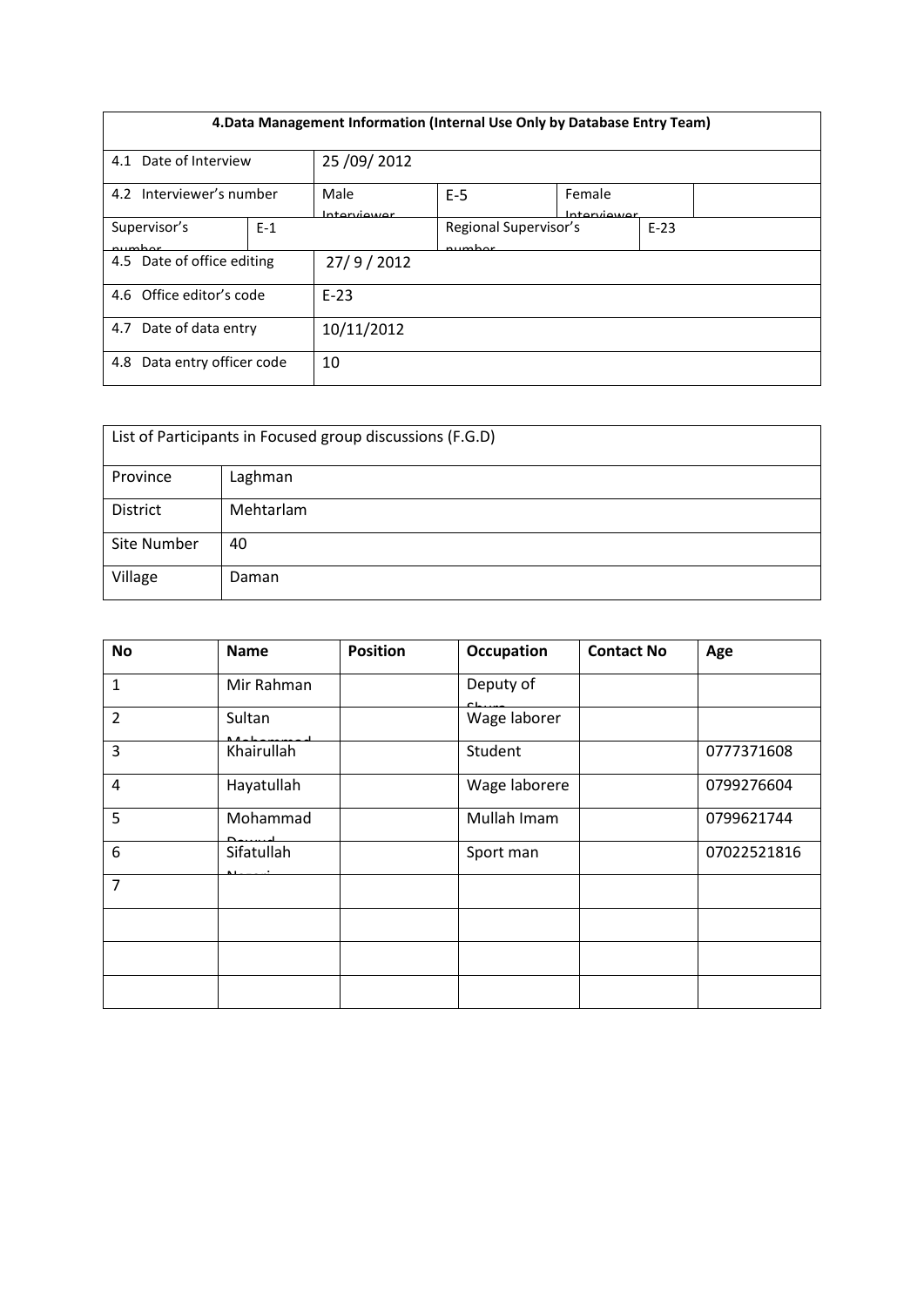| 4.Data Management Information (Internal Use Only by Database Entry Team) | | | | | |
|---|---|---|---|---|---|
| 4.1 Date of Interview | | 25 /09/ 2012 | | | |
| 4.2 Interviewer's number | | Male Interviewer | E-5 | Female Interviewer | |
| Supervisor's number | E-1 | | Regional Supervisor's number | | E-23 |
| 4.5 Date of office editing | | 27/ 9 / 2012 | | | |
| 4.6 Office editor's code | | E-23 | | | |
| 4.7 Date of data entry | | 10/11/2012 | | | |
| 4.8 Data entry officer code | | 10 | | | |

| List of Participants in Focused group discussions (F.G.D) | |
|---|---|
| Province | Laghman |
| District | Mehtarlam |
| Site Number | 40 |
| Village | Daman |

| No | Name | Position | Occupation | Contact No | Age |
|---|---|---|---|---|---|
| 1 | Mir Rahman | | Deputy of Shura | | |
| 2 | Sultan Mohammad | | Wage laborer | | |
| 3 | Khairullah | | Student | | 0777371608 |
| 4 | Hayatullah | | Wage laborere | | 0799276604 |
| 5 | Mohammad Dawud | | Mullah Imam | | 0799621744 |
| 6 | Sifatullah Naseri | | Sport man | | 07022521816 |
| 7 | | | | | |
| | | | | | |
| | | | | | |
| | | | | | |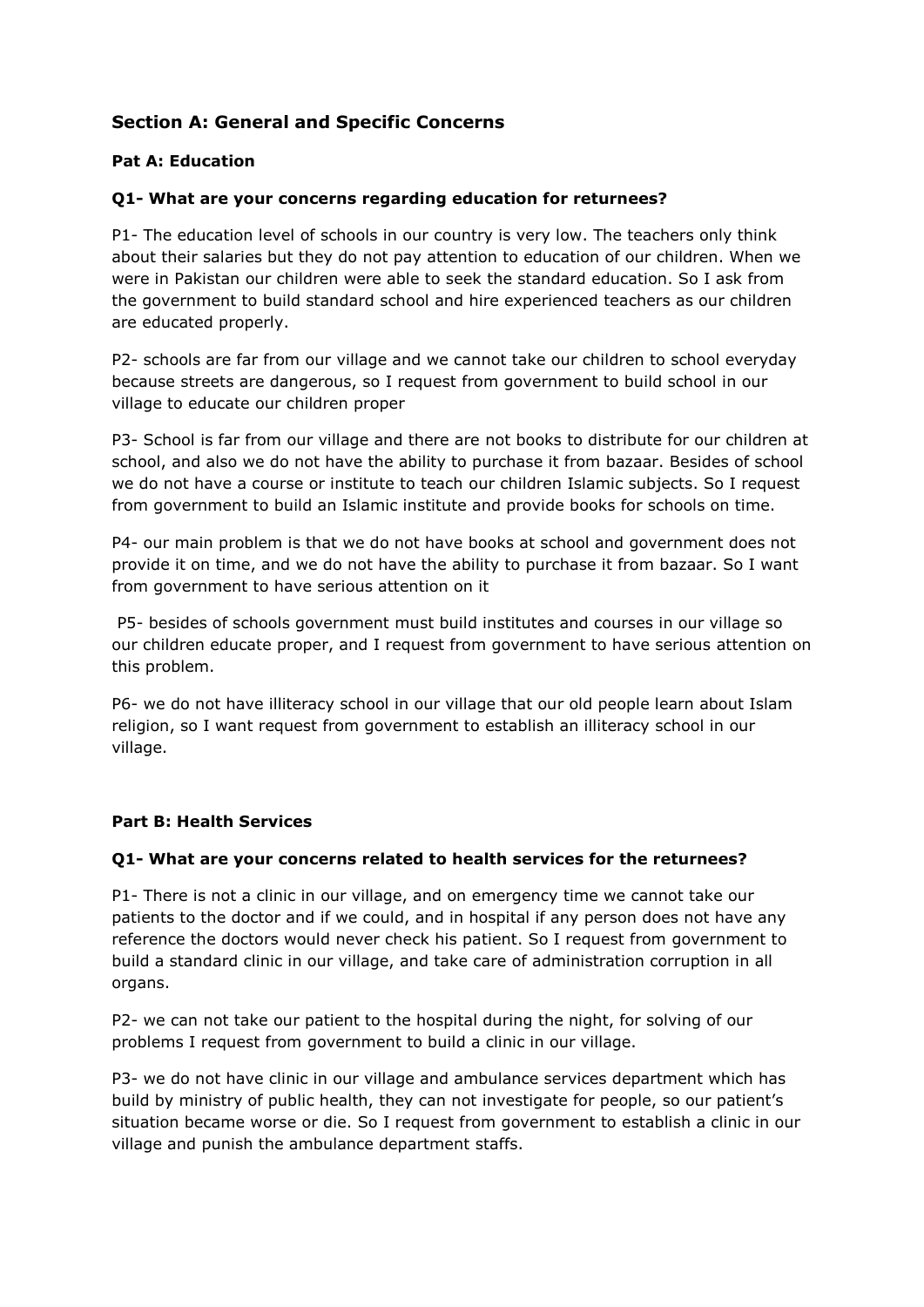## Section A: General and Specific Concerns

### Pat A: Education

#### Q1- What are your concerns regarding education for returnees?

P1- The education level of schools in our country is very low. The teachers only think about their salaries but they do not pay attention to education of our children. When we were in Pakistan our children were able to seek the standard education. So I ask from the government to build standard school and hire experienced teachers as our children are educated properly.

P2- schools are far from our village and we cannot take our children to school everyday because streets are dangerous, so I request from government to build school in our village to educate our children proper

P3- School is far from our village and there are not books to distribute for our children at school, and also we do not have the ability to purchase it from bazaar. Besides of school we do not have a course or institute to teach our children Islamic subjects. So I request from government to build an Islamic institute and provide books for schools on time.

P4- our main problem is that we do not have books at school and government does not provide it on time, and we do not have the ability to purchase it from bazaar. So I want from government to have serious attention on it

P5- besides of schools government must build institutes and courses in our village so our children educate proper, and I request from government to have serious attention on this problem.

P6- we do not have illiteracy school in our village that our old people learn about Islam religion, so I want request from government to establish an illiteracy school in our village.

### Part B: Health Services

#### Q1- What are your concerns related to health services for the returnees?

P1- There is not a clinic in our village, and on emergency time we cannot take our patients to the doctor and if we could, and in hospital if any person does not have any reference the doctors would never check his patient. So I request from government to build a standard clinic in our village, and take care of administration corruption in all organs.

P2- we can not take our patient to the hospital during the night, for solving of our problems I request from government to build a clinic in our village.

P3- we do not have clinic in our village and ambulance services department which has build by ministry of public health, they can not investigate for people, so our patient's situation became worse or die. So I request from government to establish a clinic in our village and punish the ambulance department staffs.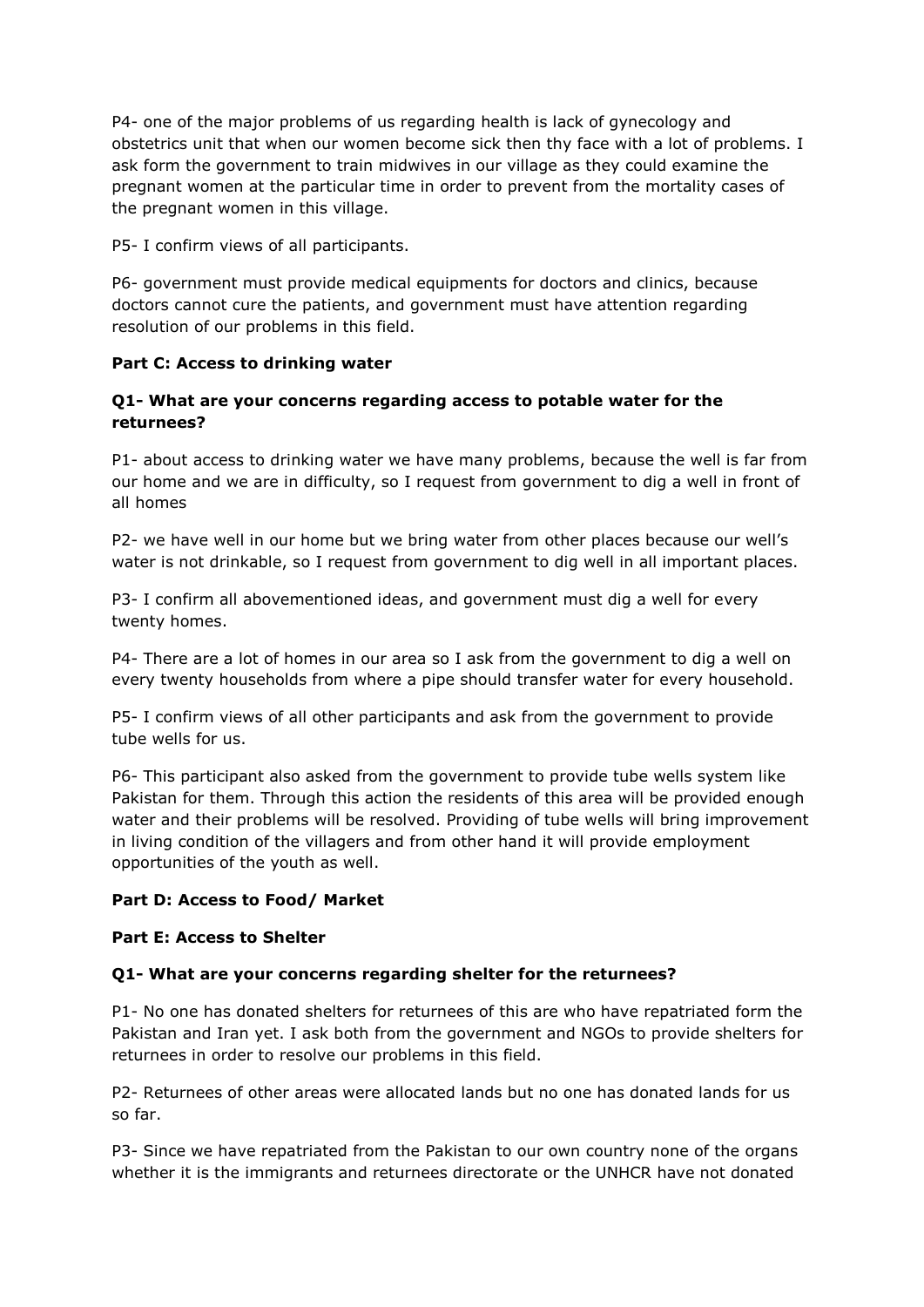P4- one of the major problems of us regarding health is lack of gynecology and obstetrics unit that when our women become sick then thy face with a lot of problems. I ask form the government to train midwives in our village as they could examine the pregnant women at the particular time in order to prevent from the mortality cases of the pregnant women in this village.

P5- I confirm views of all participants.

P6- government must provide medical equipments for doctors and clinics, because doctors cannot cure the patients, and government must have attention regarding resolution of our problems in this field.

**Part C: Access to drinking water**

**Q1- What are your concerns regarding access to potable water for the returnees?**

P1- about access to drinking water we have many problems, because the well is far from our home and we are in difficulty, so I request from government to dig a well in front of all homes

P2- we have well in our home but we bring water from other places because our well's water is not drinkable, so I request from government to dig well in all important places.

P3- I confirm all abovementioned ideas, and government must dig a well for every twenty homes.

P4- There are a lot of homes in our area so I ask from the government to dig a well on every twenty households from where a pipe should transfer water for every household.

P5- I confirm views of all other participants and ask from the government to provide tube wells for us.

P6- This participant also asked from the government to provide tube wells system like Pakistan for them. Through this action the residents of this area will be provided enough water and their problems will be resolved. Providing of tube wells will bring improvement in living condition of the villagers and from other hand it will provide employment opportunities of the youth as well.

**Part D: Access to Food/ Market**

**Part E: Access to Shelter**

**Q1- What are your concerns regarding shelter for the returnees?**

P1- No one has donated shelters for returnees of this are who have repatriated form the Pakistan and Iran yet. I ask both from the government and NGOs to provide shelters for returnees in order to resolve our problems in this field.

P2- Returnees of other areas were allocated lands but no one has donated lands for us so far.

P3- Since we have repatriated from the Pakistan to our own country none of the organs whether it is the immigrants and returnees directorate or the UNHCR have not donated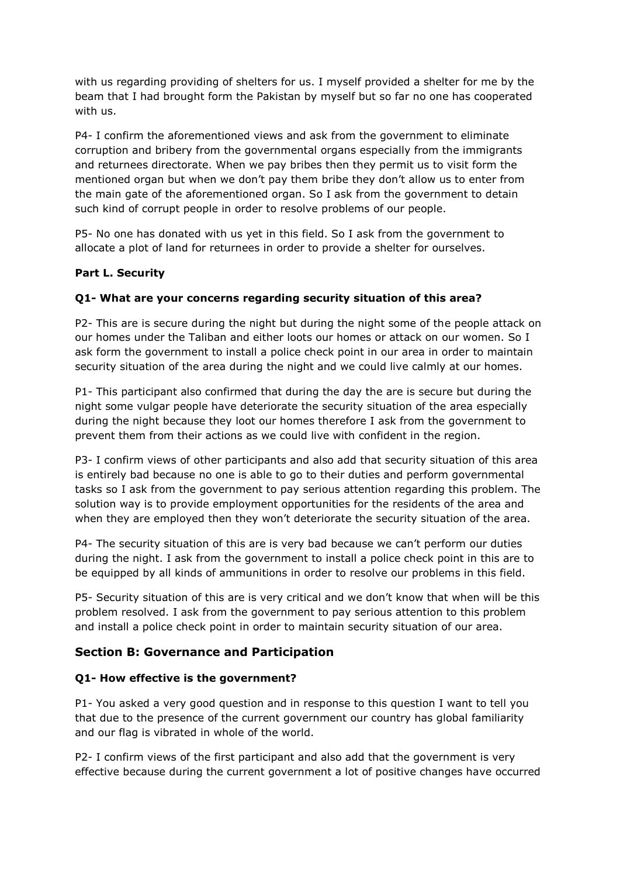with us regarding providing of shelters for us. I myself provided a shelter for me by the beam that I had brought form the Pakistan by myself but so far no one has cooperated with us.

P4- I confirm the aforementioned views and ask from the government to eliminate corruption and bribery from the governmental organs especially from the immigrants and returnees directorate. When we pay bribes then they permit us to visit form the mentioned organ but when we don't pay them bribe they don't allow us to enter from the main gate of the aforementioned organ. So I ask from the government to detain such kind of corrupt people in order to resolve problems of our people.

P5- No one has donated with us yet in this field. So I ask from the government to allocate a plot of land for returnees in order to provide a shelter for ourselves.

**Part L. Security**

**Q1- What are your concerns regarding security situation of this area?**

P2- This are is secure during the night but during the night some of the people attack on our homes under the Taliban and either loots our homes or attack on our women. So I ask form the government to install a police check point in our area in order to maintain security situation of the area during the night and we could live calmly at our homes.

P1- This participant also confirmed that during the day the are is secure but during the night some vulgar people have deteriorate the security situation of the area especially during the night because they loot our homes therefore I ask from the government to prevent them from their actions as we could live with confident in the region.

P3- I confirm views of other participants and also add that security situation of this area is entirely bad because no one is able to go to their duties and perform governmental tasks so I ask from the government to pay serious attention regarding this problem. The solution way is to provide employment opportunities for the residents of the area and when they are employed then they won't deteriorate the security situation of the area.

P4- The security situation of this are is very bad because we can't perform our duties during the night. I ask from the government to install a police check point in this are to be equipped by all kinds of ammunitions in order to resolve our problems in this field.

P5- Security situation of this are is very critical and we don't know that when will be this problem resolved. I ask from the government to pay serious attention to this problem and install a police check point in order to maintain security situation of our area.

## Section B: Governance and Participation

**Q1- How effective is the government?**

P1- You asked a very good question and in response to this question I want to tell you that due to the presence of the current government our country has global familiarity and our flag is vibrated in whole of the world.

P2- I confirm views of the first participant and also add that the government is very effective because during the current government a lot of positive changes have occurred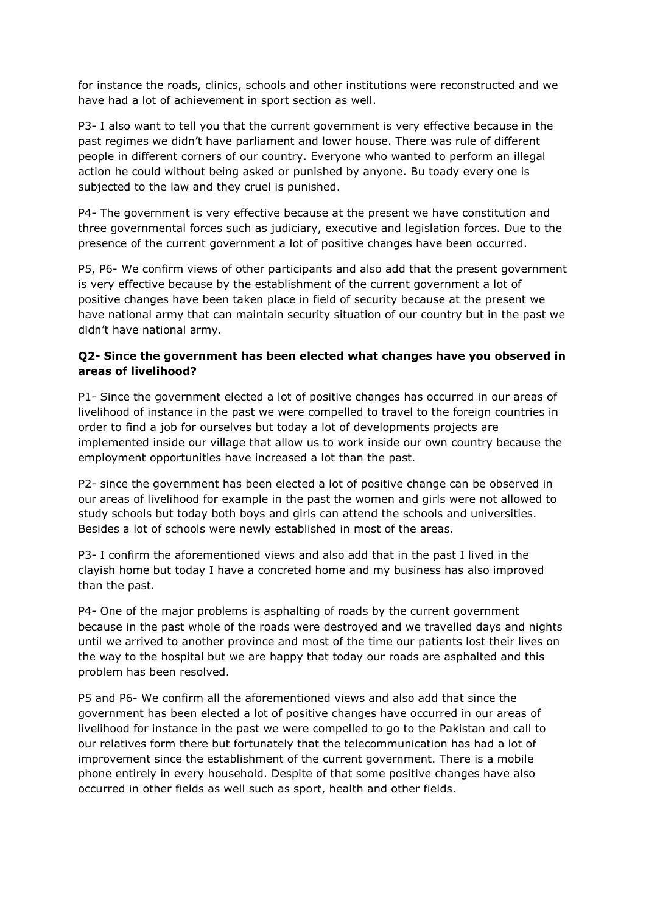for instance the roads, clinics, schools and other institutions were reconstructed and we have had a lot of achievement in sport section as well.

P3- I also want to tell you that the current government is very effective because in the past regimes we didn't have parliament and lower house. There was rule of different people in different corners of our country. Everyone who wanted to perform an illegal action he could without being asked or punished by anyone. Bu toady every one is subjected to the law and they cruel is punished.

P4- The government is very effective because at the present we have constitution and three governmental forces such as judiciary, executive and legislation forces. Due to the presence of the current government a lot of positive changes have been occurred.

P5, P6- We confirm views of other participants and also add that the present government is very effective because by the establishment of the current government a lot of positive changes have been taken place in field of security because at the present we have national army that can maintain security situation of our country but in the past we didn't have national army.

**Q2- Since the government has been elected what changes have you observed in areas of livelihood?**

P1- Since the government elected a lot of positive changes has occurred in our areas of livelihood of instance in the past we were compelled to travel to the foreign countries in order to find a job for ourselves but today a lot of developments projects are implemented inside our village that allow us to work inside our own country because the employment opportunities have increased a lot than the past.

P2- since the government has been elected a lot of positive change can be observed in our areas of livelihood for example in the past the women and girls were not allowed to study schools but today both boys and girls can attend the schools and universities. Besides a lot of schools were newly established in most of the areas.

P3- I confirm the aforementioned views and also add that in the past I lived in the clayish home but today I have a concreted home and my business has also improved than the past.

P4- One of the major problems is asphalting of roads by the current government because in the past whole of the roads were destroyed and we travelled days and nights until we arrived to another province and most of the time our patients lost their lives on the way to the hospital but we are happy that today our roads are asphalted and this problem has been resolved.

P5 and P6- We confirm all the aforementioned views and also add that since the government has been elected a lot of positive changes have occurred in our areas of livelihood for instance in the past we were compelled to go to the Pakistan and call to our relatives form there but fortunately that the telecommunication has had a lot of improvement since the establishment of the current government. There is a mobile phone entirely in every household. Despite of that some positive changes have also occurred in other fields as well such as sport, health and other fields.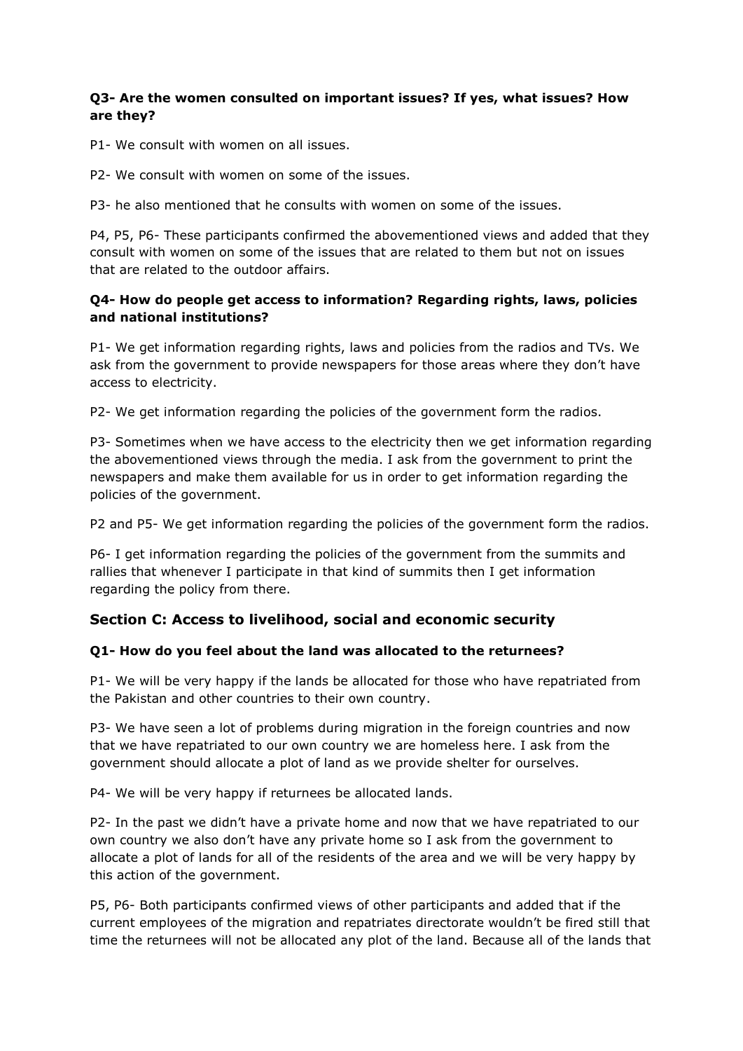**Q3- Are the women consulted on important issues? If yes, what issues? How are they?**

P1- We consult with women on all issues.

P2- We consult with women on some of the issues.

P3- he also mentioned that he consults with women on some of the issues.

P4, P5, P6- These participants confirmed the abovementioned views and added that they consult with women on some of the issues that are related to them but not on issues that are related to the outdoor affairs.

**Q4- How do people get access to information? Regarding rights, laws, policies and national institutions?**

P1- We get information regarding rights, laws and policies from the radios and TVs. We ask from the government to provide newspapers for those areas where they don't have access to electricity.

P2- We get information regarding the policies of the government form the radios.

P3- Sometimes when we have access to the electricity then we get information regarding the abovementioned views through the media. I ask from the government to print the newspapers and make them available for us in order to get information regarding the policies of the government.

P2 and P5- We get information regarding the policies of the government form the radios.

P6- I get information regarding the policies of the government from the summits and rallies that whenever I participate in that kind of summits then I get information regarding the policy from there.

## Section C: Access to livelihood, social and economic security

**Q1- How do you feel about the land was allocated to the returnees?**

P1- We will be very happy if the lands be allocated for those who have repatriated from the Pakistan and other countries to their own country.

P3- We have seen a lot of problems during migration in the foreign countries and now that we have repatriated to our own country we are homeless here. I ask from the government should allocate a plot of land as we provide shelter for ourselves.

P4- We will be very happy if returnees be allocated lands.

P2- In the past we didn't have a private home and now that we have repatriated to our own country we also don't have any private home so I ask from the government to allocate a plot of lands for all of the residents of the area and we will be very happy by this action of the government.

P5, P6- Both participants confirmed views of other participants and added that if the current employees of the migration and repatriates directorate wouldn't be fired still that time the returnees will not be allocated any plot of the land. Because all of the lands that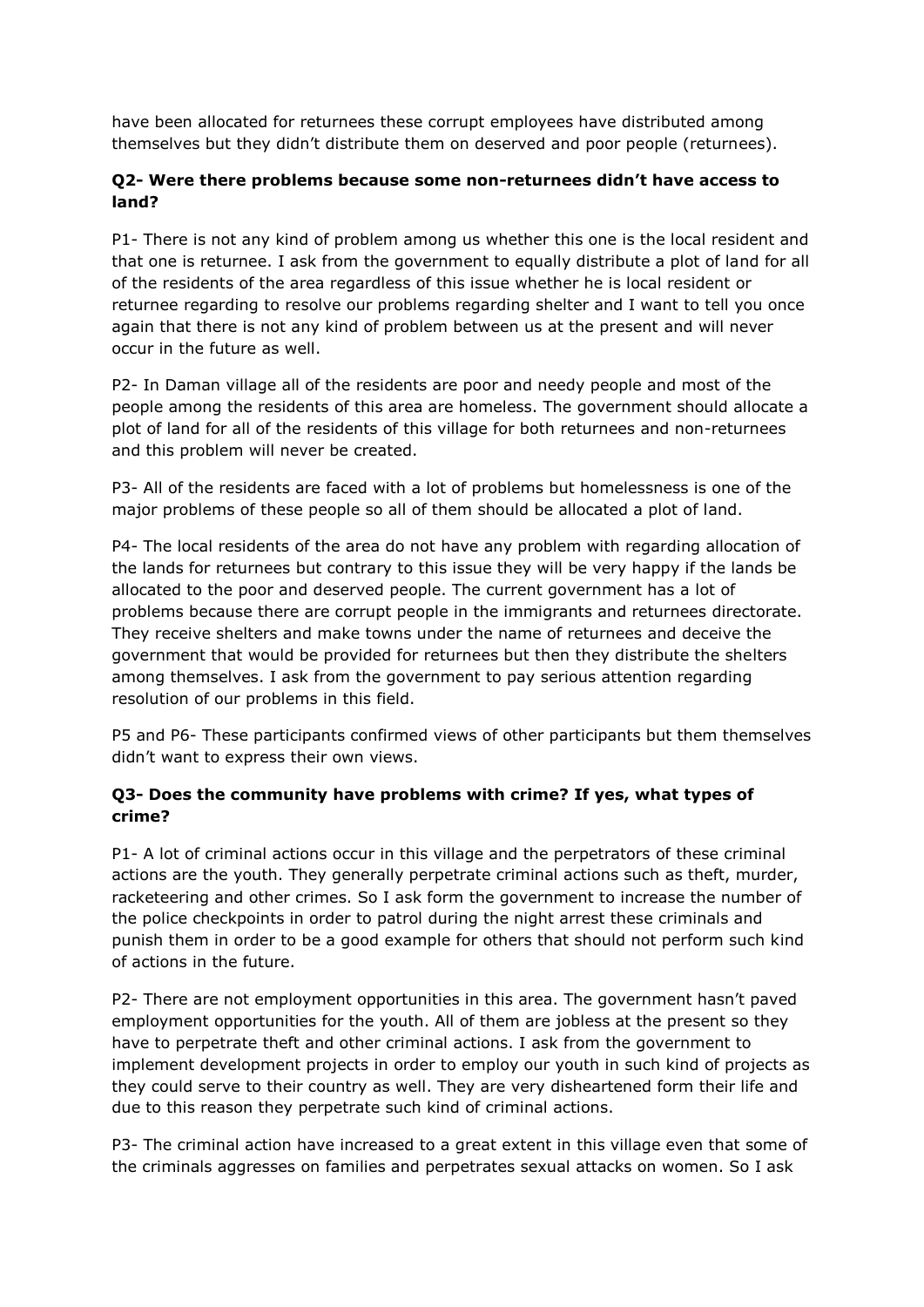have been allocated for returnees these corrupt employees have distributed among themselves but they didn't distribute them on deserved and poor people (returnees).

### Q2- Were there problems because some non-returnees didn't have access to land?

P1- There is not any kind of problem among us whether this one is the local resident and that one is returnee. I ask from the government to equally distribute a plot of land for all of the residents of the area regardless of this issue whether he is local resident or returnee regarding to resolve our problems regarding shelter and I want to tell you once again that there is not any kind of problem between us at the present and will never occur in the future as well.

P2- In Daman village all of the residents are poor and needy people and most of the people among the residents of this area are homeless. The government should allocate a plot of land for all of the residents of this village for both returnees and non-returnees and this problem will never be created.

P3- All of the residents are faced with a lot of problems but homelessness is one of the major problems of these people so all of them should be allocated a plot of land.

P4- The local residents of the area do not have any problem with regarding allocation of the lands for returnees but contrary to this issue they will be very happy if the lands be allocated to the poor and deserved people. The current government has a lot of problems because there are corrupt people in the immigrants and returnees directorate. They receive shelters and make towns under the name of returnees and deceive the government that would be provided for returnees but then they distribute the shelters among themselves. I ask from the government to pay serious attention regarding resolution of our problems in this field.

P5 and P6- These participants confirmed views of other participants but them themselves didn't want to express their own views.

### Q3- Does the community have problems with crime? If yes, what types of crime?

P1- A lot of criminal actions occur in this village and the perpetrators of these criminal actions are the youth. They generally perpetrate criminal actions such as theft, murder, racketeering and other crimes. So I ask form the government to increase the number of the police checkpoints in order to patrol during the night arrest these criminals and punish them in order to be a good example for others that should not perform such kind of actions in the future.

P2- There are not employment opportunities in this area. The government hasn't paved employment opportunities for the youth. All of them are jobless at the present so they have to perpetrate theft and other criminal actions. I ask from the government to implement development projects in order to employ our youth in such kind of projects as they could serve to their country as well. They are very disheartened form their life and due to this reason they perpetrate such kind of criminal actions.

P3- The criminal action have increased to a great extent in this village even that some of the criminals aggresses on families and perpetrates sexual attacks on women. So I ask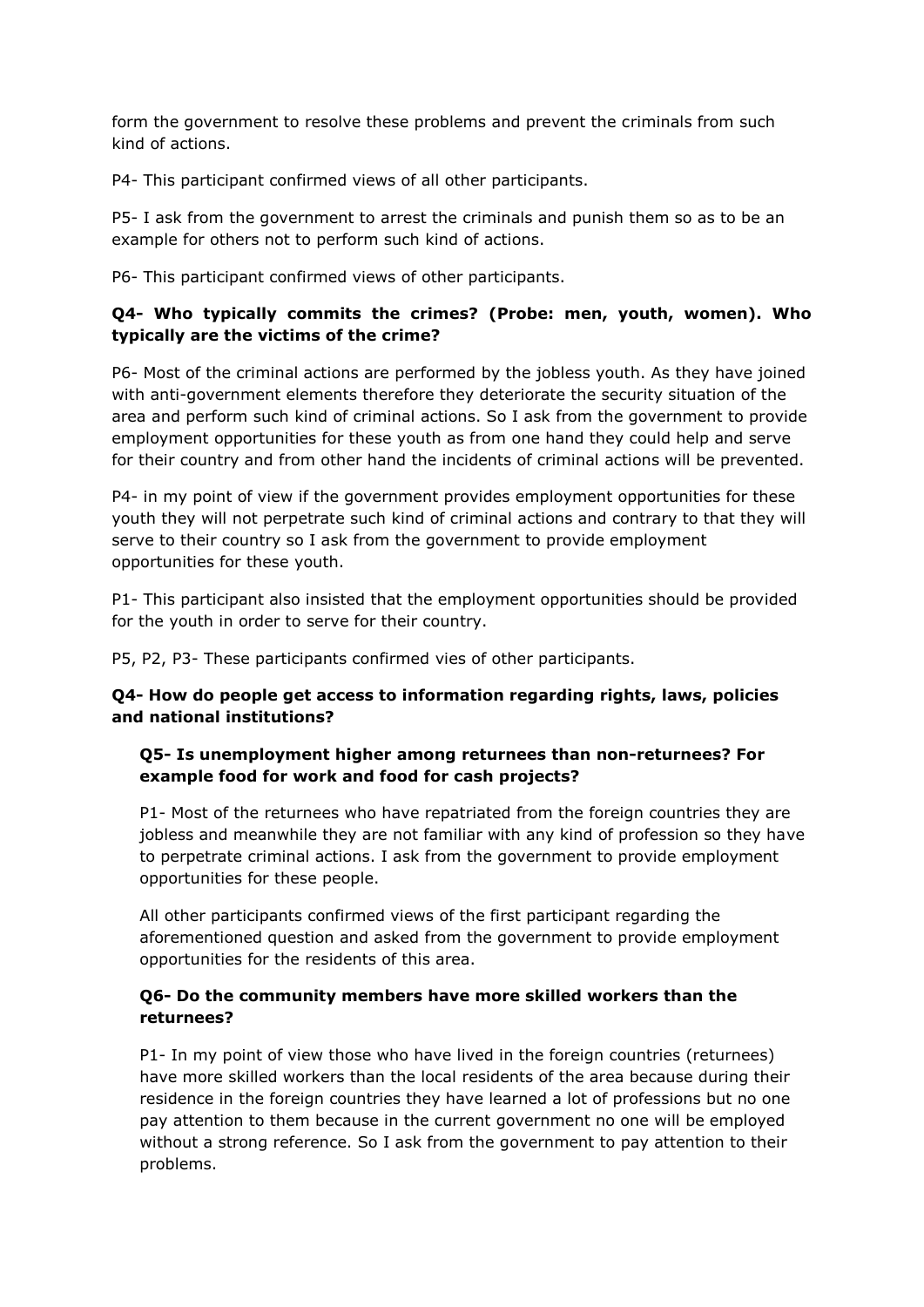form the government to resolve these problems and prevent the criminals from such kind of actions.

P4- This participant confirmed views of all other participants.

P5- I ask from the government to arrest the criminals and punish them so as to be an example for others not to perform such kind of actions.

P6- This participant confirmed views of other participants.

**Q4- Who typically commits the crimes? (Probe: men, youth, women). Who typically are the victims of the crime?**

P6- Most of the criminal actions are performed by the jobless youth. As they have joined with anti-government elements therefore they deteriorate the security situation of the area and perform such kind of criminal actions. So I ask from the government to provide employment opportunities for these youth as from one hand they could help and serve for their country and from other hand the incidents of criminal actions will be prevented.

P4- in my point of view if the government provides employment opportunities for these youth they will not perpetrate such kind of criminal actions and contrary to that they will serve to their country so I ask from the government to provide employment opportunities for these youth.

P1- This participant also insisted that the employment opportunities should be provided for the youth in order to serve for their country.

P5, P2, P3- These participants confirmed vies of other participants.

**Q4- How do people get access to information regarding rights, laws, policies and national institutions?**

**Q5- Is unemployment higher among returnees than non-returnees? For example food for work and food for cash projects?**

P1- Most of the returnees who have repatriated from the foreign countries they are jobless and meanwhile they are not familiar with any kind of profession so they have to perpetrate criminal actions. I ask from the government to provide employment opportunities for these people.

All other participants confirmed views of the first participant regarding the aforementioned question and asked from the government to provide employment opportunities for the residents of this area.

**Q6- Do the community members have more skilled workers than the returnees?**

P1- In my point of view those who have lived in the foreign countries (returnees) have more skilled workers than the local residents of the area because during their residence in the foreign countries they have learned a lot of professions but no one pay attention to them because in the current government no one will be employed without a strong reference. So I ask from the government to pay attention to their problems.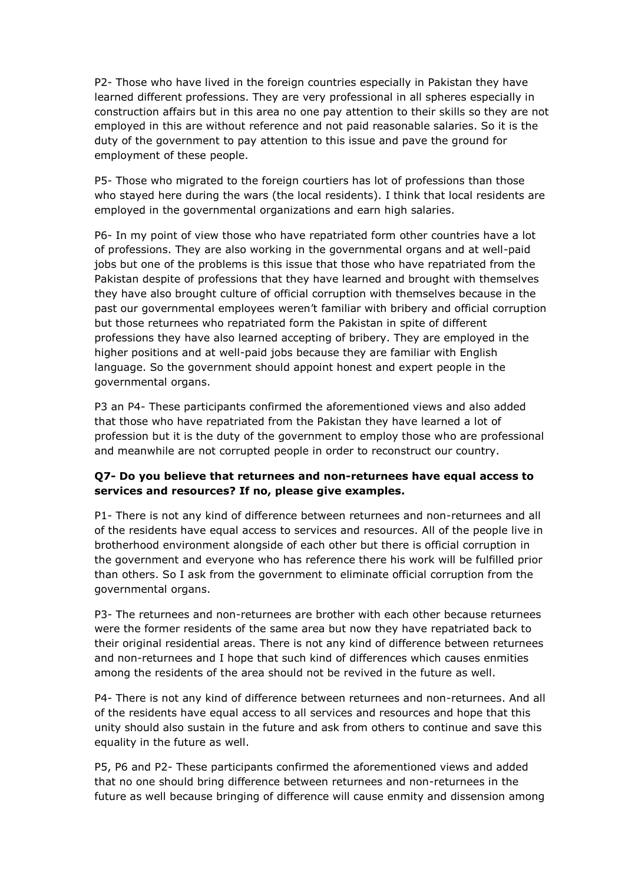P2- Those who have lived in the foreign countries especially in Pakistan they have learned different professions. They are very professional in all spheres especially in construction affairs but in this area no one pay attention to their skills so they are not employed in this are without reference and not paid reasonable salaries. So it is the duty of the government to pay attention to this issue and pave the ground for employment of these people.

P5- Those who migrated to the foreign courtiers has lot of professions than those who stayed here during the wars (the local residents). I think that local residents are employed in the governmental organizations and earn high salaries.

P6- In my point of view those who have repatriated form other countries have a lot of professions. They are also working in the governmental organs and at well-paid jobs but one of the problems is this issue that those who have repatriated from the Pakistan despite of professions that they have learned and brought with themselves they have also brought culture of official corruption with themselves because in the past our governmental employees weren't familiar with bribery and official corruption but those returnees who repatriated form the Pakistan in spite of different professions they have also learned accepting of bribery. They are employed in the higher positions and at well-paid jobs because they are familiar with English language. So the government should appoint honest and expert people in the governmental organs.

P3 an P4- These participants confirmed the aforementioned views and also added that those who have repatriated from the Pakistan they have learned a lot of profession but it is the duty of the government to employ those who are professional and meanwhile are not corrupted people in order to reconstruct our country.

**Q7- Do you believe that returnees and non-returnees have equal access to services and resources? If no, please give examples.**

P1- There is not any kind of difference between returnees and non-returnees and all of the residents have equal access to services and resources. All of the people live in brotherhood environment alongside of each other but there is official corruption in the government and everyone who has reference there his work will be fulfilled prior than others. So I ask from the government to eliminate official corruption from the governmental organs.

P3- The returnees and non-returnees are brother with each other because returnees were the former residents of the same area but now they have repatriated back to their original residential areas. There is not any kind of difference between returnees and non-returnees and I hope that such kind of differences which causes enmities among the residents of the area should not be revived in the future as well.

P4- There is not any kind of difference between returnees and non-returnees. And all of the residents have equal access to all services and resources and hope that this unity should also sustain in the future and ask from others to continue and save this equality in the future as well.

P5, P6 and P2- These participants confirmed the aforementioned views and added that no one should bring difference between returnees and non-returnees in the future as well because bringing of difference will cause enmity and dissension among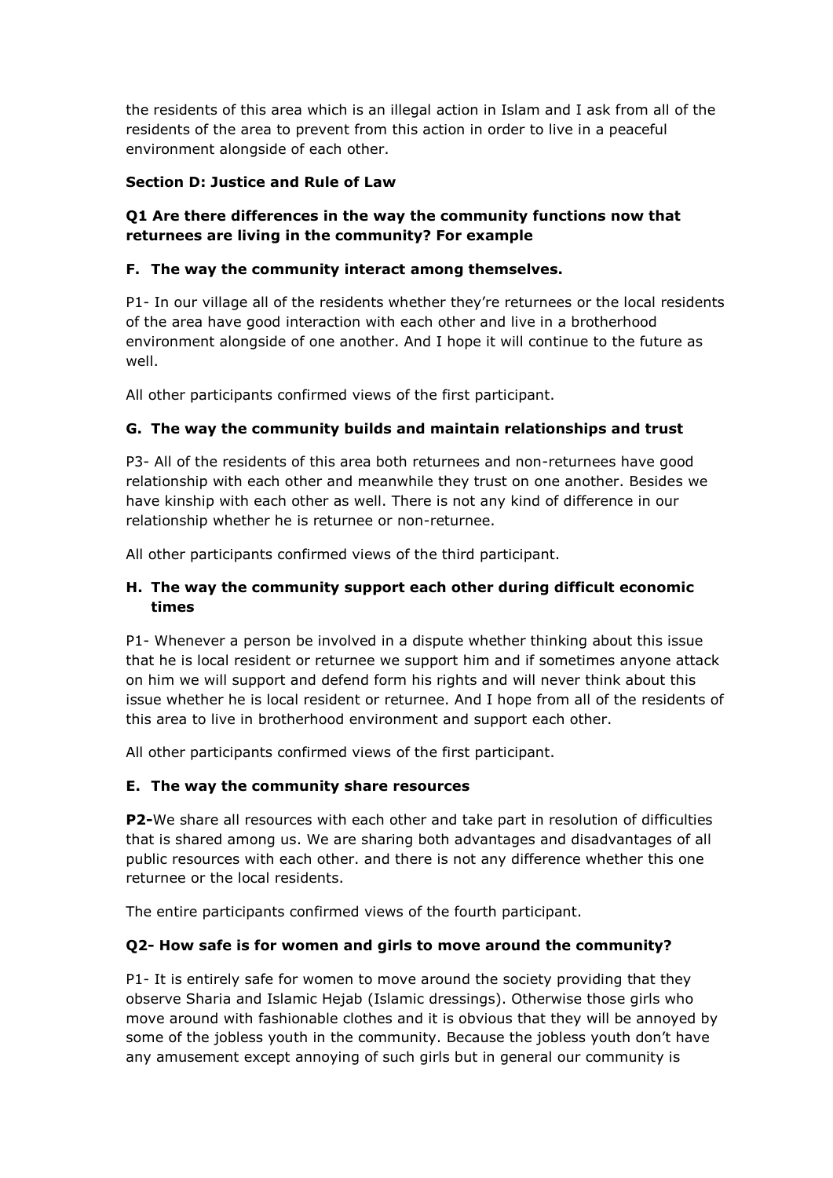the residents of this area which is an illegal action in Islam and I ask from all of the residents of the area to prevent from this action in order to live in a peaceful environment alongside of each other.

**Section D: Justice and Rule of Law**

**Q1 Are there differences in the way the community functions now that returnees are living in the community? For example**

**F. The way the community interact among themselves.**

P1- In our village all of the residents whether they're returnees or the local residents of the area have good interaction with each other and live in a brotherhood environment alongside of one another. And I hope it will continue to the future as well.

All other participants confirmed views of the first participant.

**G. The way the community builds and maintain relationships and trust**

P3- All of the residents of this area both returnees and non-returnees have good relationship with each other and meanwhile they trust on one another. Besides we have kinship with each other as well. There is not any kind of difference in our relationship whether he is returnee or non-returnee.

All other participants confirmed views of the third participant.

**H. The way the community support each other during difficult economic times**

P1- Whenever a person be involved in a dispute whether thinking about this issue that he is local resident or returnee we support him and if sometimes anyone attack on him we will support and defend form his rights and will never think about this issue whether he is local resident or returnee. And I hope from all of the residents of this area to live in brotherhood environment and support each other.

All other participants confirmed views of the first participant.

**E. The way the community share resources**

**P2-**We share all resources with each other and take part in resolution of difficulties that is shared among us. We are sharing both advantages and disadvantages of all public resources with each other. and there is not any difference whether this one returnee or the local residents.

The entire participants confirmed views of the fourth participant.

**Q2- How safe is for women and girls to move around the community?**

P1- It is entirely safe for women to move around the society providing that they observe Sharia and Islamic Hejab (Islamic dressings). Otherwise those girls who move around with fashionable clothes and it is obvious that they will be annoyed by some of the jobless youth in the community. Because the jobless youth don't have any amusement except annoying of such girls but in general our community is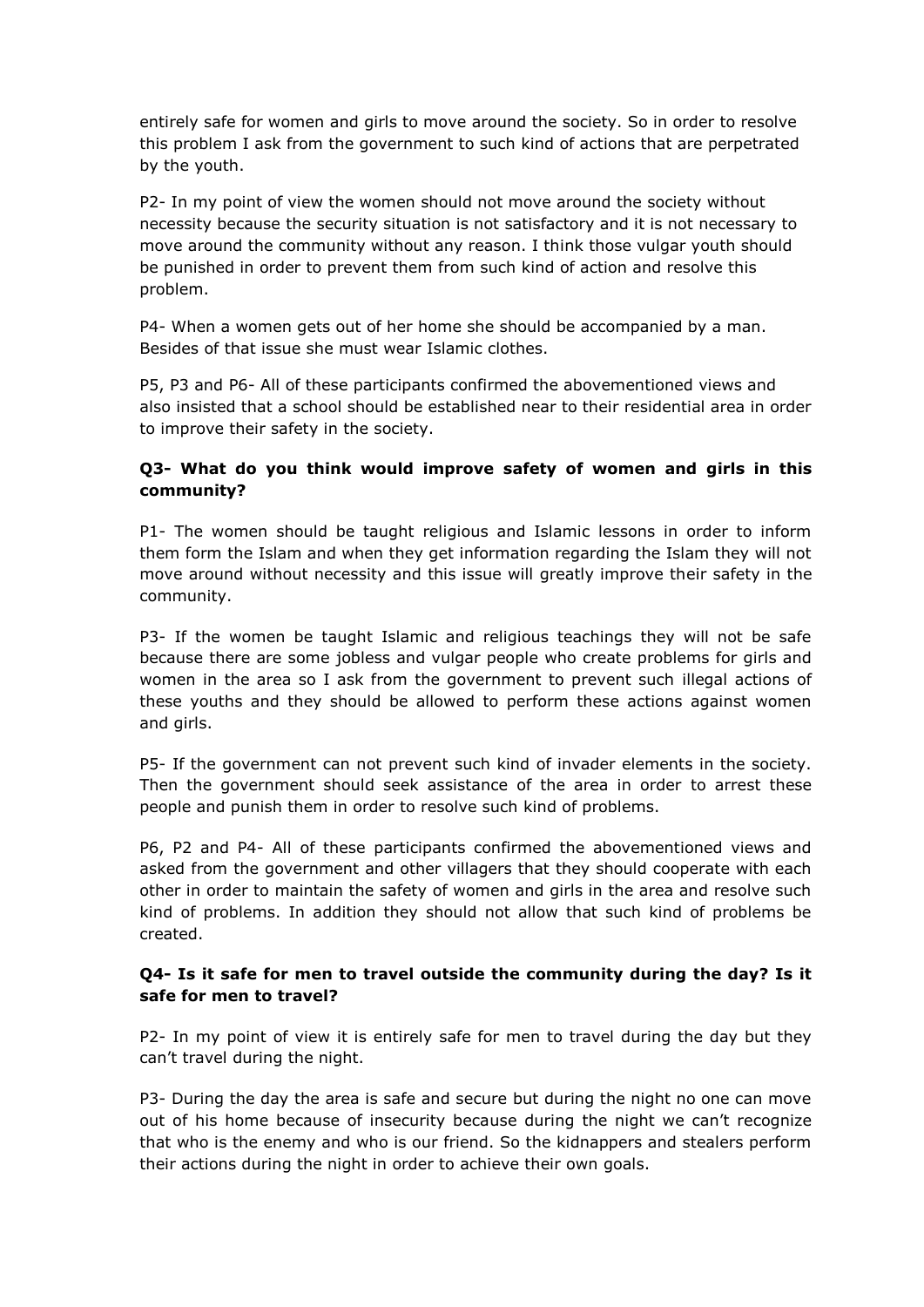entirely safe for women and girls to move around the society. So in order to resolve this problem I ask from the government to such kind of actions that are perpetrated by the youth.

P2- In my point of view the women should not move around the society without necessity because the security situation is not satisfactory and it is not necessary to move around the community without any reason. I think those vulgar youth should be punished in order to prevent them from such kind of action and resolve this problem.

P4- When a women gets out of her home she should be accompanied by a man. Besides of that issue she must wear Islamic clothes.

P5, P3 and P6- All of these participants confirmed the abovementioned views and also insisted that a school should be established near to their residential area in order to improve their safety in the society.

### Q3- What do you think would improve safety of women and girls in this community?

P1- The women should be taught religious and Islamic lessons in order to inform them form the Islam and when they get information regarding the Islam they will not move around without necessity and this issue will greatly improve their safety in the community.

P3- If the women be taught Islamic and religious teachings they will not be safe because there are some jobless and vulgar people who create problems for girls and women in the area so I ask from the government to prevent such illegal actions of these youths and they should be allowed to perform these actions against women and girls.

P5- If the government can not prevent such kind of invader elements in the society. Then the government should seek assistance of the area in order to arrest these people and punish them in order to resolve such kind of problems.

P6, P2 and P4- All of these participants confirmed the abovementioned views and asked from the government and other villagers that they should cooperate with each other in order to maintain the safety of women and girls in the area and resolve such kind of problems. In addition they should not allow that such kind of problems be created.

### Q4- Is it safe for men to travel outside the community during the day? Is it safe for men to travel?

P2- In my point of view it is entirely safe for men to travel during the day but they can't travel during the night.

P3- During the day the area is safe and secure but during the night no one can move out of his home because of insecurity because during the night we can't recognize that who is the enemy and who is our friend. So the kidnappers and stealers perform their actions during the night in order to achieve their own goals.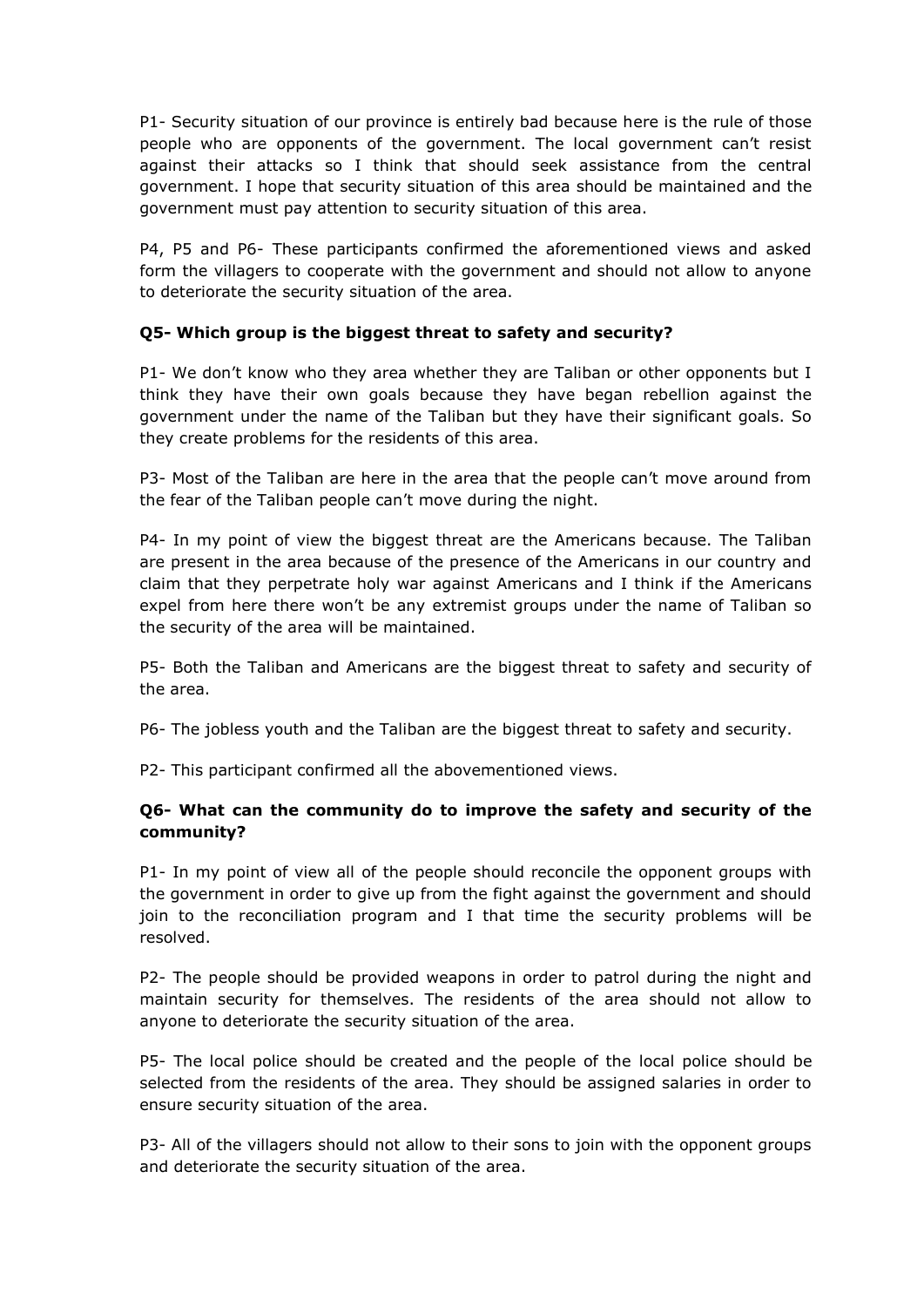P1- Security situation of our province is entirely bad because here is the rule of those people who are opponents of the government. The local government can't resist against their attacks so I think that should seek assistance from the central government. I hope that security situation of this area should be maintained and the government must pay attention to security situation of this area.

P4, P5 and P6- These participants confirmed the aforementioned views and asked form the villagers to cooperate with the government and should not allow to anyone to deteriorate the security situation of the area.

**Q5- Which group is the biggest threat to safety and security?**

P1- We don't know who they area whether they are Taliban or other opponents but I think they have their own goals because they have began rebellion against the government under the name of the Taliban but they have their significant goals. So they create problems for the residents of this area.

P3- Most of the Taliban are here in the area that the people can't move around from the fear of the Taliban people can't move during the night.

P4- In my point of view the biggest threat are the Americans because. The Taliban are present in the area because of the presence of the Americans in our country and claim that they perpetrate holy war against Americans and I think if the Americans expel from here there won't be any extremist groups under the name of Taliban so the security of the area will be maintained.

P5- Both the Taliban and Americans are the biggest threat to safety and security of the area.

P6- The jobless youth and the Taliban are the biggest threat to safety and security.

P2- This participant confirmed all the abovementioned views.

**Q6- What can the community do to improve the safety and security of the community?**

P1- In my point of view all of the people should reconcile the opponent groups with the government in order to give up from the fight against the government and should join to the reconciliation program and I that time the security problems will be resolved.

P2- The people should be provided weapons in order to patrol during the night and maintain security for themselves. The residents of the area should not allow to anyone to deteriorate the security situation of the area.

P5- The local police should be created and the people of the local police should be selected from the residents of the area. They should be assigned salaries in order to ensure security situation of the area.

P3- All of the villagers should not allow to their sons to join with the opponent groups and deteriorate the security situation of the area.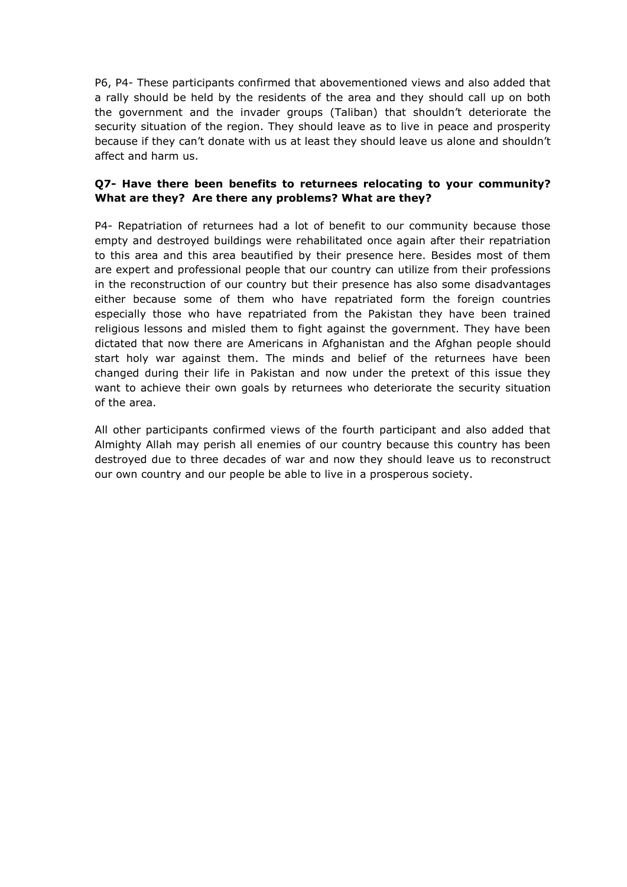P6, P4- These participants confirmed that abovementioned views and also added that a rally should be held by the residents of the area and they should call up on both the government and the invader groups (Taliban) that shouldn't deteriorate the security situation of the region. They should leave as to live in peace and prosperity because if they can't donate with us at least they should leave us alone and shouldn't affect and harm us.

**Q7- Have there been benefits to returnees relocating to your community? What are they? Are there any problems? What are they?**

P4- Repatriation of returnees had a lot of benefit to our community because those empty and destroyed buildings were rehabilitated once again after their repatriation to this area and this area beautified by their presence here. Besides most of them are expert and professional people that our country can utilize from their professions in the reconstruction of our country but their presence has also some disadvantages either because some of them who have repatriated form the foreign countries especially those who have repatriated from the Pakistan they have been trained religious lessons and misled them to fight against the government. They have been dictated that now there are Americans in Afghanistan and the Afghan people should start holy war against them. The minds and belief of the returnees have been changed during their life in Pakistan and now under the pretext of this issue they want to achieve their own goals by returnees who deteriorate the security situation of the area.

All other participants confirmed views of the fourth participant and also added that Almighty Allah may perish all enemies of our country because this country has been destroyed due to three decades of war and now they should leave us to reconstruct our own country and our people be able to live in a prosperous society.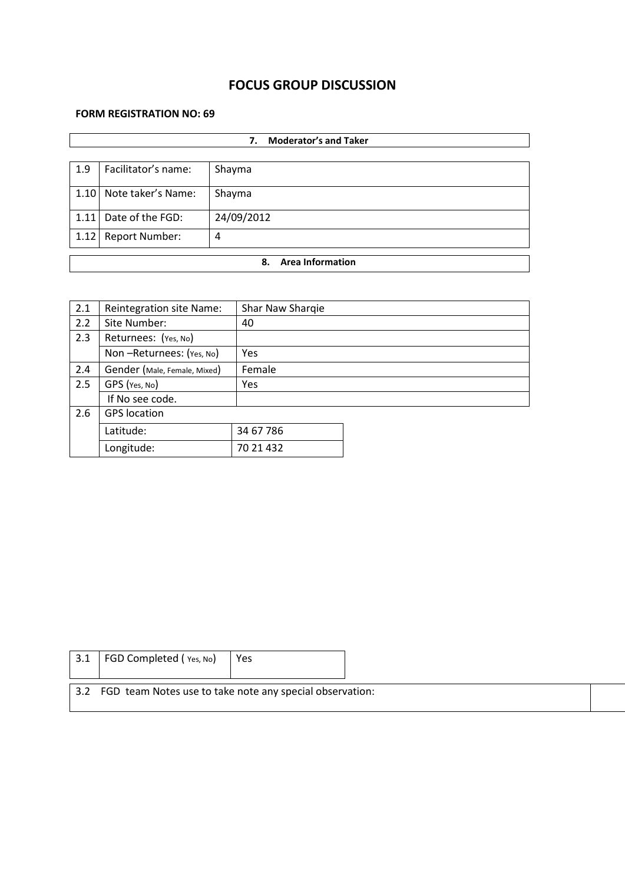# FOCUS GROUP DISCUSSION

**FORM REGISTRATION NO: 69**

| **7. Moderator's and Taker** | | |
|---|---|---|
| 1.9 | Facilitator's name: | Shayma |
| 1.10 | Note taker's Name: | Shayma |
| 1.11 | Date of the FGD: | 24/09/2012 |
| 1.12 | Report Number: | 4 |

| **8. Area Information** | | |
|---|---|---|
| 2.1 | Reintegration site Name: | Shar Naw Sharqie |
| 2.2 | Site Number: | 40 |
| 2.3 | Returnees: (Yes, No) | |
| | Non –Returnees: (Yes, No) | Yes |
| 2.4 | Gender (Male, Female, Mixed) | Female |
| 2.5 | GPS (Yes, No) | Yes |
| | If No see code. | |
| 2.6 | GPS location | |
| | Latitude: | 34 67 786 |
| | Longitude: | 70 21 432 |

| 3.1 | FGD Completed ( Yes, No) | Yes |
|---|---|---|

3.2 FGD team Notes use to take note any special observation: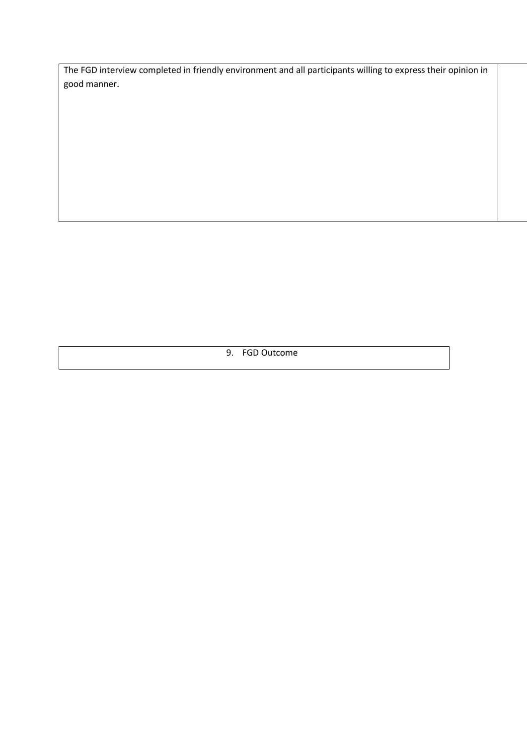The FGD interview completed in friendly environment and all participants willing to express their opinion in good manner.

9. FGD Outcome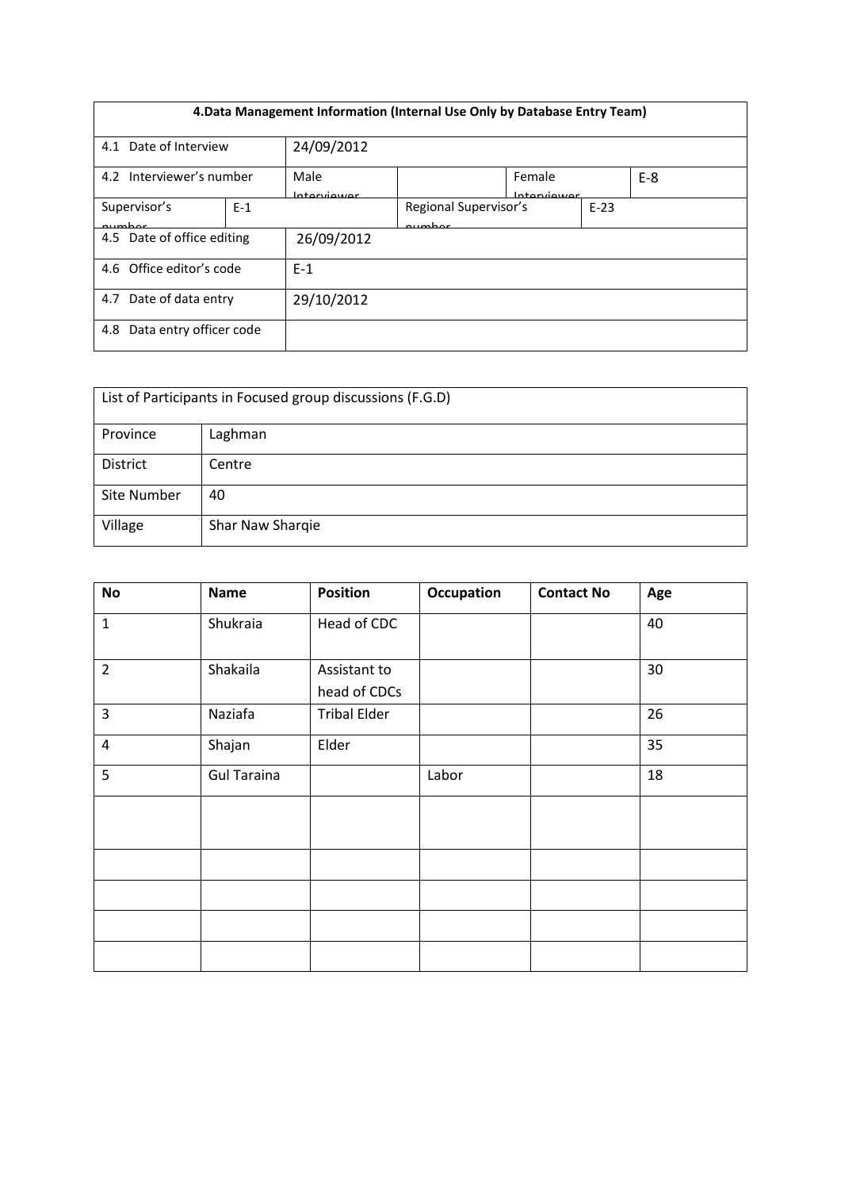| 4.Data Management Information (Internal Use Only by Database Entry Team) | | | | | |
|---|---|---|---|---|---|
| 4.1 Date of Interview | 24/09/2012 | | | | |
| 4.2 Interviewer's number | Male Interviewer | | Female Interviewer | | E-8 |
| Supervisor's number | E-1 | Regional Supervisor's number | | E-23 | |
| 4.5 Date of office editing | 26/09/2012 | | | | |
| 4.6 Office editor's code | E-1 | | | | |
| 4.7 Date of data entry | 29/10/2012 | | | | |
| 4.8 Data entry officer code | | | | | |

| List of Participants in Focused group discussions (F.G.D) | |
|---|---|
| Province | Laghman |
| District | Centre |
| Site Number | 40 |
| Village | Shar Naw Sharqie |

| No | Name | Position | Occupation | Contact No | Age |
|---|---|---|---|---|---|
| 1 | Shukraia | Head of CDC | | | 40 |
| 2 | Shakaila | Assistant to head of CDCs | | | 30 |
| 3 | Naziafa | Tribal Elder | | | 26 |
| 4 | Shajan | Elder | | | 35 |
| 5 | Gul Taraina | | Labor | | 18 |
| | | | | | |
| | | | | | |
| | | | | | |
| | | | | | |
| | | | | | |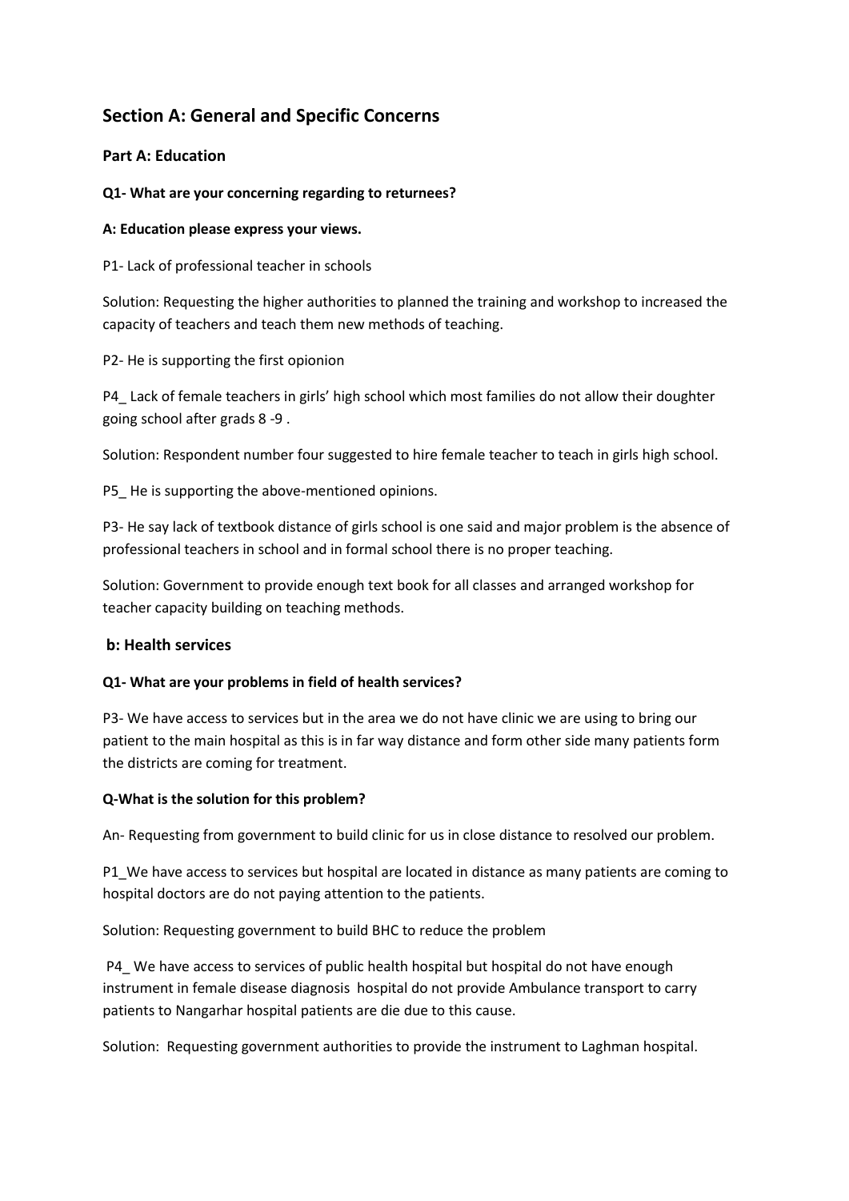## Section A: General and Specific Concerns

### Part A: Education

**Q1- What are your concerning regarding to returnees?**

**A: Education please express your views.**

P1- Lack of professional teacher in schools

Solution: Requesting the higher authorities to planned the training and workshop to increased the capacity of teachers and teach them new methods of teaching.

P2- He is supporting the first opionion

P4_ Lack of female teachers in girls' high school which most families do not allow their doughter going school after grads 8 -9 .

Solution: Respondent number four suggested to hire female teacher to teach in girls high school.

P5_ He is supporting the above-mentioned opinions.

P3- He say lack of textbook distance of girls school is one said and major problem is the absence of professional teachers in school and in formal school there is no proper teaching.

Solution: Government to provide enough text book for all classes and arranged workshop for teacher capacity building on teaching methods.

### b: Health services

**Q1- What are your problems in field of health services?**

P3- We have access to services but in the area we do not have clinic we are using to bring our patient to the main hospital as this is in far way distance and form other side many patients form the districts are coming for treatment.

**Q-What is the solution for this problem?**

An- Requesting from government to build clinic for us in close distance to resolved our problem.

P1_We have access to services but hospital are located in distance as many patients are coming to hospital doctors are do not paying attention to the patients.

Solution: Requesting government to build BHC to reduce the problem

P4_ We have access to services of public health hospital but hospital do not have enough instrument in female disease diagnosis hospital do not provide Ambulance transport to carry patients to Nangarhar hospital patients are die due to this cause.

Solution: Requesting government authorities to provide the instrument to Laghman hospital.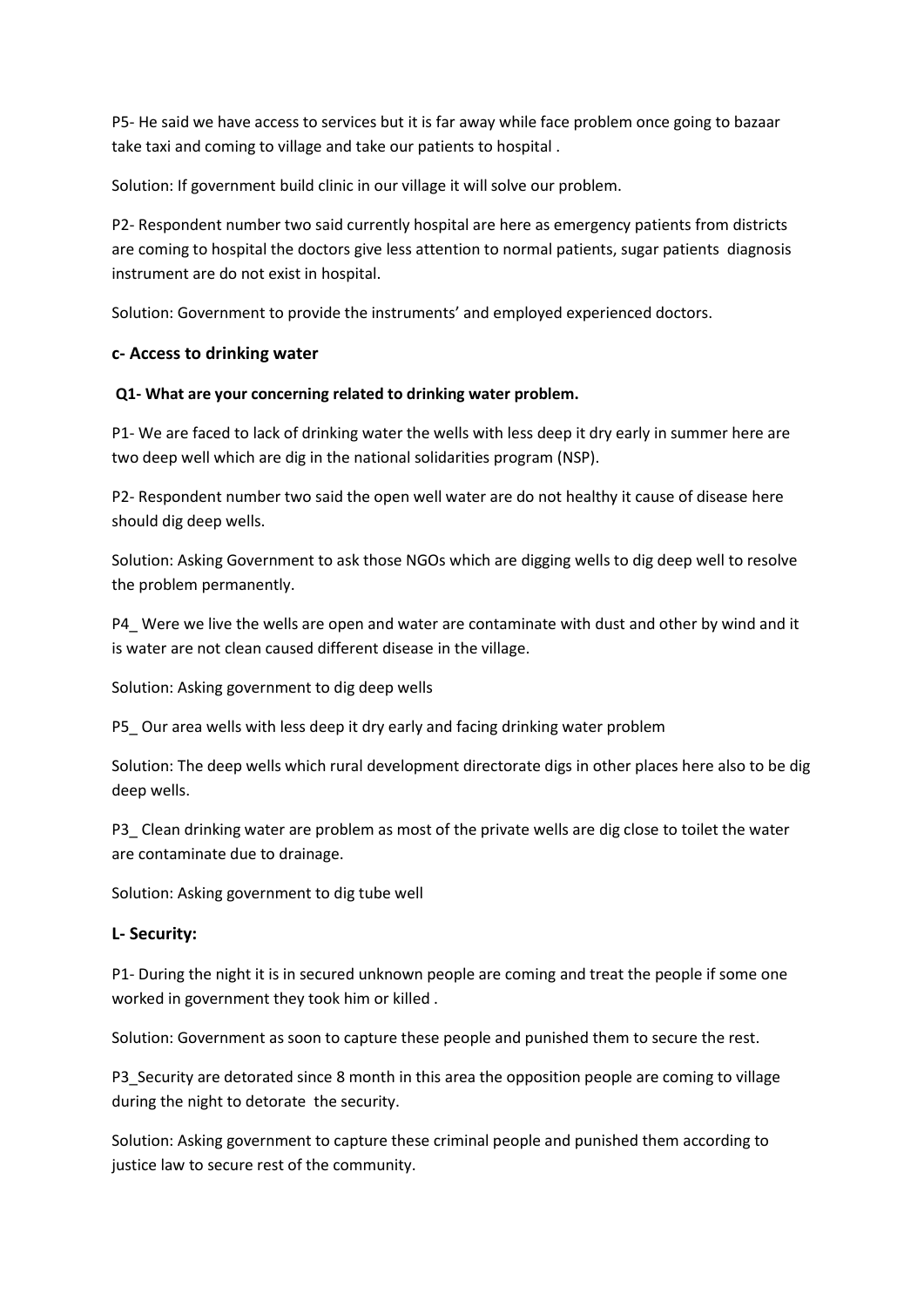P5- He said we have access to services but it is far away while face problem once going to bazaar take taxi and coming to village and take our patients to hospital .

Solution: If government build clinic in our village it will solve our problem.

P2- Respondent number two said currently hospital are here as emergency patients from districts are coming to hospital the doctors give less attention to normal patients, sugar patients diagnosis instrument are do not exist in hospital.

Solution: Government to provide the instruments' and employed experienced doctors.

### c- Access to drinking water

**Q1- What are your concerning related to drinking water problem.**

P1- We are faced to lack of drinking water the wells with less deep it dry early in summer here are two deep well which are dig in the national solidarities program (NSP).

P2- Respondent number two said the open well water are do not healthy it cause of disease here should dig deep wells.

Solution: Asking Government to ask those NGOs which are digging wells to dig deep well to resolve the problem permanently.

P4_ Were we live the wells are open and water are contaminate with dust and other by wind and it is water are not clean caused different disease in the village.

Solution: Asking government to dig deep wells

P5_ Our area wells with less deep it dry early and facing drinking water problem

Solution: The deep wells which rural development directorate digs in other places here also to be dig deep wells.

P3_ Clean drinking water are problem as most of the private wells are dig close to toilet the water are contaminate due to drainage.

Solution: Asking government to dig tube well

### L- Security:

P1- During the night it is in secured unknown people are coming and treat the people if some one worked in government they took him or killed .

Solution: Government as soon to capture these people and punished them to secure the rest.

P3_Security are detorated since 8 month in this area the opposition people are coming to village during the night to detorate the security.

Solution: Asking government to capture these criminal people and punished them according to justice law to secure rest of the community.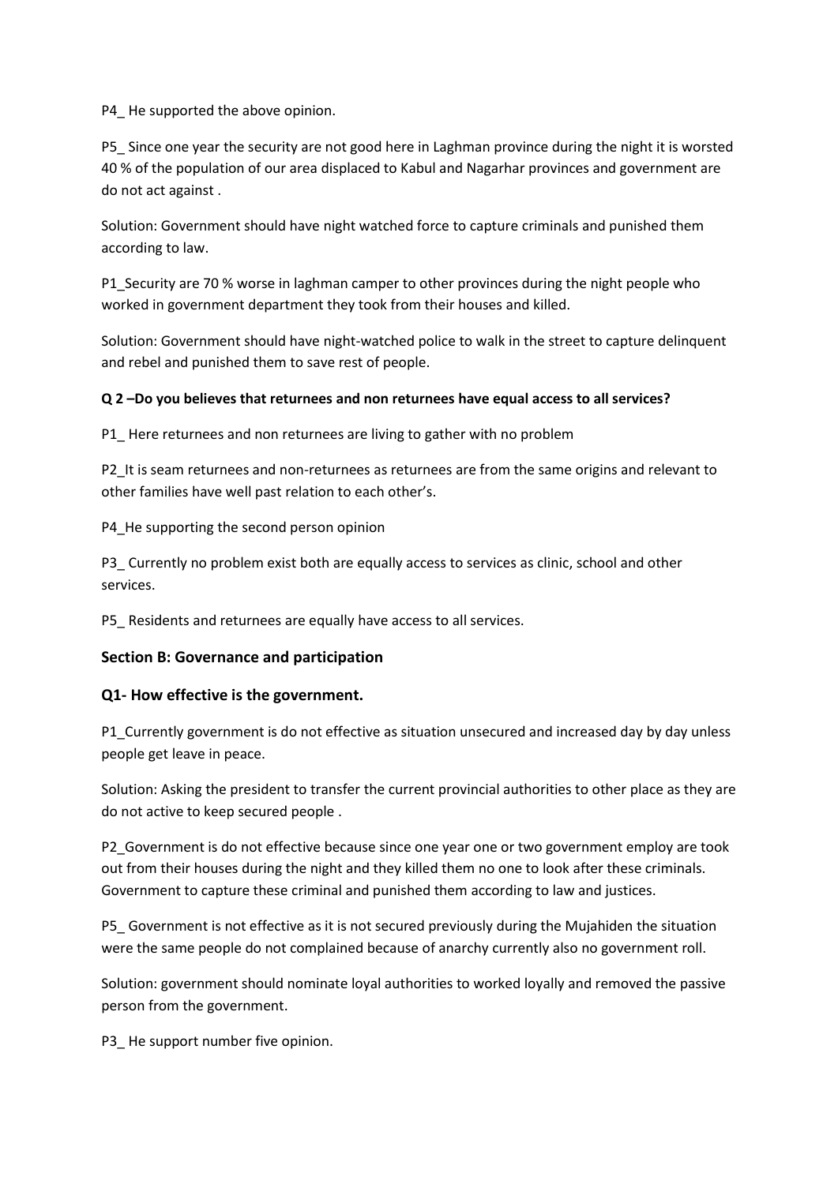P4_ He supported the above opinion.

P5_ Since one year the security are not good here in Laghman province during the night it is worsted 40 % of the population of our area displaced to Kabul and Nagarhar provinces and government are do not act against .

Solution: Government should have night watched force to capture criminals and punished them according to law.

P1_Security are 70 % worse in laghman camper to other provinces during the night people who worked in government department they took from their houses and killed.

Solution: Government should have night-watched police to walk in the street to capture delinquent and rebel and punished them to save rest of people.

**Q 2 –Do you believes that returnees and non returnees have equal access to all services?**

P1_ Here returnees and non returnees are living to gather with no problem

P2_It is seam returnees and non-returnees as returnees are from the same origins and relevant to other families have well past relation to each other's.

P4_He supporting the second person opinion

P3_ Currently no problem exist both are equally access to services as clinic, school and other services.

P5_ Residents and returnees are equally have access to all services.

### Section B: Governance and participation

### Q1- How effective is the government.

P1_Currently government is do not effective as situation unsecured and increased day by day unless people get leave in peace.

Solution: Asking the president to transfer the current provincial authorities to other place as they are do not active to keep secured people .

P2_Government is do not effective because since one year one or two government employ are took out from their houses during the night and they killed them no one to look after these criminals. Government to capture these criminal and punished them according to law and justices.

P5_ Government is not effective as it is not secured previously during the Mujahiden the situation were the same people do not complained because of anarchy currently also no government roll.

Solution: government should nominate loyal authorities to worked loyally and removed the passive person from the government.

P3_ He support number five opinion.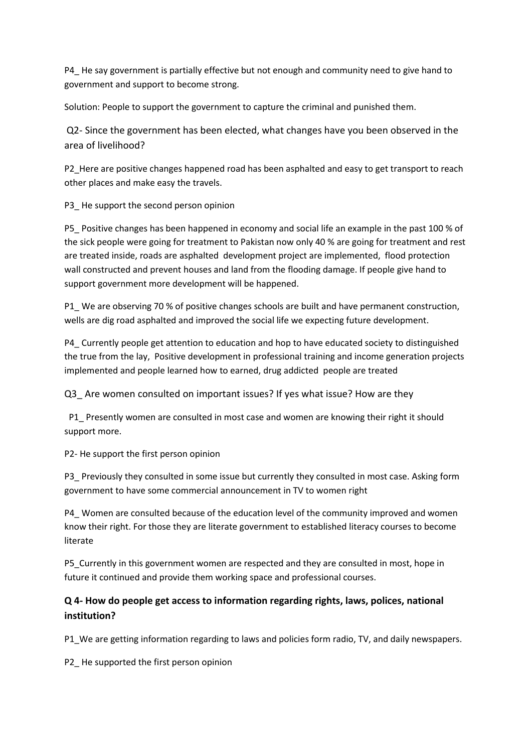P4_ He say government is partially effective but not enough and community need to give hand to government and support to become strong.

Solution: People to support the government to capture the criminal and punished them.

Q2- Since the government has been elected, what changes have you been observed in the area of livelihood?

P2_Here are positive changes happened road has been asphalted and easy to get transport to reach other places and make easy the travels.

P3_ He support the second person opinion

P5_ Positive changes has been happened in economy and social life an example in the past 100 % of the sick people were going for treatment to Pakistan now only 40 % are going for treatment and rest are treated inside, roads are asphalted development project are implemented, flood protection wall constructed and prevent houses and land from the flooding damage. If people give hand to support government more development will be happened.

P1_ We are observing 70 % of positive changes schools are built and have permanent construction, wells are dig road asphalted and improved the social life we expecting future development.

P4_ Currently people get attention to education and hop to have educated society to distinguished the true from the lay, Positive development in professional training and income generation projects implemented and people learned how to earned, drug addicted people are treated

Q3_ Are women consulted on important issues? If yes what issue? How are they

P1_ Presently women are consulted in most case and women are knowing their right it should support more.

P2- He support the first person opinion

P3_ Previously they consulted in some issue but currently they consulted in most case. Asking form government to have some commercial announcement in TV to women right

P4_ Women are consulted because of the education level of the community improved and women know their right. For those they are literate government to established literacy courses to become literate

P5_Currently in this government women are respected and they are consulted in most, hope in future it continued and provide them working space and professional courses.

**Q 4- How do people get access to information regarding rights, laws, polices, national institution?**

P1_We are getting information regarding to laws and policies form radio, TV, and daily newspapers.

P2_ He supported the first person opinion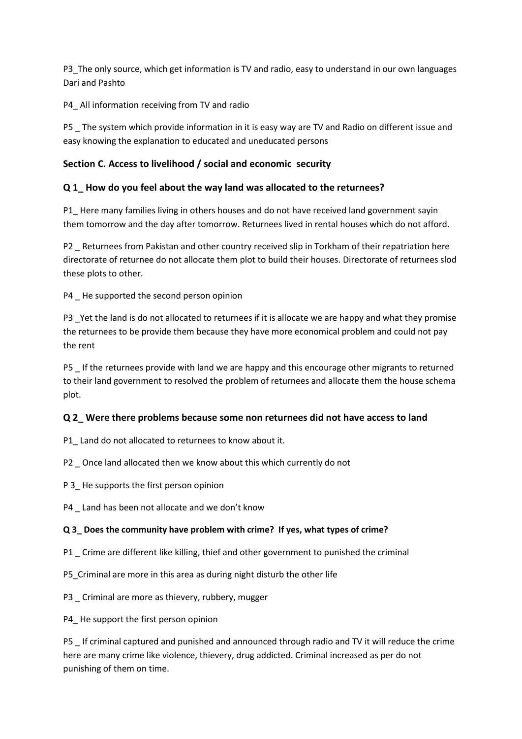P3_The only source, which get information is TV and radio, easy to understand in our own languages Dari and Pashto

P4_ All information receiving from TV and radio

P5 _ The system which provide information in it is easy way are TV and Radio on different issue and easy knowing the explanation to educated and uneducated persons

### Section C. Access to livelihood / social and economic security

### Q 1_ How do you feel about the way land was allocated to the returnees?

P1_ Here many families living in others houses and do not have received land government sayin them tomorrow and the day after tomorrow. Returnees lived in rental houses which do not afford.

P2 _ Returnees from Pakistan and other country received slip in Torkham of their repatriation here directorate of returnee do not allocate them plot to build their houses. Directorate of returnees slod these plots to other.

P4 _ He supported the second person opinion

P3 _Yet the land is do not allocated to returnees if it is allocate we are happy and what they promise the returnees to be provide them because they have more economical problem and could not pay the rent

P5 _ If the returnees provide with land we are happy and this encourage other migrants to returned to their land government to resolved the problem of returnees and allocate them the house schema plot.

### Q 2_ Were there problems because some non returnees did not have access to land

P1_ Land do not allocated to returnees to know about it.

P2 _ Once land allocated then we know about this which currently do not

P 3_ He supports the first person opinion

P4 _ Land has been not allocate and we don't know

**Q 3_ Does the community have problem with crime? If yes, what types of crime?**

P1 _ Crime are different like killing, thief and other government to punished the criminal

P5_Criminal are more in this area as during night disturb the other life

P3 _ Criminal are more as thievery, rubbery, mugger

P4_ He support the first person opinion

P5 _ If criminal captured and punished and announced through radio and TV it will reduce the crime here are many crime like violence, thievery, drug addicted. Criminal increased as per do not punishing of them on time.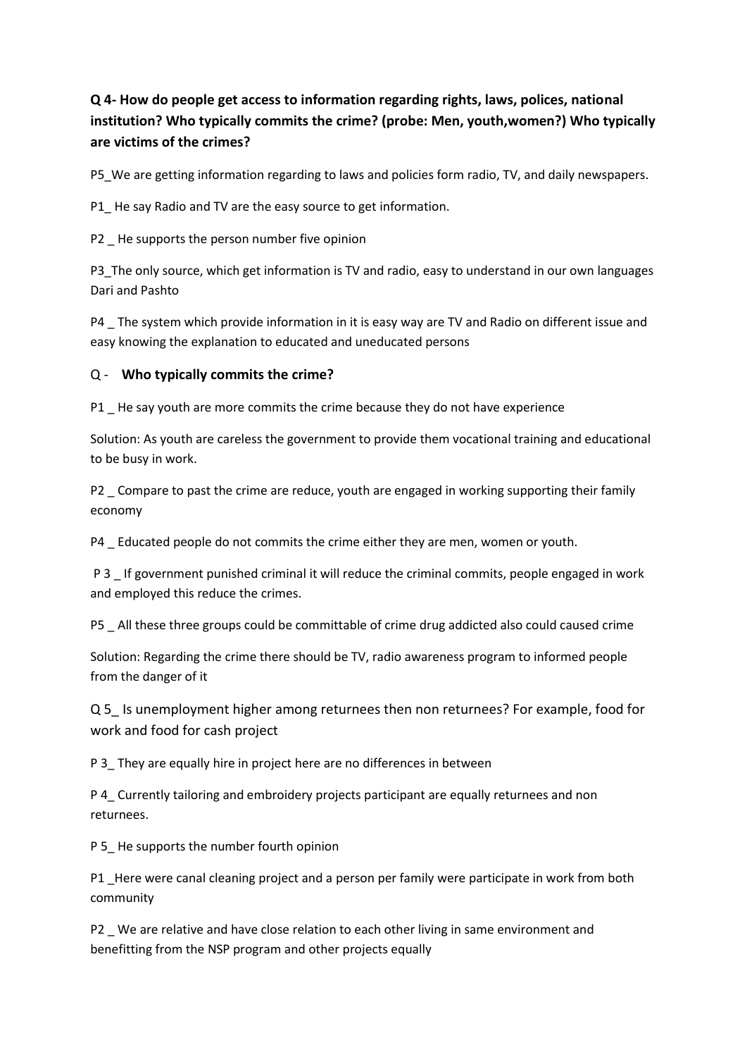**Q 4- How do people get access to information regarding rights, laws, polices, national institution? Who typically commits the crime? (probe: Men, youth,women?) Who typically are victims of the crimes?**

P5_We are getting information regarding to laws and policies form radio, TV, and daily newspapers.

P1_ He say Radio and TV are the easy source to get information.

P2 _ He supports the person number five opinion

P3_The only source, which get information is TV and radio, easy to understand in our own languages Dari and Pashto

P4 _ The system which provide information in it is easy way are TV and Radio on different issue and easy knowing the explanation to educated and uneducated persons

Q - **Who typically commits the crime?**

P1 _ He say youth are more commits the crime because they do not have experience

Solution: As youth are careless the government to provide them vocational training and educational to be busy in work.

P2 _ Compare to past the crime are reduce, youth are engaged in working supporting their family economy

P4 _ Educated people do not commits the crime either they are men, women or youth.

P 3 _ If government punished criminal it will reduce the criminal commits, people engaged in work and employed this reduce the crimes.

P5 _ All these three groups could be committable of crime drug addicted also could caused crime

Solution: Regarding the crime there should be TV, radio awareness program to informed people from the danger of it

Q 5_ Is unemployment higher among returnees then non returnees? For example, food for work and food for cash project

P 3_ They are equally hire in project here are no differences in between

P 4_ Currently tailoring and embroidery projects participant are equally returnees and non returnees.

P 5_ He supports the number fourth opinion

P1 _Here were canal cleaning project and a person per family were participate in work from both community

P2 _ We are relative and have close relation to each other living in same environment and benefitting from the NSP program and other projects equally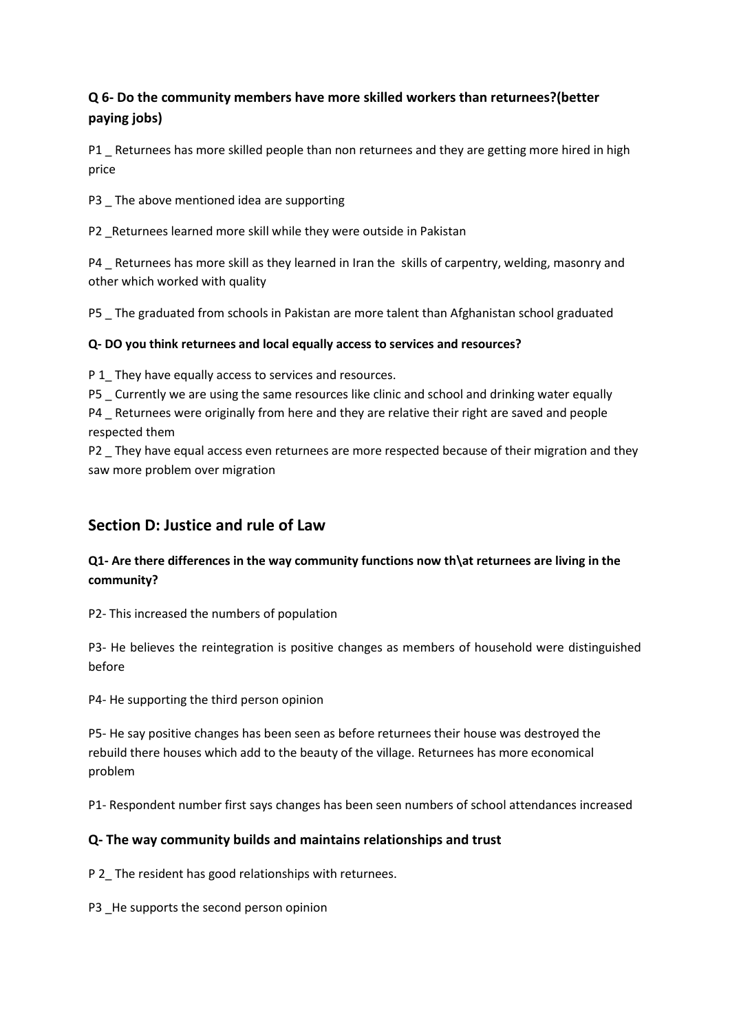### Q 6- Do the community members have more skilled workers than returnees?(better paying jobs)

P1 _ Returnees has more skilled people than non returnees and they are getting more hired in high price

P3 _ The above mentioned idea are supporting

P2 _Returnees learned more skill while they were outside in Pakistan

P4 _ Returnees has more skill as they learned in Iran the skills of carpentry, welding, masonry and other which worked with quality

P5 _ The graduated from schools in Pakistan are more talent than Afghanistan school graduated

#### Q- DO you think returnees and local equally access to services and resources?

P 1_ They have equally access to services and resources.
P5 _ Currently we are using the same resources like clinic and school and drinking water equally
P4 _ Returnees were originally from here and they are relative their right are saved and people respected them
P2 _ They have equal access even returnees are more respected because of their migration and they saw more problem over migration

## Section D: Justice and rule of Law

### Q1- Are there differences in the way community functions now th\at returnees are living in the community?

P2- This increased the numbers of population

P3- He believes the reintegration is positive changes as members of household were distinguished before

P4- He supporting the third person opinion

P5- He say positive changes has been seen as before returnees their house was destroyed the rebuild there houses which add to the beauty of the village. Returnees has more economical problem

P1- Respondent number first says changes has been seen numbers of school attendances increased

### Q- The way community builds and maintains relationships and trust

P 2_ The resident has good relationships with returnees.

P3 _He supports the second person opinion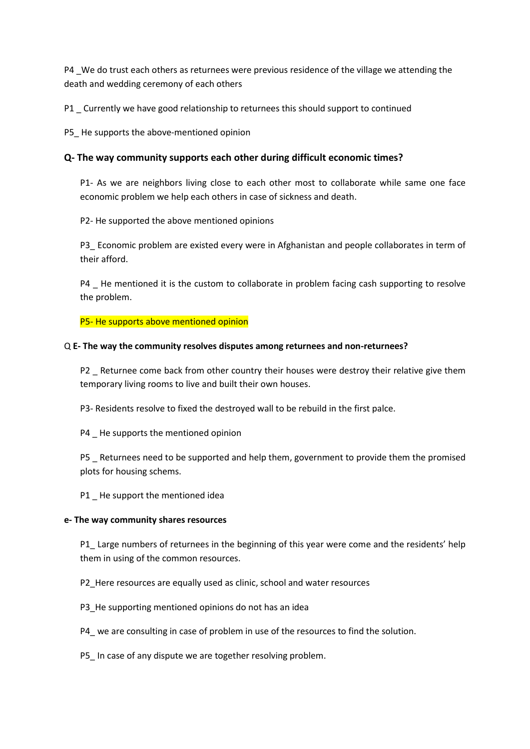P4 _We do trust each others as returnees were previous residence of the village we attending the death and wedding ceremony of each others

P1 _ Currently we have good relationship to returnees this should support to continued

P5_ He supports the above-mentioned opinion

### Q- The way community supports each other during difficult economic times?

P1- As we are neighbors living close to each other most to collaborate while same one face economic problem we help each others in case of sickness and death.

P2- He supported the above mentioned opinions

P3_ Economic problem are existed every were in Afghanistan and people collaborates in term of their afford.

P4 _ He mentioned it is the custom to collaborate in problem facing cash supporting to resolve the problem.

P5- He supports above mentioned opinion

Q **E- The way the community resolves disputes among returnees and non-returnees?**

P2 _ Returnee come back from other country their houses were destroy their relative give them temporary living rooms to live and built their own houses.

P3- Residents resolve to fixed the destroyed wall to be rebuild in the first palce.

P4 _ He supports the mentioned opinion

P5 _ Returnees need to be supported and help them, government to provide them the promised plots for housing schems.

P1 _ He support the mentioned idea

**e- The way community shares resources**

P1_ Large numbers of returnees in the beginning of this year were come and the residents' help them in using of the common resources.

P2_Here resources are equally used as clinic, school and water resources

P3_He supporting mentioned opinions do not has an idea

P4_ we are consulting in case of problem in use of the resources to find the solution.

P5_ In case of any dispute we are together resolving problem.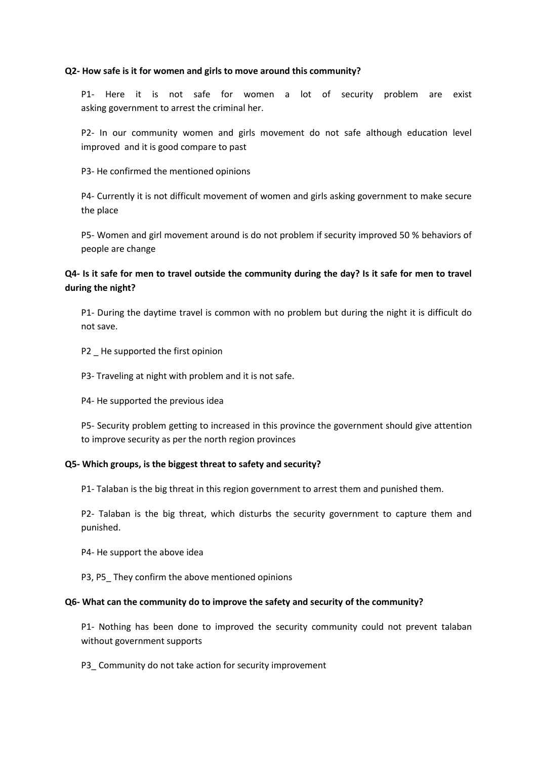**Q2- How safe is it for women and girls to move around this community?**

P1- Here it is not safe for women a lot of security problem are exist asking government to arrest the criminal her.

P2- In our community women and girls movement do not safe although education level improved and it is good compare to past

P3- He confirmed the mentioned opinions

P4- Currently it is not difficult movement of women and girls asking government to make secure the place

P5- Women and girl movement around is do not problem if security improved 50 % behaviors of people are change

**Q4- Is it safe for men to travel outside the community during the day? Is it safe for men to travel during the night?**

P1- During the daytime travel is common with no problem but during the night it is difficult do not save.

P2 _ He supported the first opinion

P3- Traveling at night with problem and it is not safe.

P4- He supported the previous idea

P5- Security problem getting to increased in this province the government should give attention to improve security as per the north region provinces

**Q5- Which groups, is the biggest threat to safety and security?**

P1- Talaban is the big threat in this region government to arrest them and punished them.

P2- Talaban is the big threat, which disturbs the security government to capture them and punished.

P4- He support the above idea

P3, P5_ They confirm the above mentioned opinions

**Q6- What can the community do to improve the safety and security of the community?**

P1- Nothing has been done to improved the security community could not prevent talaban without government supports

P3_ Community do not take action for security improvement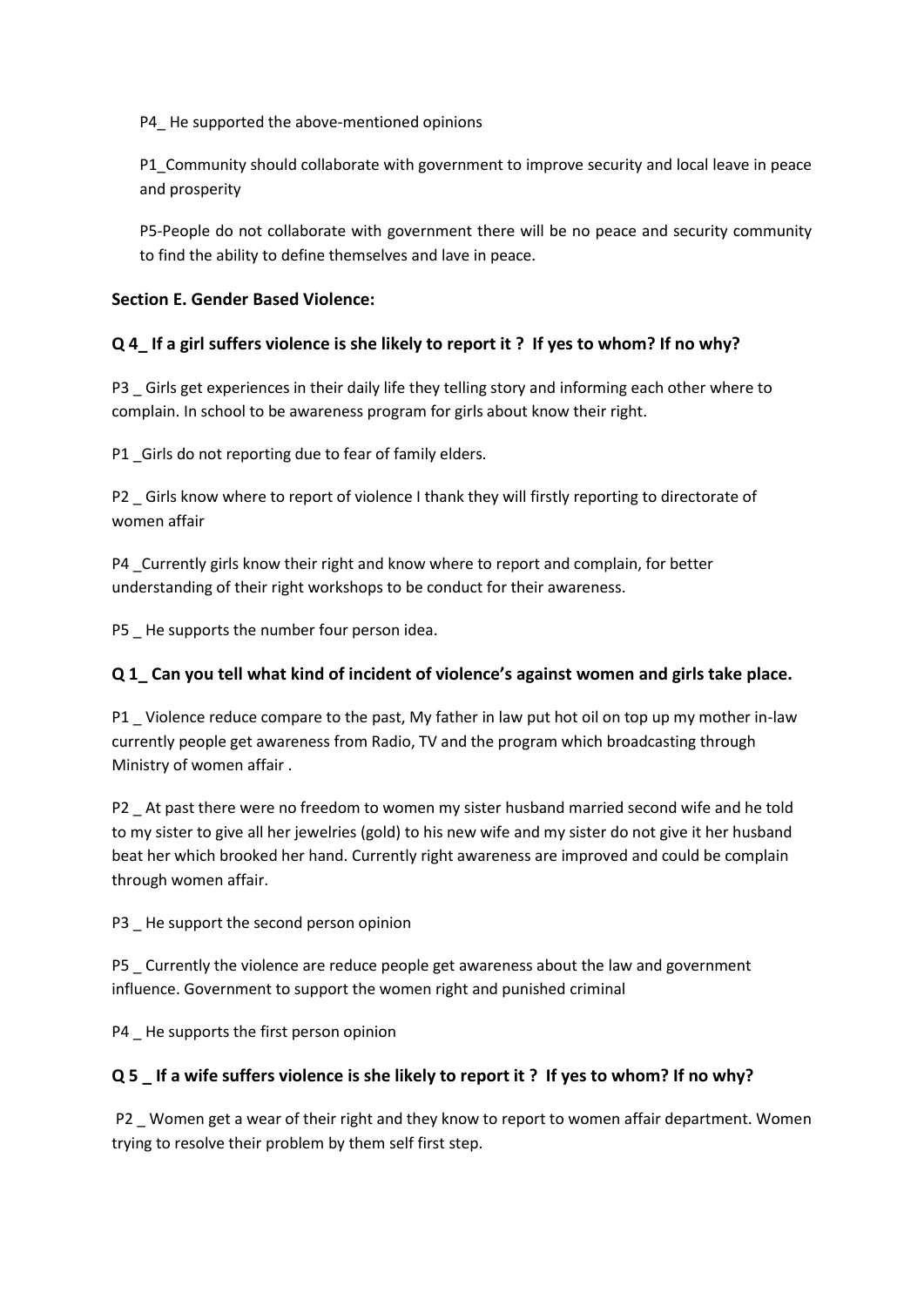P4_ He supported the above-mentioned opinions

P1_Community should collaborate with government to improve security and local leave in peace and prosperity

P5-People do not collaborate with government there will be no peace and security community to find the ability to define themselves and lave in peace.

**Section E. Gender Based Violence:**

**Q 4_ If a girl suffers violence is she likely to report it ? If yes to whom? If no why?**

P3 _ Girls get experiences in their daily life they telling story and informing each other where to complain. In school to be awareness program for girls about know their right.

P1 _Girls do not reporting due to fear of family elders.

P2 _ Girls know where to report of violence I thank they will firstly reporting to directorate of women affair

P4 _Currently girls know their right and know where to report and complain, for better understanding of their right workshops to be conduct for their awareness.

P5 _ He supports the number four person idea.

**Q 1_ Can you tell what kind of incident of violence's against women and girls take place.**

P1 _ Violence reduce compare to the past, My father in law put hot oil on top up my mother in-law currently people get awareness from Radio, TV and the program which broadcasting through Ministry of women affair .

P2 _ At past there were no freedom to women my sister husband married second wife and he told to my sister to give all her jewelries (gold) to his new wife and my sister do not give it her husband beat her which brooked her hand. Currently right awareness are improved and could be complain through women affair.

P3 _ He support the second person opinion

P5 _ Currently the violence are reduce people get awareness about the law and government influence. Government to support the women right and punished criminal

P4 _ He supports the first person opinion

**Q 5 _ If a wife suffers violence is she likely to report it ? If yes to whom? If no why?**

P2 _ Women get a wear of their right and they know to report to women affair department. Women trying to resolve their problem by them self first step.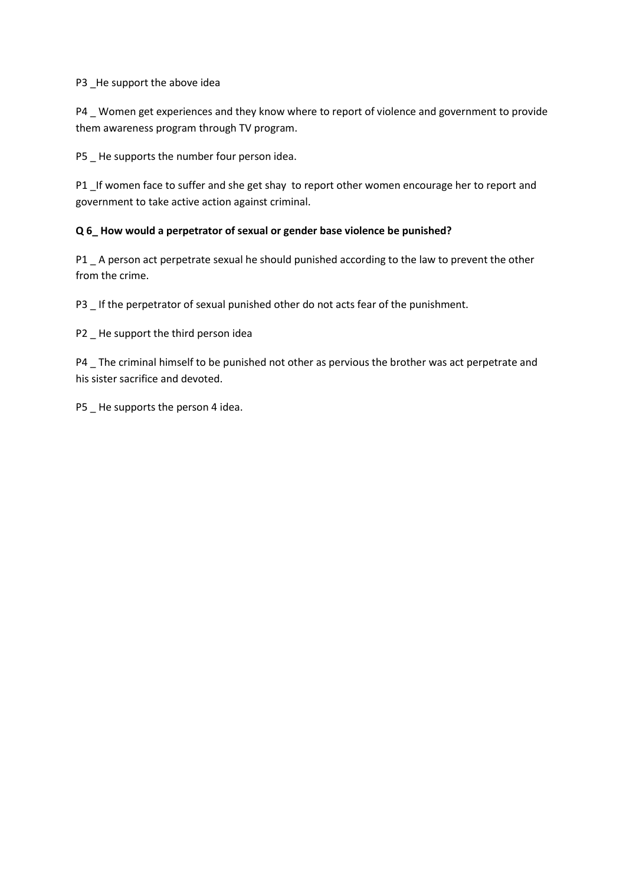P3 _He support the above idea

P4 _ Women get experiences and they know where to report of violence and government to provide them awareness program through TV program.

P5 _ He supports the number four person idea.

P1 _If women face to suffer and she get shay to report other women encourage her to report and government to take active action against criminal.

**Q 6_ How would a perpetrator of sexual or gender base violence be punished?**

P1 _ A person act perpetrate sexual he should punished according to the law to prevent the other from the crime.

P3 _ If the perpetrator of sexual punished other do not acts fear of the punishment.

P2 _ He support the third person idea

P4 _ The criminal himself to be punished not other as pervious the brother was act perpetrate and his sister sacrifice and devoted.

P5 _ He supports the person 4 idea.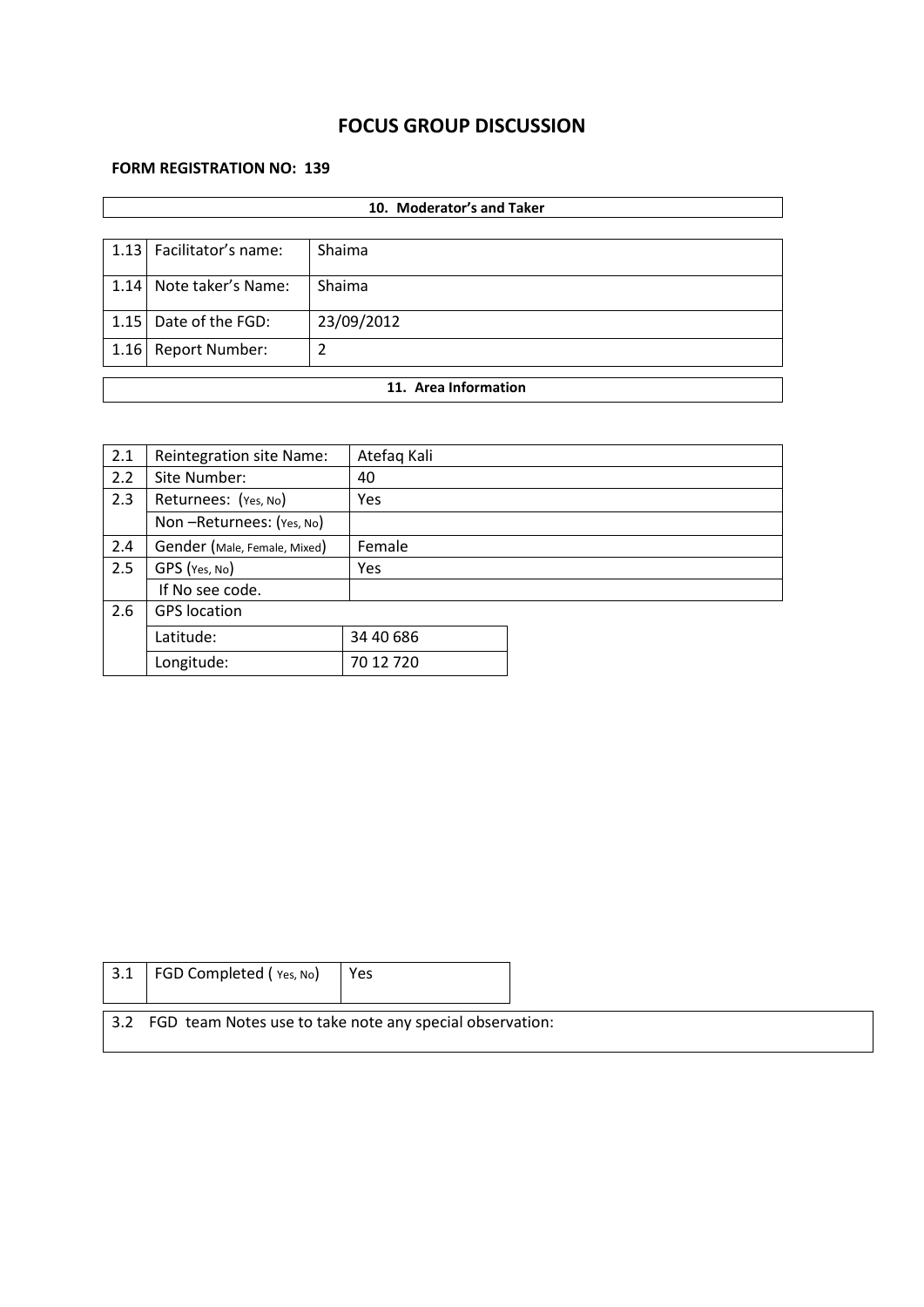# FOCUS GROUP DISCUSSION

**FORM REGISTRATION NO: 139**

| **10. Moderator's and Taker** | | |
|---|---|---|
| 1.13 | Facilitator's name: | Shaima |
| 1.14 | Note taker's Name: | Shaima |
| 1.15 | Date of the FGD: | 23/09/2012 |
| 1.16 | Report Number: | 2 |

| **11. Area Information** | | |
|---|---|---|
| 2.1 | Reintegration site Name: | Atefaq Kali |
| 2.2 | Site Number: | 40 |
| 2.3 | Returnees: (Yes, No) | Yes |
| | Non –Returnees: (Yes, No) | |
| 2.4 | Gender (Male, Female, Mixed) | Female |
| 2.5 | GPS (Yes, No) | Yes |
| | If No see code. | |
| 2.6 | GPS location | |
| | Latitude: | 34 40 686 |
| | Longitude: | 70 12 720 |

| 3.1 | FGD Completed ( Yes, No) | Yes |
|---|---|---|

3.2 FGD team Notes use to take note any special observation: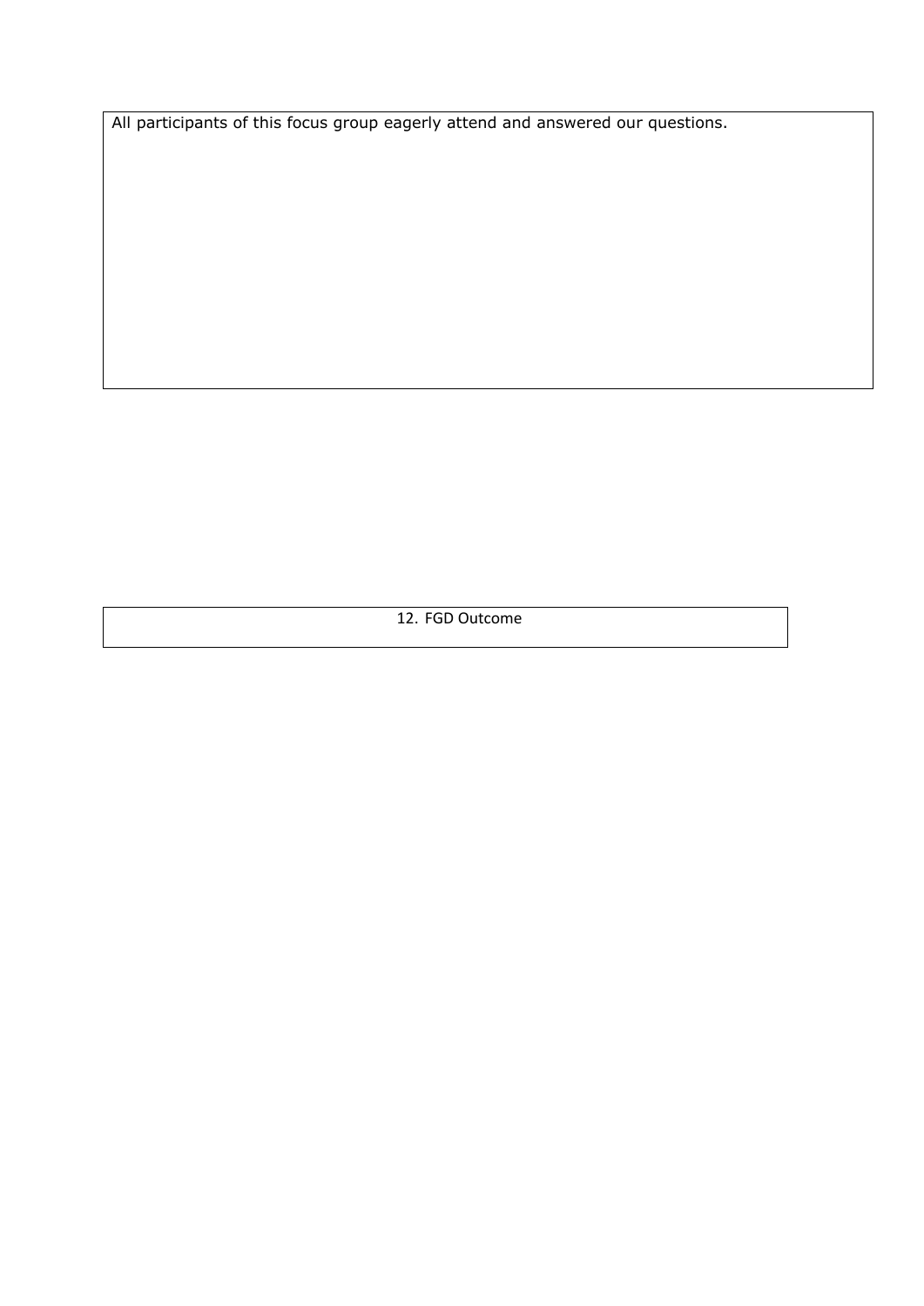All participants of this focus group eagerly attend and answered our questions.

## 12. FGD Outcome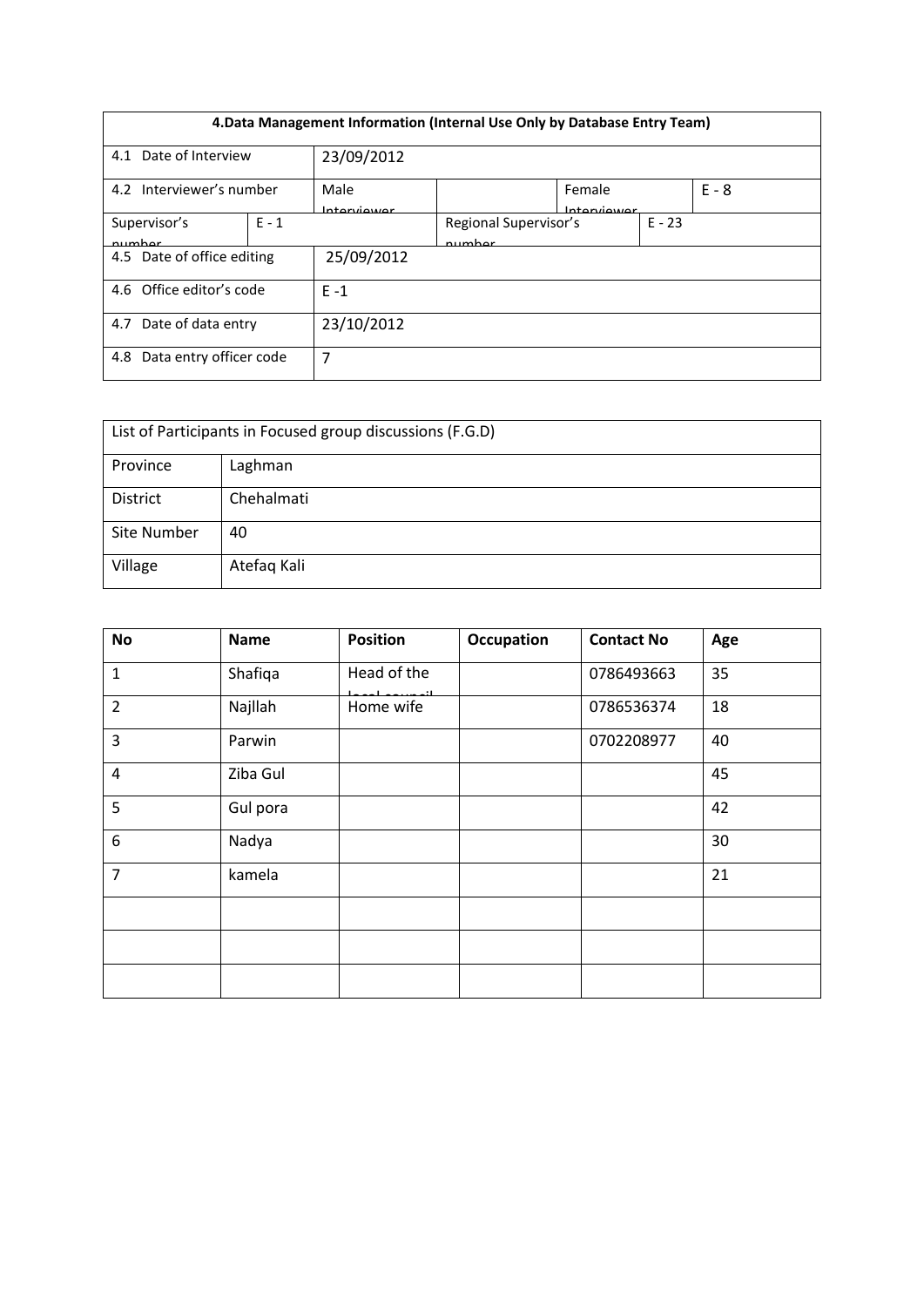| 4.Data Management Information (Internal Use Only by Database Entry Team) | | | | | |
|---|---|---|---|---|---|
| 4.1 Date of Interview | 23/09/2012 | | | | |
| 4.2 Interviewer's number | Male Interviewer | | Female Interviewer | | E - 8 |
| Supervisor's number | E - 1 | Regional Supervisor's number | | E - 23 | |
| 4.5 Date of office editing | 25/09/2012 | | | | |
| 4.6 Office editor's code | E -1 | | | | |
| 4.7 Date of data entry | 23/10/2012 | | | | |
| 4.8 Data entry officer code | 7 | | | | |

| List of Participants in Focused group discussions (F.G.D) | |
|---|---|
| Province | Laghman |
| District | Chehalmati |
| Site Number | 40 |
| Village | Atefaq Kali |

| No | Name | Position | Occupation | Contact No | Age |
|---|---|---|---|---|---|
| 1 | Shafiqa | Head of the local council | | 0786493663 | 35 |
| 2 | Najllah | Home wife | | 0786536374 | 18 |
| 3 | Parwin | | | 0702208977 | 40 |
| 4 | Ziba Gul | | | | 45 |
| 5 | Gul pora | | | | 42 |
| 6 | Nadya | | | | 30 |
| 7 | kamela | | | | 21 |
| | | | | | |
| | | | | | |
| | | | | | |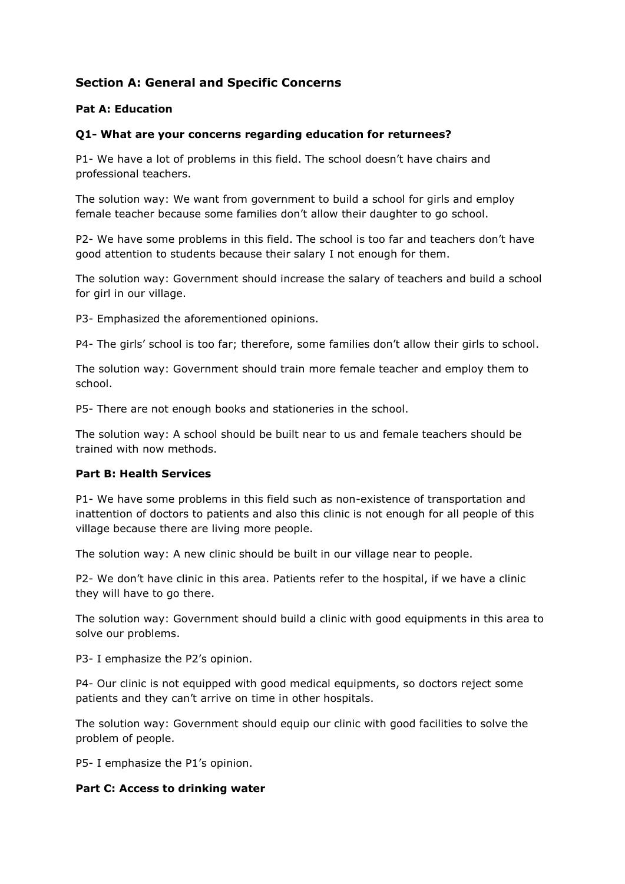## Section A: General and Specific Concerns

### Pat A: Education

#### Q1- What are your concerns regarding education for returnees?

P1- We have a lot of problems in this field. The school doesn't have chairs and professional teachers.

The solution way: We want from government to build a school for girls and employ female teacher because some families don't allow their daughter to go school.

P2- We have some problems in this field. The school is too far and teachers don't have good attention to students because their salary I not enough for them.

The solution way: Government should increase the salary of teachers and build a school for girl in our village.

P3- Emphasized the aforementioned opinions.

P4- The girls' school is too far; therefore, some families don't allow their girls to school.

The solution way: Government should train more female teacher and employ them to school.

P5- There are not enough books and stationeries in the school.

The solution way: A school should be built near to us and female teachers should be trained with now methods.

### Part B: Health Services

P1- We have some problems in this field such as non-existence of transportation and inattention of doctors to patients and also this clinic is not enough for all people of this village because there are living more people.

The solution way: A new clinic should be built in our village near to people.

P2- We don't have clinic in this area. Patients refer to the hospital, if we have a clinic they will have to go there.

The solution way: Government should build a clinic with good equipments in this area to solve our problems.

P3- I emphasize the P2's opinion.

P4- Our clinic is not equipped with good medical equipments, so doctors reject some patients and they can't arrive on time in other hospitals.

The solution way: Government should equip our clinic with good facilities to solve the problem of people.

P5- I emphasize the P1's opinion.

### Part C: Access to drinking water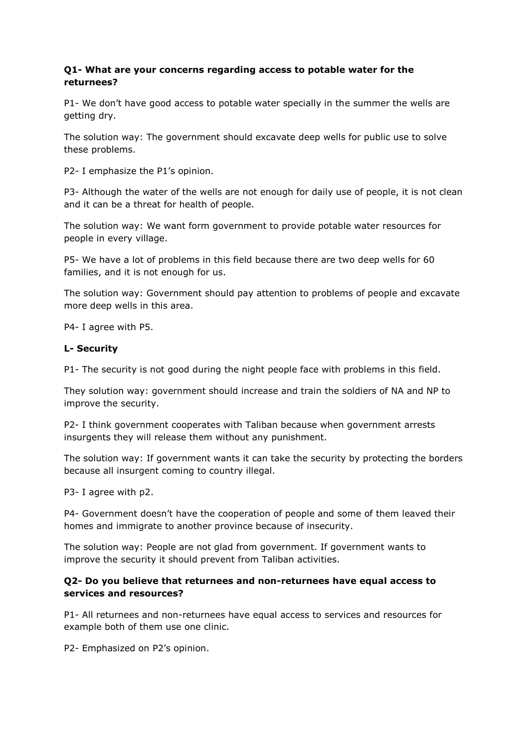**Q1- What are your concerns regarding access to potable water for the returnees?**

P1- We don't have good access to potable water specially in the summer the wells are getting dry.

The solution way: The government should excavate deep wells for public use to solve these problems.

P2- I emphasize the P1's opinion.

P3- Although the water of the wells are not enough for daily use of people, it is not clean and it can be a threat for health of people.

The solution way: We want form government to provide potable water resources for people in every village.

P5- We have a lot of problems in this field because there are two deep wells for 60 families, and it is not enough for us.

The solution way: Government should pay attention to problems of people and excavate more deep wells in this area.

P4- I agree with P5.

**L- Security**

P1- The security is not good during the night people face with problems in this field.

They solution way: government should increase and train the soldiers of NA and NP to improve the security.

P2- I think government cooperates with Taliban because when government arrests insurgents they will release them without any punishment.

The solution way: If government wants it can take the security by protecting the borders because all insurgent coming to country illegal.

P3- I agree with p2.

P4- Government doesn't have the cooperation of people and some of them leaved their homes and immigrate to another province because of insecurity.

The solution way: People are not glad from government. If government wants to improve the security it should prevent from Taliban activities.

**Q2- Do you believe that returnees and non-returnees have equal access to services and resources?**

P1- All returnees and non-returnees have equal access to services and resources for example both of them use one clinic.

P2- Emphasized on P2's opinion.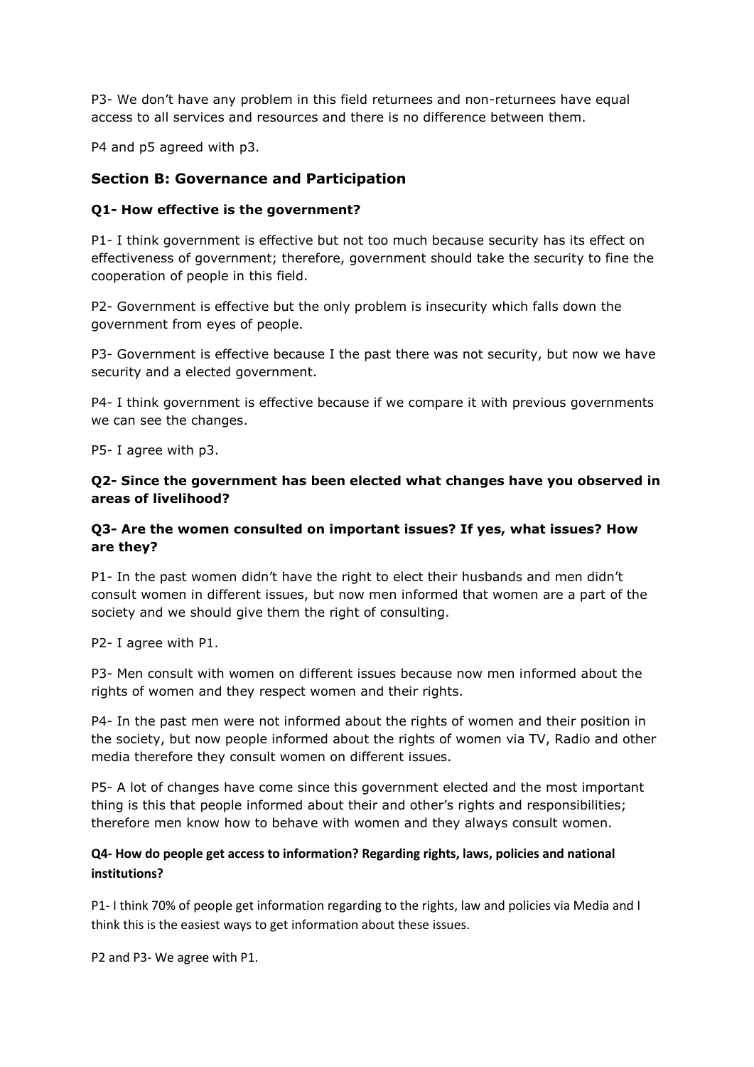P3- We don't have any problem in this field returnees and non-returnees have equal access to all services and resources and there is no difference between them.

P4 and p5 agreed with p3.

## Section B: Governance and Participation

### Q1- How effective is the government?

P1- I think government is effective but not too much because security has its effect on effectiveness of government; therefore, government should take the security to fine the cooperation of people in this field.

P2- Government is effective but the only problem is insecurity which falls down the government from eyes of people.

P3- Government is effective because I the past there was not security, but now we have security and a elected government.

P4- I think government is effective because if we compare it with previous governments we can see the changes.

P5- I agree with p3.

### Q2- Since the government has been elected what changes have you observed in areas of livelihood?

### Q3- Are the women consulted on important issues? If yes, what issues? How are they?

P1- In the past women didn't have the right to elect their husbands and men didn't consult women in different issues, but now men informed that women are a part of the society and we should give them the right of consulting.

P2- I agree with P1.

P3- Men consult with women on different issues because now men informed about the rights of women and they respect women and their rights.

P4- In the past men were not informed about the rights of women and their position in the society, but now people informed about the rights of women via TV, Radio and other media therefore they consult women on different issues.

P5- A lot of changes have come since this government elected and the most important thing is this that people informed about their and other's rights and responsibilities; therefore men know how to behave with women and they always consult women.

### Q4- How do people get access to information? Regarding rights, laws, policies and national institutions?

P1- I think 70% of people get information regarding to the rights, law and policies via Media and I think this is the easiest ways to get information about these issues.

P2 and P3- We agree with P1.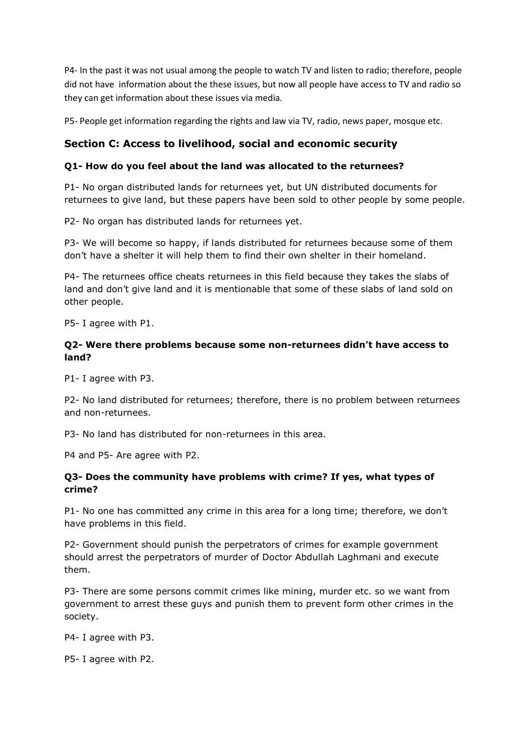P4- In the past it was not usual among the people to watch TV and listen to radio; therefore, people did not have information about the these issues, but now all people have access to TV and radio so they can get information about these issues via media.

P5- People get information regarding the rights and law via TV, radio, news paper, mosque etc.

## Section C: Access to livelihood, social and economic security

### Q1- How do you feel about the land was allocated to the returnees?

P1- No organ distributed lands for returnees yet, but UN distributed documents for returnees to give land, but these papers have been sold to other people by some people.

P2- No organ has distributed lands for returnees yet.

P3- We will become so happy, if lands distributed for returnees because some of them don't have a shelter it will help them to find their own shelter in their homeland.

P4- The returnees office cheats returnees in this field because they takes the slabs of land and don't give land and it is mentionable that some of these slabs of land sold on other people.

P5- I agree with P1.

### Q2- Were there problems because some non-returnees didn't have access to land?

P1- I agree with P3.

P2- No land distributed for returnees; therefore, there is no problem between returnees and non-returnees.

P3- No land has distributed for non-returnees in this area.

P4 and P5- Are agree with P2.

### Q3- Does the community have problems with crime? If yes, what types of crime?

P1- No one has committed any crime in this area for a long time; therefore, we don't have problems in this field.

P2- Government should punish the perpetrators of crimes for example government should arrest the perpetrators of murder of Doctor Abdullah Laghmani and execute them.

P3- There are some persons commit crimes like mining, murder etc. so we want from government to arrest these guys and punish them to prevent form other crimes in the society.

P4- I agree with P3.

P5- I agree with P2.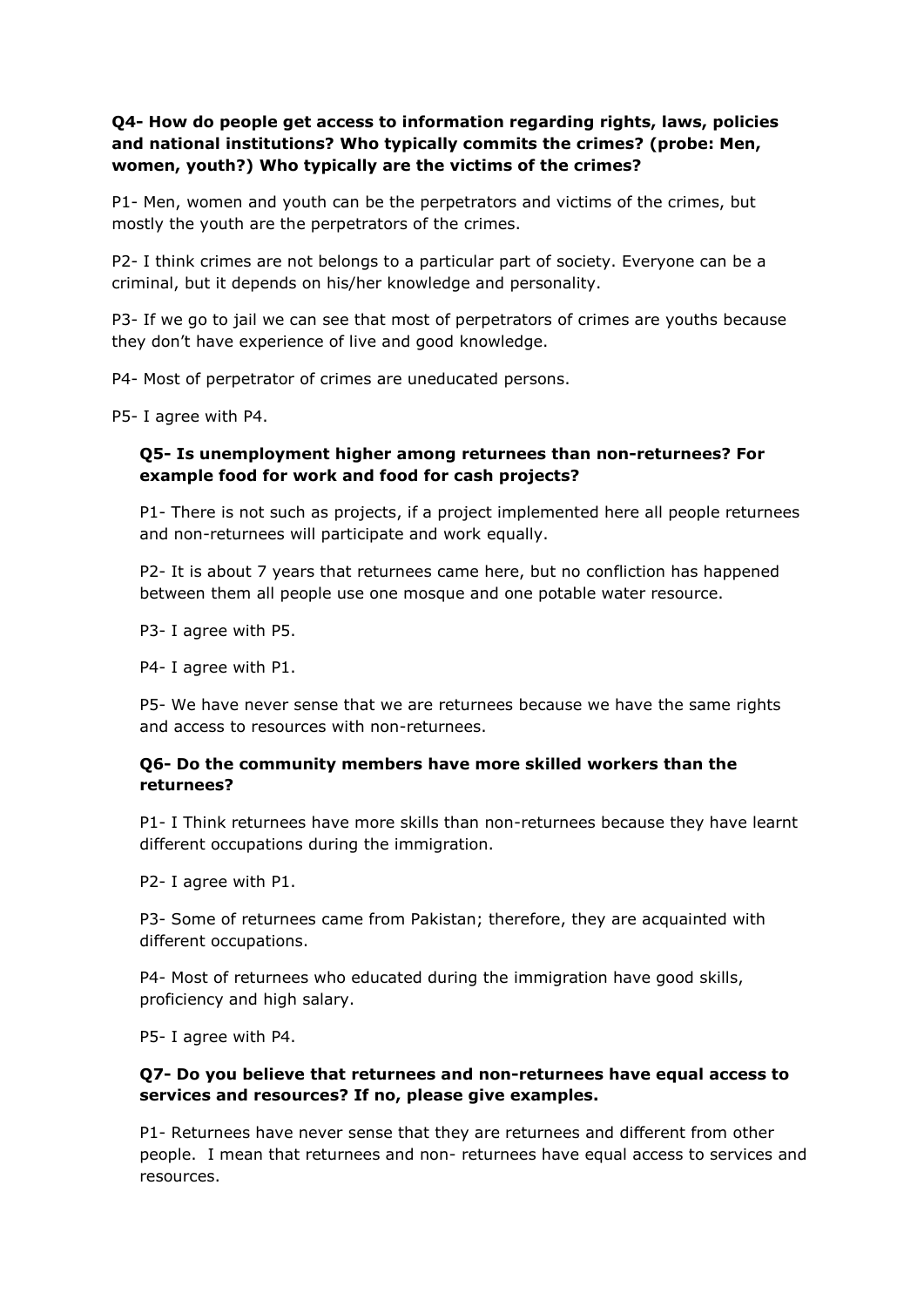**Q4- How do people get access to information regarding rights, laws, policies and national institutions? Who typically commits the crimes? (probe: Men, women, youth?) Who typically are the victims of the crimes?**

P1- Men, women and youth can be the perpetrators and victims of the crimes, but mostly the youth are the perpetrators of the crimes.

P2- I think crimes are not belongs to a particular part of society. Everyone can be a criminal, but it depends on his/her knowledge and personality.

P3- If we go to jail we can see that most of perpetrators of crimes are youths because they don't have experience of live and good knowledge.

P4- Most of perpetrator of crimes are uneducated persons.

P5- I agree with P4.

**Q5- Is unemployment higher among returnees than non-returnees? For example food for work and food for cash projects?**

P1- There is not such as projects, if a project implemented here all people returnees and non-returnees will participate and work equally.

P2- It is about 7 years that returnees came here, but no confliction has happened between them all people use one mosque and one potable water resource.

P3- I agree with P5.

P4- I agree with P1.

P5- We have never sense that we are returnees because we have the same rights and access to resources with non-returnees.

**Q6- Do the community members have more skilled workers than the returnees?**

P1- I Think returnees have more skills than non-returnees because they have learnt different occupations during the immigration.

P2- I agree with P1.

P3- Some of returnees came from Pakistan; therefore, they are acquainted with different occupations.

P4- Most of returnees who educated during the immigration have good skills, proficiency and high salary.

P5- I agree with P4.

**Q7- Do you believe that returnees and non-returnees have equal access to services and resources? If no, please give examples.**

P1- Returnees have never sense that they are returnees and different from other people. I mean that returnees and non- returnees have equal access to services and resources.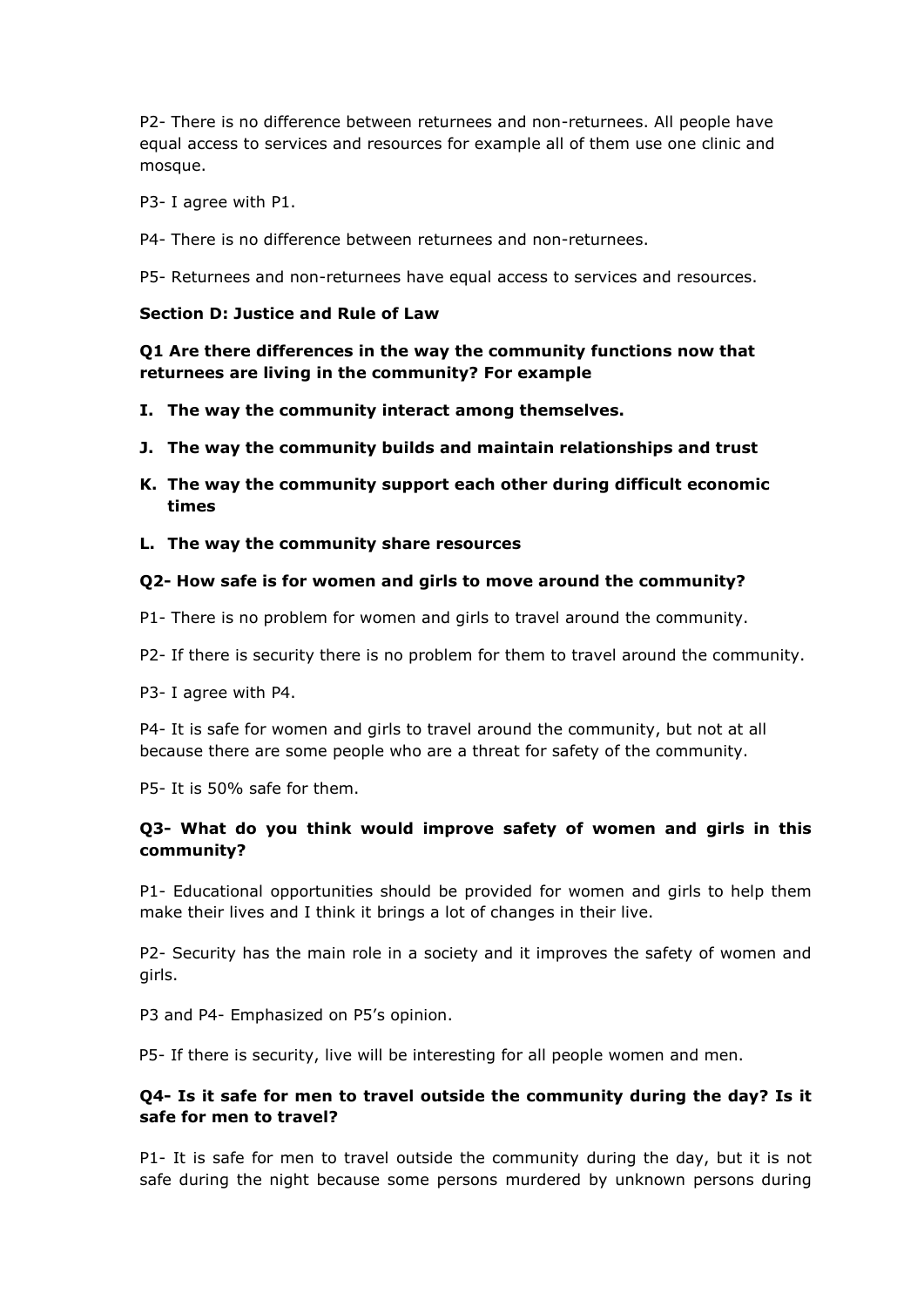P2- There is no difference between returnees and non-returnees. All people have equal access to services and resources for example all of them use one clinic and mosque.

P3- I agree with P1.

P4- There is no difference between returnees and non-returnees.

P5- Returnees and non-returnees have equal access to services and resources.

**Section D: Justice and Rule of Law**

**Q1 Are there differences in the way the community functions now that returnees are living in the community? For example**

- **I. The way the community interact among themselves.**
- **J. The way the community builds and maintain relationships and trust**
- **K. The way the community support each other during difficult economic times**
- **L. The way the community share resources**

**Q2- How safe is for women and girls to move around the community?**

P1- There is no problem for women and girls to travel around the community.

P2- If there is security there is no problem for them to travel around the community.

P3- I agree with P4.

P4- It is safe for women and girls to travel around the community, but not at all because there are some people who are a threat for safety of the community.

P5- It is 50% safe for them.

**Q3- What do you think would improve safety of women and girls in this community?**

P1- Educational opportunities should be provided for women and girls to help them make their lives and I think it brings a lot of changes in their live.

P2- Security has the main role in a society and it improves the safety of women and girls.

P3 and P4- Emphasized on P5's opinion.

P5- If there is security, live will be interesting for all people women and men.

**Q4- Is it safe for men to travel outside the community during the day? Is it safe for men to travel?**

P1- It is safe for men to travel outside the community during the day, but it is not safe during the night because some persons murdered by unknown persons during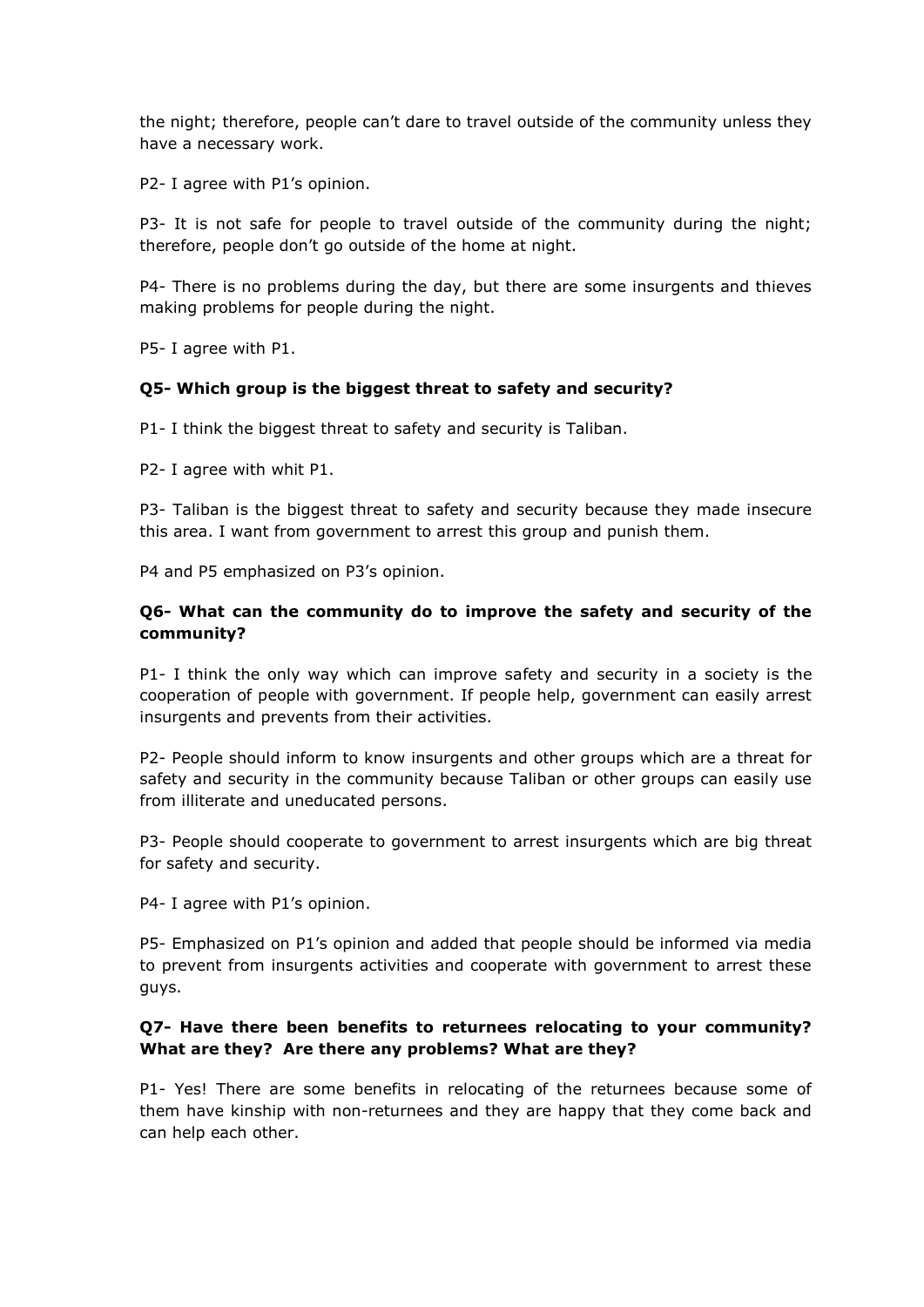the night; therefore, people can't dare to travel outside of the community unless they have a necessary work.

P2- I agree with P1's opinion.

P3- It is not safe for people to travel outside of the community during the night; therefore, people don't go outside of the home at night.

P4- There is no problems during the day, but there are some insurgents and thieves making problems for people during the night.

P5- I agree with P1.

**Q5- Which group is the biggest threat to safety and security?**

P1- I think the biggest threat to safety and security is Taliban.

P2- I agree with whit P1.

P3- Taliban is the biggest threat to safety and security because they made insecure this area. I want from government to arrest this group and punish them.

P4 and P5 emphasized on P3's opinion.

**Q6- What can the community do to improve the safety and security of the community?**

P1- I think the only way which can improve safety and security in a society is the cooperation of people with government. If people help, government can easily arrest insurgents and prevents from their activities.

P2- People should inform to know insurgents and other groups which are a threat for safety and security in the community because Taliban or other groups can easily use from illiterate and uneducated persons.

P3- People should cooperate to government to arrest insurgents which are big threat for safety and security.

P4- I agree with P1's opinion.

P5- Emphasized on P1's opinion and added that people should be informed via media to prevent from insurgents activities and cooperate with government to arrest these guys.

**Q7- Have there been benefits to returnees relocating to your community? What are they? Are there any problems? What are they?**

P1- Yes! There are some benefits in relocating of the returnees because some of them have kinship with non-returnees and they are happy that they come back and can help each other.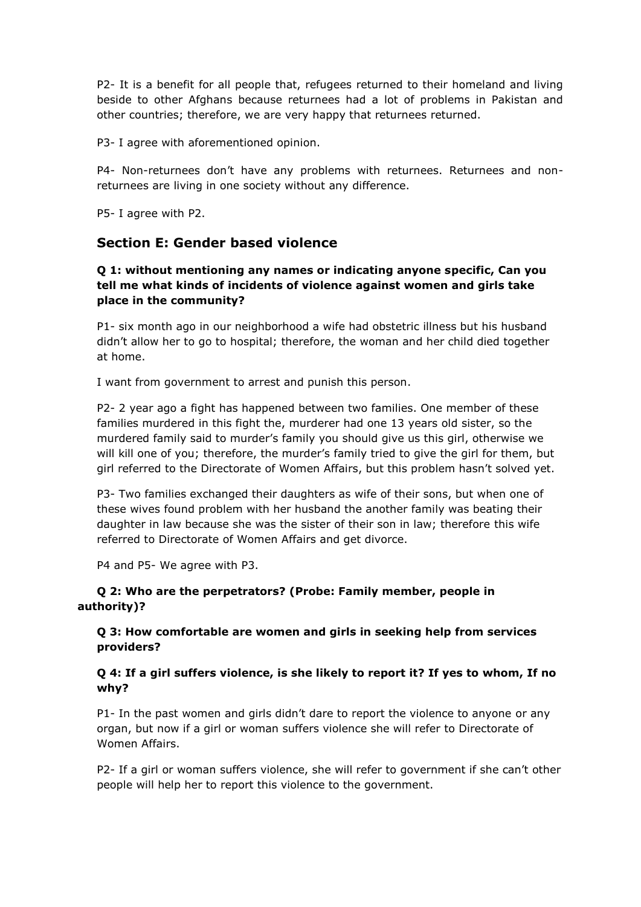P2- It is a benefit for all people that, refugees returned to their homeland and living beside to other Afghans because returnees had a lot of problems in Pakistan and other countries; therefore, we are very happy that returnees returned.

P3- I agree with aforementioned opinion.

P4- Non-returnees don't have any problems with returnees. Returnees and non-returnees are living in one society without any difference.

P5- I agree with P2.

## Section E: Gender based violence

**Q 1: without mentioning any names or indicating anyone specific, Can you tell me what kinds of incidents of violence against women and girls take place in the community?**

P1- six month ago in our neighborhood a wife had obstetric illness but his husband didn't allow her to go to hospital; therefore, the woman and her child died together at home.

I want from government to arrest and punish this person.

P2- 2 year ago a fight has happened between two families. One member of these families murdered in this fight the, murderer had one 13 years old sister, so the murdered family said to murder's family you should give us this girl, otherwise we will kill one of you; therefore, the murder's family tried to give the girl for them, but girl referred to the Directorate of Women Affairs, but this problem hasn't solved yet.

P3- Two families exchanged their daughters as wife of their sons, but when one of these wives found problem with her husband the another family was beating their daughter in law because she was the sister of their son in law; therefore this wife referred to Directorate of Women Affairs and get divorce.

P4 and P5- We agree with P3.

**Q 2: Who are the perpetrators? (Probe: Family member, people in authority)?**

**Q 3: How comfortable are women and girls in seeking help from services providers?**

**Q 4: If a girl suffers violence, is she likely to report it? If yes to whom, If no why?**

P1- In the past women and girls didn't dare to report the violence to anyone or any organ, but now if a girl or woman suffers violence she will refer to Directorate of Women Affairs.

P2- If a girl or woman suffers violence, she will refer to government if she can't other people will help her to report this violence to the government.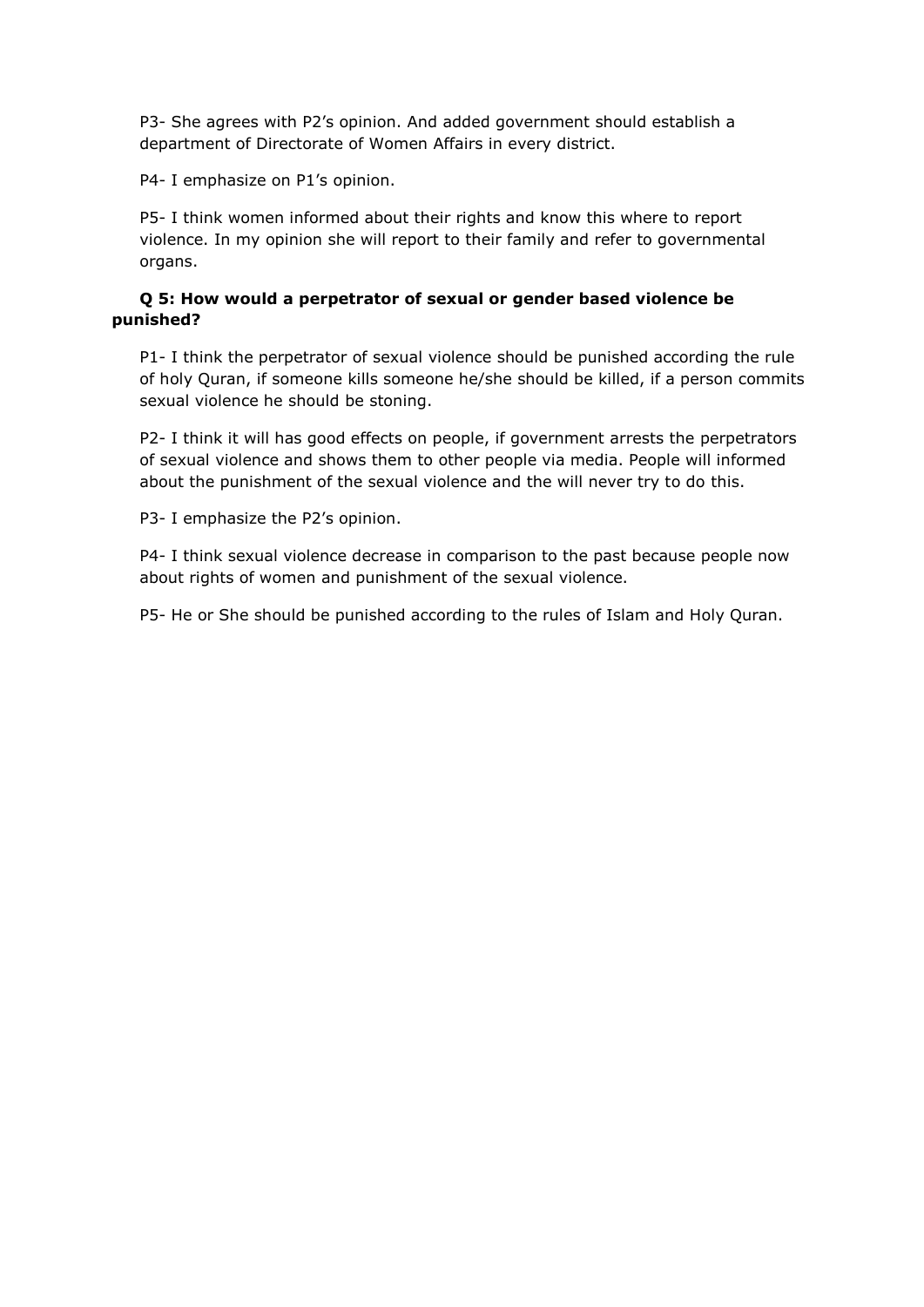P3- She agrees with P2's opinion. And added government should establish a department of Directorate of Women Affairs in every district.

P4- I emphasize on P1's opinion.

P5- I think women informed about their rights and know this where to report violence. In my opinion she will report to their family and refer to governmental organs.

**Q 5: How would a perpetrator of sexual or gender based violence be punished?**

P1- I think the perpetrator of sexual violence should be punished according the rule of holy Quran, if someone kills someone he/she should be killed, if a person commits sexual violence he should be stoning.

P2- I think it will has good effects on people, if government arrests the perpetrators of sexual violence and shows them to other people via media. People will informed about the punishment of the sexual violence and the will never try to do this.

P3- I emphasize the P2's opinion.

P4- I think sexual violence decrease in comparison to the past because people now about rights of women and punishment of the sexual violence.

P5- He or She should be punished according to the rules of Islam and Holy Quran.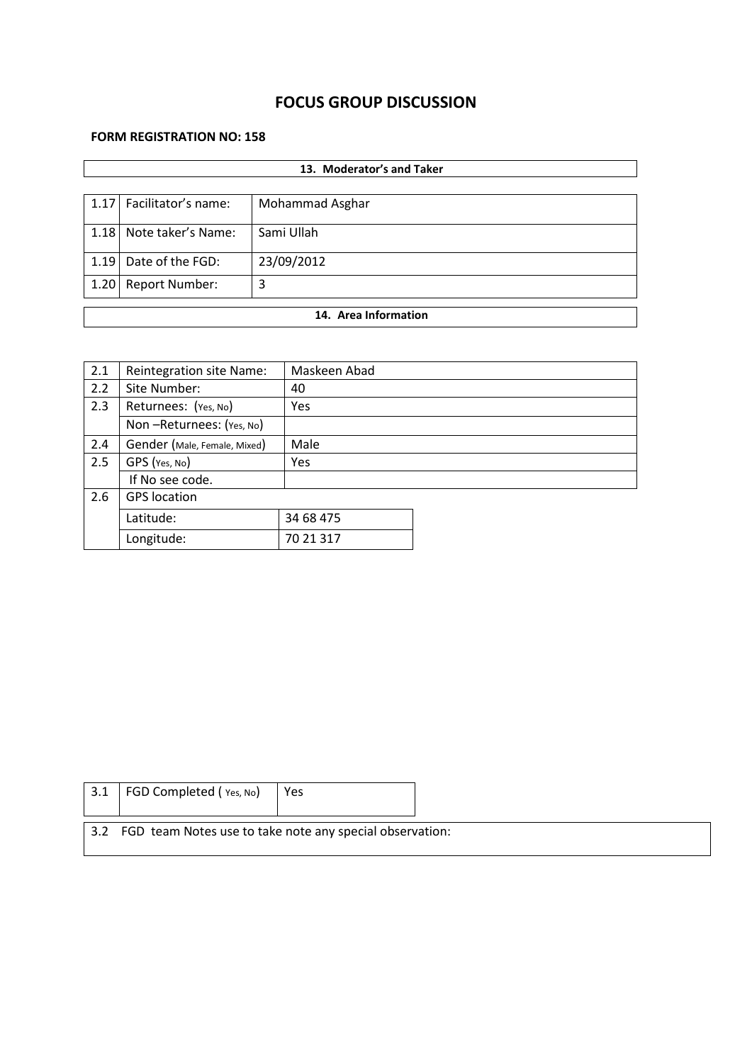# FOCUS GROUP DISCUSSION

**FORM REGISTRATION NO: 158**

| **13. Moderator's and Taker** | | |
|---|---|---|
| 1.17 | Facilitator's name: | Mohammad Asghar |
| 1.18 | Note taker's Name: | Sami Ullah |
| 1.19 | Date of the FGD: | 23/09/2012 |
| 1.20 | Report Number: | 3 |

**14. Area Information**

| 2.1 | Reintegration site Name: | Maskeen Abad |
|---|---|---|
| 2.2 | Site Number: | 40 |
| 2.3 | Returnees: (Yes, No) | Yes |
| | Non –Returnees: (Yes, No) | |
| 2.4 | Gender (Male, Female, Mixed) | Male |
| 2.5 | GPS (Yes, No) | Yes |
| | If No see code. | |
| 2.6 | GPS location | |
| | Latitude: | 34 68 475 |
| | Longitude: | 70 21 317 |

| 3.1 | FGD Completed ( Yes, No) | Yes |
|---|---|---|

3.2 FGD team Notes use to take note any special observation: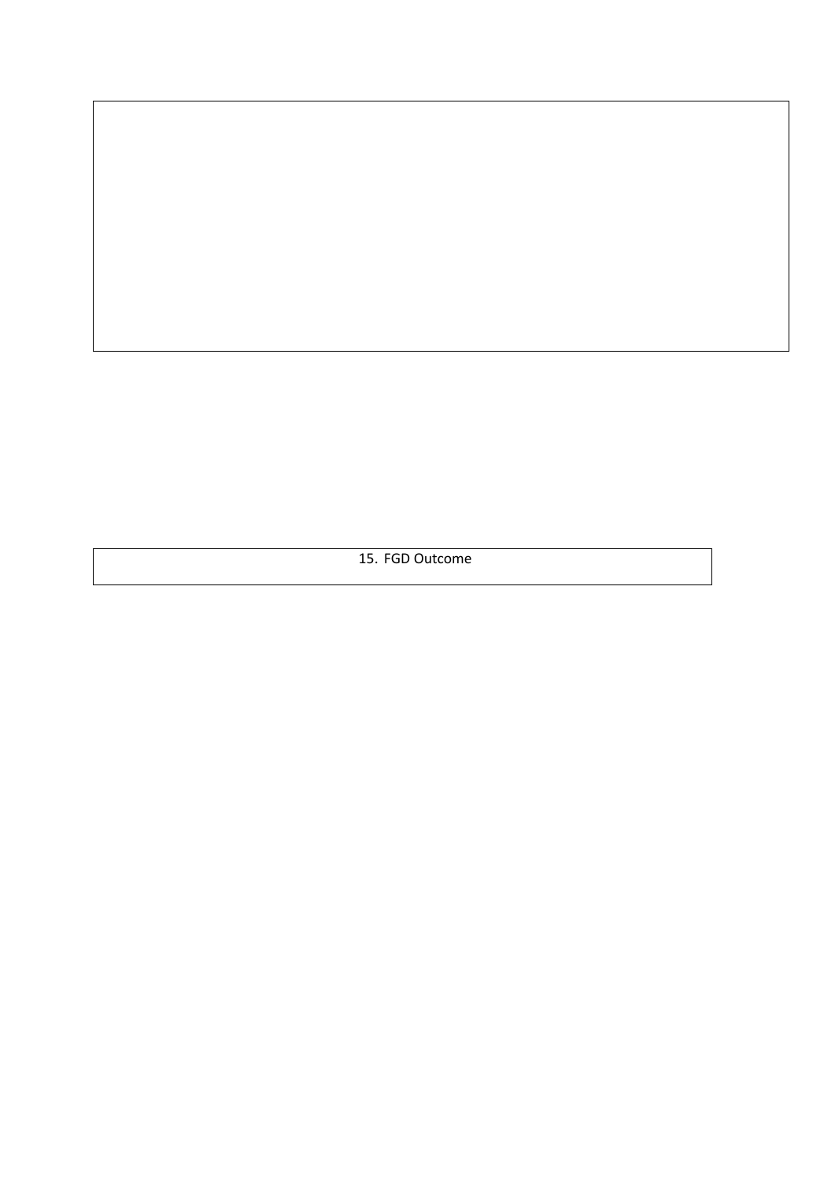15. FGD Outcome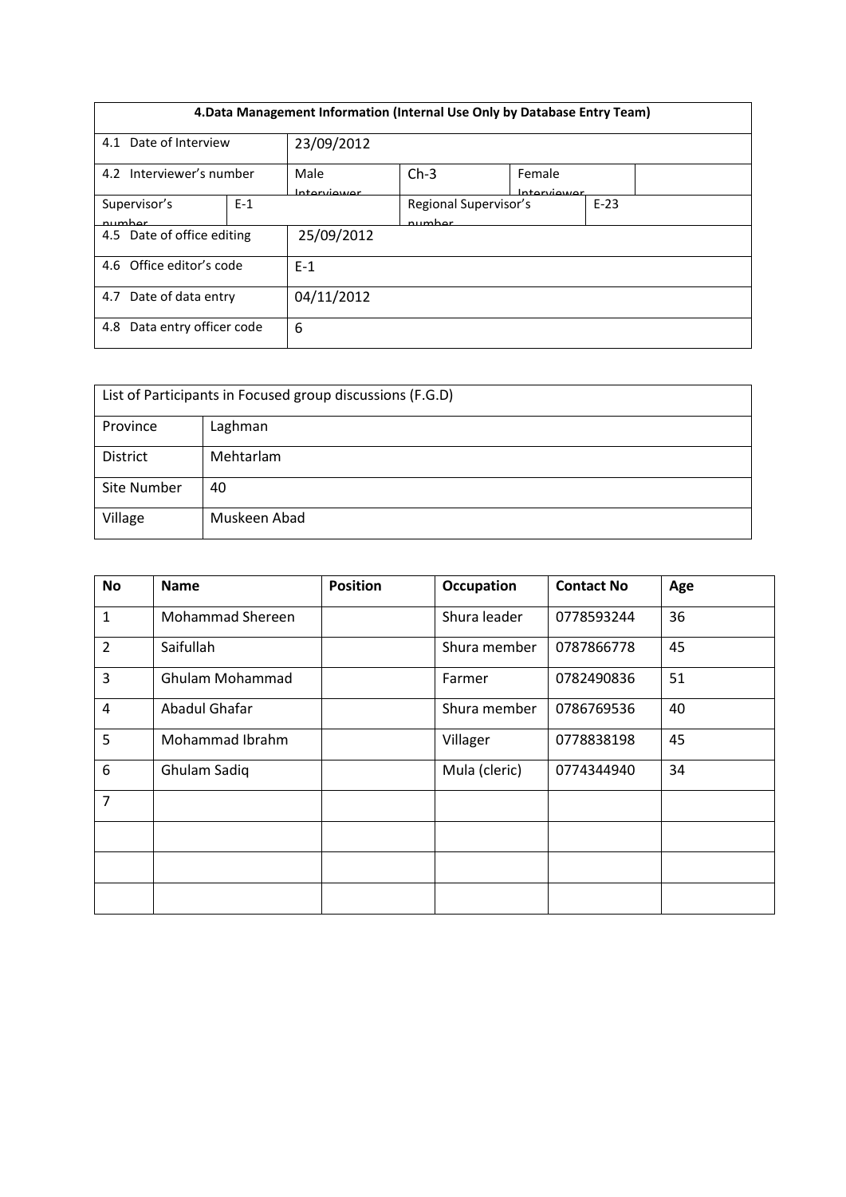| 4.Data Management Information (Internal Use Only by Database Entry Team) | | | | | |
|---|---|---|---|---|---|
| 4.1 Date of Interview | | 23/09/2012 | | | |
| 4.2 Interviewer's number | | Male Interviewer | Ch-3 | Female Interviewer | |
| Supervisor's number | E-1 | | Regional Supervisor's number | | E-23 |
| 4.5 Date of office editing | | 25/09/2012 | | | |
| 4.6 Office editor's code | | E-1 | | | |
| 4.7 Date of data entry | | 04/11/2012 | | | |
| 4.8 Data entry officer code | | 6 | | | |

| List of Participants in Focused group discussions (F.G.D) | |
|---|---|
| Province | Laghman |
| District | Mehtarlam |
| Site Number | 40 |
| Village | Muskeen Abad |

| No | Name | Position | Occupation | Contact No | Age |
|---|---|---|---|---|---|
| 1 | Mohammad Shereen | | Shura leader | 0778593244 | 36 |
| 2 | Saifullah | | Shura member | 0787866778 | 45 |
| 3 | Ghulam Mohammad | | Farmer | 0782490836 | 51 |
| 4 | Abadul Ghafar | | Shura member | 0786769536 | 40 |
| 5 | Mohammad Ibrahm | | Villager | 0778838198 | 45 |
| 6 | Ghulam Sadiq | | Mula (cleric) | 0774344940 | 34 |
| 7 | | | | | |
| | | | | | |
| | | | | | |
| | | | | | |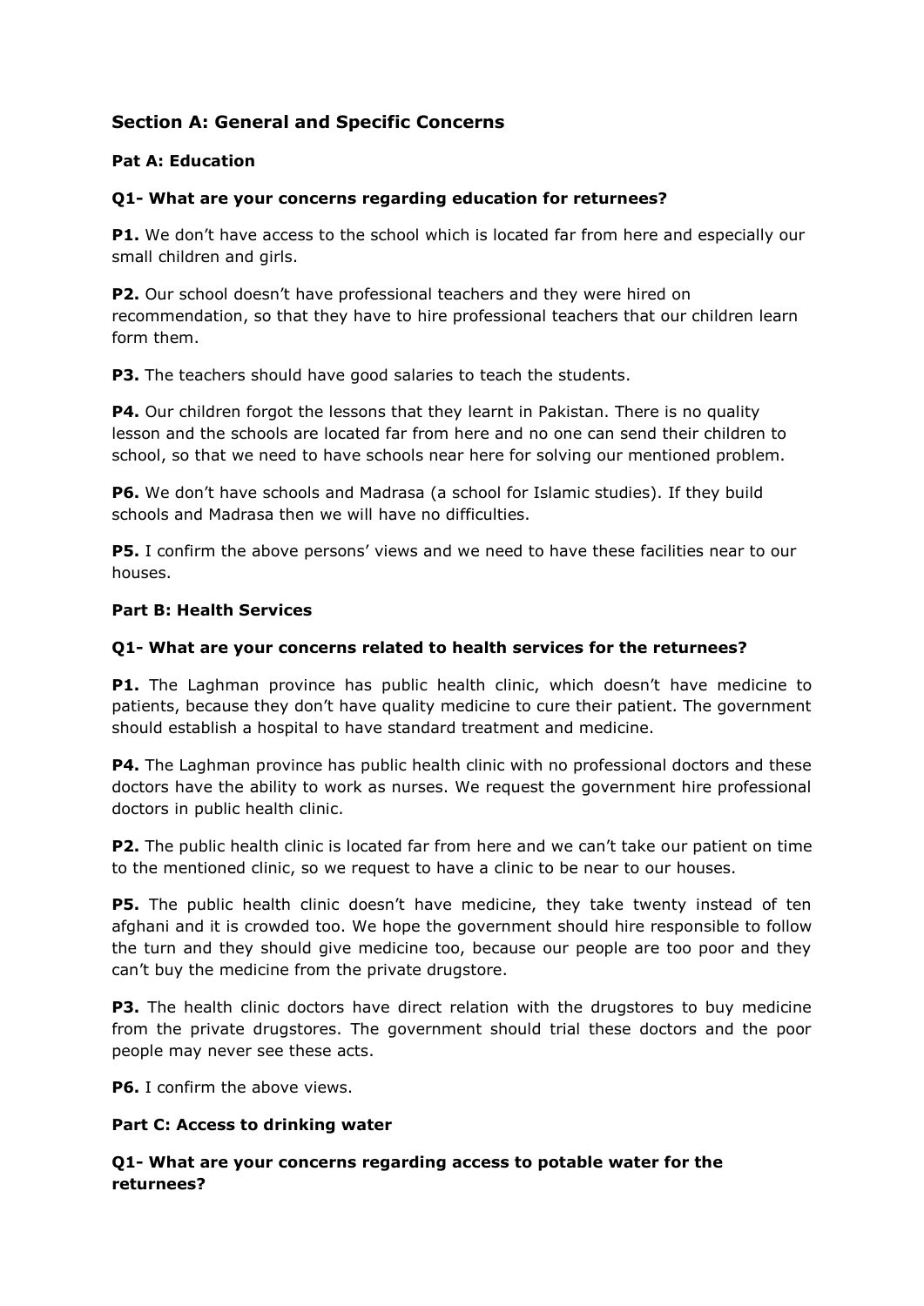## Section A: General and Specific Concerns

### Pat A: Education

**Q1- What are your concerns regarding education for returnees?**

**P1.** We don't have access to the school which is located far from here and especially our small children and girls.

**P2.** Our school doesn't have professional teachers and they were hired on recommendation, so that they have to hire professional teachers that our children learn form them.

**P3.** The teachers should have good salaries to teach the students.

**P4.** Our children forgot the lessons that they learnt in Pakistan. There is no quality lesson and the schools are located far from here and no one can send their children to school, so that we need to have schools near here for solving our mentioned problem.

**P6.** We don't have schools and Madrasa (a school for Islamic studies). If they build schools and Madrasa then we will have no difficulties.

**P5.** I confirm the above persons' views and we need to have these facilities near to our houses.

### Part B: Health Services

**Q1- What are your concerns related to health services for the returnees?**

**P1.** The Laghman province has public health clinic, which doesn't have medicine to patients, because they don't have quality medicine to cure their patient. The government should establish a hospital to have standard treatment and medicine.

**P4.** The Laghman province has public health clinic with no professional doctors and these doctors have the ability to work as nurses. We request the government hire professional doctors in public health clinic.

**P2.** The public health clinic is located far from here and we can't take our patient on time to the mentioned clinic, so we request to have a clinic to be near to our houses.

**P5.** The public health clinic doesn't have medicine, they take twenty instead of ten afghani and it is crowded too. We hope the government should hire responsible to follow the turn and they should give medicine too, because our people are too poor and they can't buy the medicine from the private drugstore.

**P3.** The health clinic doctors have direct relation with the drugstores to buy medicine from the private drugstores. The government should trial these doctors and the poor people may never see these acts.

**P6.** I confirm the above views.

### Part C: Access to drinking water

**Q1- What are your concerns regarding access to potable water for the returnees?**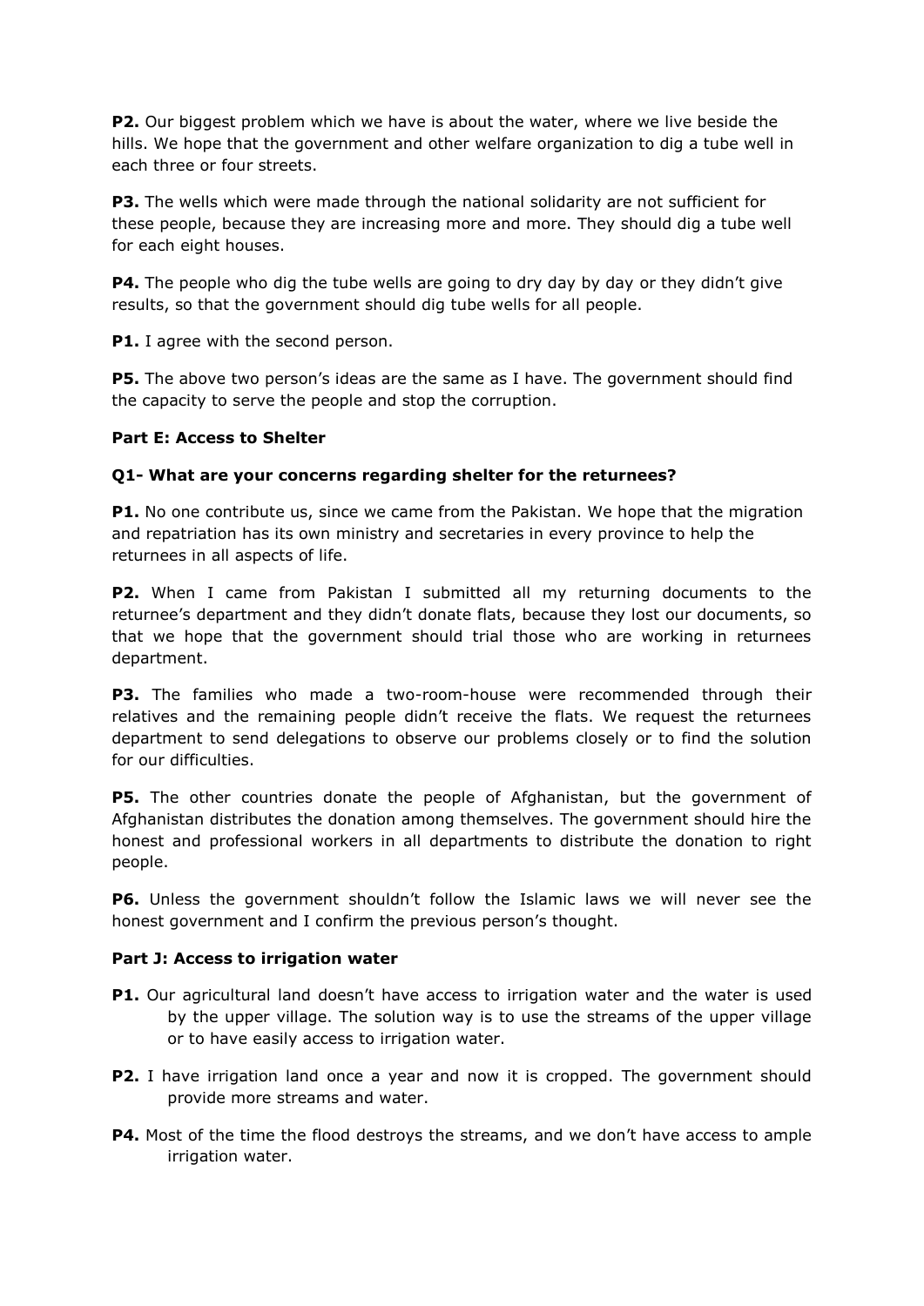**P2.** Our biggest problem which we have is about the water, where we live beside the hills. We hope that the government and other welfare organization to dig a tube well in each three or four streets.

**P3.** The wells which were made through the national solidarity are not sufficient for these people, because they are increasing more and more. They should dig a tube well for each eight houses.

**P4.** The people who dig the tube wells are going to dry day by day or they didn't give results, so that the government should dig tube wells for all people.

**P1.** I agree with the second person.

**P5.** The above two person's ideas are the same as I have. The government should find the capacity to serve the people and stop the corruption.

**Part E: Access to Shelter**

**Q1- What are your concerns regarding shelter for the returnees?**

**P1.** No one contribute us, since we came from the Pakistan. We hope that the migration and repatriation has its own ministry and secretaries in every province to help the returnees in all aspects of life.

**P2.** When I came from Pakistan I submitted all my returning documents to the returnee's department and they didn't donate flats, because they lost our documents, so that we hope that the government should trial those who are working in returnees department.

**P3.** The families who made a two-room-house were recommended through their relatives and the remaining people didn't receive the flats. We request the returnees department to send delegations to observe our problems closely or to find the solution for our difficulties.

**P5.** The other countries donate the people of Afghanistan, but the government of Afghanistan distributes the donation among themselves. The government should hire the honest and professional workers in all departments to distribute the donation to right people.

**P6.** Unless the government shouldn't follow the Islamic laws we will never see the honest government and I confirm the previous person's thought.

**Part J: Access to irrigation water**

**P1.** Our agricultural land doesn't have access to irrigation water and the water is used by the upper village. The solution way is to use the streams of the upper village or to have easily access to irrigation water.

**P2.** I have irrigation land once a year and now it is cropped. The government should provide more streams and water.

**P4.** Most of the time the flood destroys the streams, and we don't have access to ample irrigation water.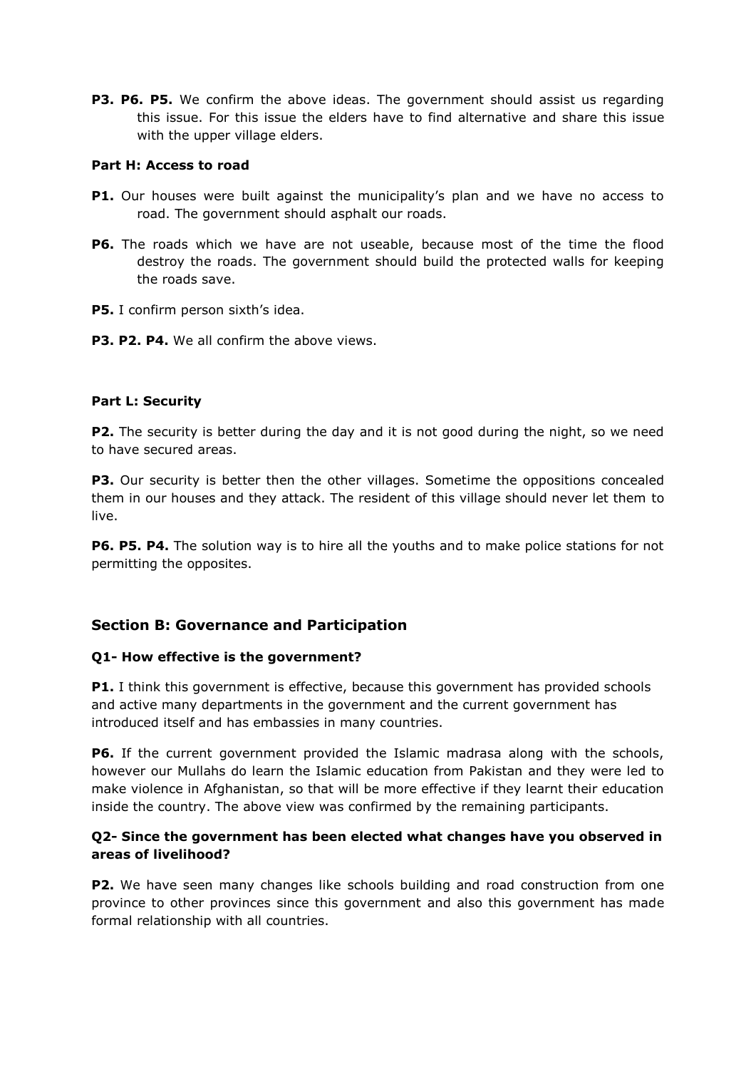**P3. P6. P5.** We confirm the above ideas. The government should assist us regarding this issue. For this issue the elders have to find alternative and share this issue with the upper village elders.

#### Part H: Access to road

**P1.** Our houses were built against the municipality's plan and we have no access to road. The government should asphalt our roads.

**P6.** The roads which we have are not useable, because most of the time the flood destroy the roads. The government should build the protected walls for keeping the roads save.

**P5.** I confirm person sixth's idea.

**P3. P2. P4.** We all confirm the above views.

#### Part L: Security

**P2.** The security is better during the day and it is not good during the night, so we need to have secured areas.

**P3.** Our security is better then the other villages. Sometime the oppositions concealed them in our houses and they attack. The resident of this village should never let them to live.

**P6. P5. P4.** The solution way is to hire all the youths and to make police stations for not permitting the opposites.

## Section B: Governance and Participation

#### Q1- How effective is the government?

**P1.** I think this government is effective, because this government has provided schools and active many departments in the government and the current government has introduced itself and has embassies in many countries.

**P6.** If the current government provided the Islamic madrasa along with the schools, however our Mullahs do learn the Islamic education from Pakistan and they were led to make violence in Afghanistan, so that will be more effective if they learnt their education inside the country. The above view was confirmed by the remaining participants.

#### Q2- Since the government has been elected what changes have you observed in areas of livelihood?

**P2.** We have seen many changes like schools building and road construction from one province to other provinces since this government and also this government has made formal relationship with all countries.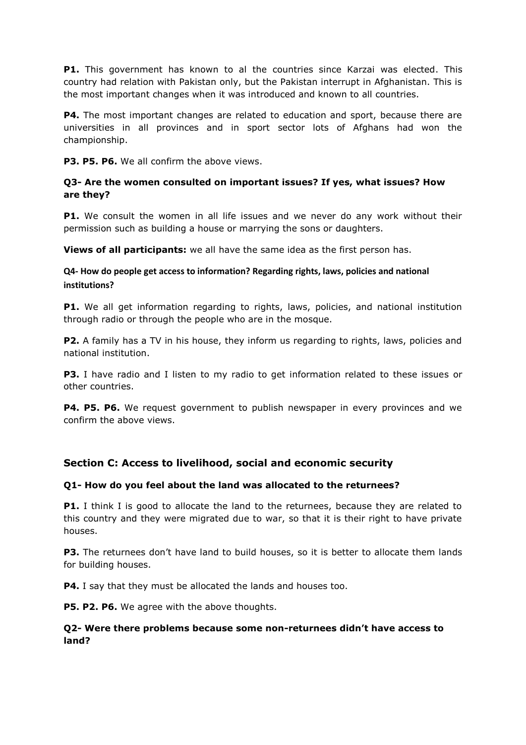**P1.** This government has known to al the countries since Karzai was elected. This country had relation with Pakistan only, but the Pakistan interrupt in Afghanistan. This is the most important changes when it was introduced and known to all countries.

**P4.** The most important changes are related to education and sport, because there are universities in all provinces and in sport sector lots of Afghans had won the championship.

**P3. P5. P6.** We all confirm the above views.

### Q3- Are the women consulted on important issues? If yes, what issues? How are they?

**P1.** We consult the women in all life issues and we never do any work without their permission such as building a house or marrying the sons or daughters.

**Views of all participants:** we all have the same idea as the first person has.

### Q4- How do people get access to information? Regarding rights, laws, policies and national institutions?

**P1.** We all get information regarding to rights, laws, policies, and national institution through radio or through the people who are in the mosque.

**P2.** A family has a TV in his house, they inform us regarding to rights, laws, policies and national institution.

**P3.** I have radio and I listen to my radio to get information related to these issues or other countries.

**P4. P5. P6.** We request government to publish newspaper in every provinces and we confirm the above views.

## Section C: Access to livelihood, social and economic security

### Q1- How do you feel about the land was allocated to the returnees?

**P1.** I think I is good to allocate the land to the returnees, because they are related to this country and they were migrated due to war, so that it is their right to have private houses.

**P3.** The returnees don't have land to build houses, so it is better to allocate them lands for building houses.

**P4.** I say that they must be allocated the lands and houses too.

**P5. P2. P6.** We agree with the above thoughts.

### Q2- Were there problems because some non-returnees didn't have access to land?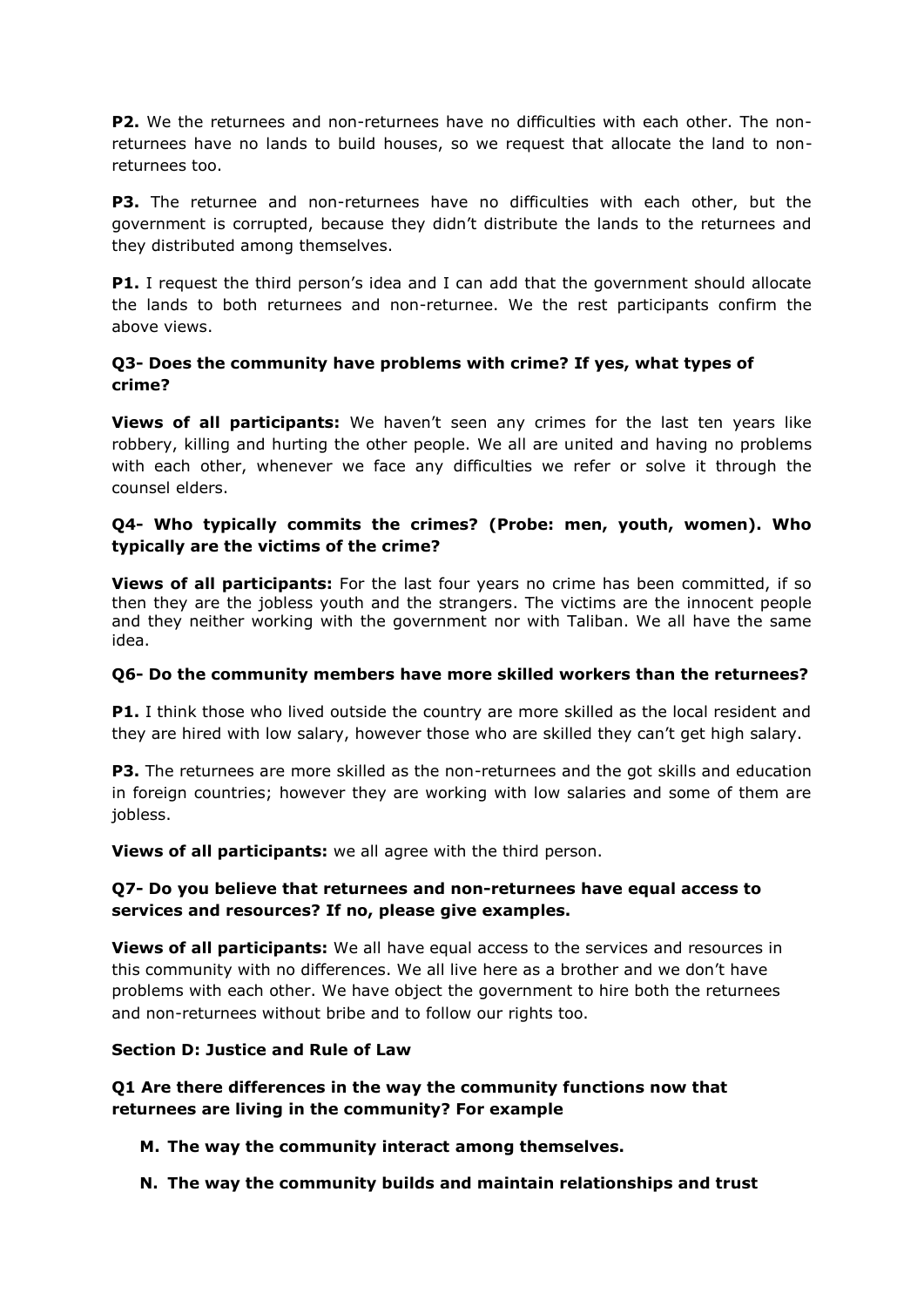**P2.** We the returnees and non-returnees have no difficulties with each other. The non-returnees have no lands to build houses, so we request that allocate the land to non-returnees too.

**P3.** The returnee and non-returnees have no difficulties with each other, but the government is corrupted, because they didn't distribute the lands to the returnees and they distributed among themselves.

**P1.** I request the third person's idea and I can add that the government should allocate the lands to both returnees and non-returnee. We the rest participants confirm the above views.

**Q3- Does the community have problems with crime? If yes, what types of crime?**

**Views of all participants:** We haven't seen any crimes for the last ten years like robbery, killing and hurting the other people. We all are united and having no problems with each other, whenever we face any difficulties we refer or solve it through the counsel elders.

**Q4- Who typically commits the crimes? (Probe: men, youth, women). Who typically are the victims of the crime?**

**Views of all participants:** For the last four years no crime has been committed, if so then they are the jobless youth and the strangers. The victims are the innocent people and they neither working with the government nor with Taliban. We all have the same idea.

**Q6- Do the community members have more skilled workers than the returnees?**

**P1.** I think those who lived outside the country are more skilled as the local resident and they are hired with low salary, however those who are skilled they can't get high salary.

**P3.** The returnees are more skilled as the non-returnees and the got skills and education in foreign countries; however they are working with low salaries and some of them are jobless.

**Views of all participants:** we all agree with the third person.

**Q7- Do you believe that returnees and non-returnees have equal access to services and resources? If no, please give examples.**

**Views of all participants:** We all have equal access to the services and resources in this community with no differences. We all live here as a brother and we don't have problems with each other. We have object the government to hire both the returnees and non-returnees without bribe and to follow our rights too.

**Section D: Justice and Rule of Law**

**Q1 Are there differences in the way the community functions now that returnees are living in the community? For example**

- **M. The way the community interact among themselves.**
- **N. The way the community builds and maintain relationships and trust**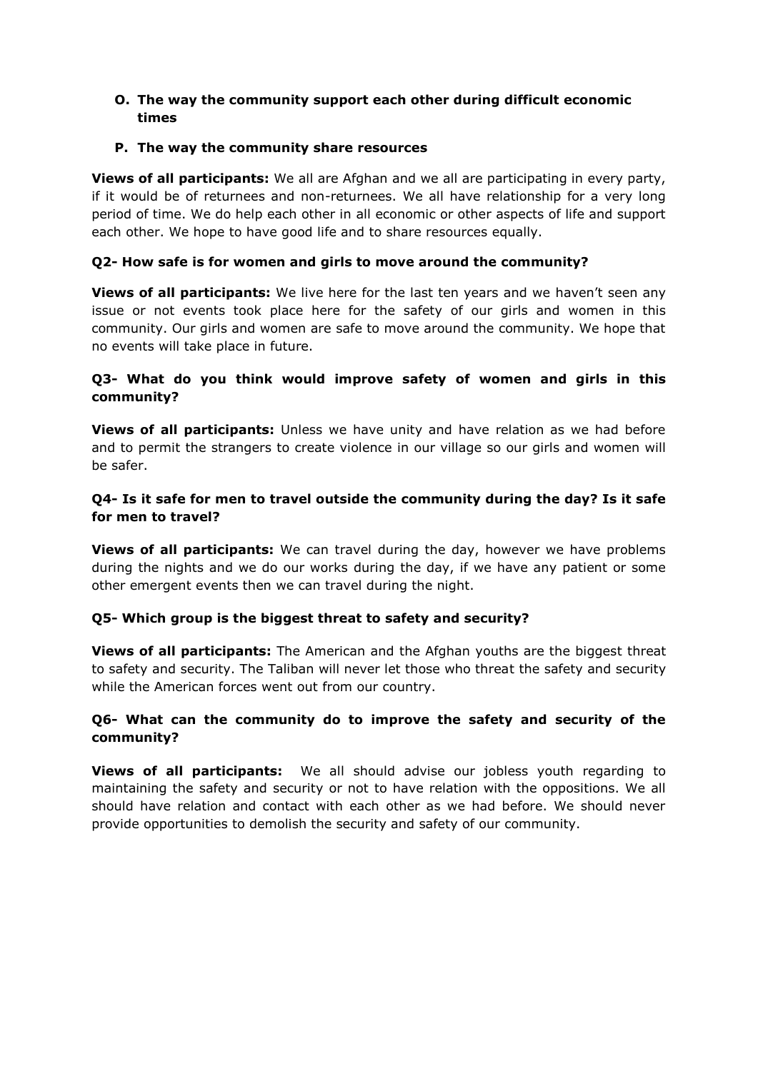**O. The way the community support each other during difficult economic times**

**P. The way the community share resources**

**Views of all participants:** We all are Afghan and we all are participating in every party, if it would be of returnees and non-returnees. We all have relationship for a very long period of time. We do help each other in all economic or other aspects of life and support each other. We hope to have good life and to share resources equally.

**Q2- How safe is for women and girls to move around the community?**

**Views of all participants:** We live here for the last ten years and we haven't seen any issue or not events took place here for the safety of our girls and women in this community. Our girls and women are safe to move around the community. We hope that no events will take place in future.

**Q3- What do you think would improve safety of women and girls in this community?**

**Views of all participants:** Unless we have unity and have relation as we had before and to permit the strangers to create violence in our village so our girls and women will be safer.

**Q4- Is it safe for men to travel outside the community during the day? Is it safe for men to travel?**

**Views of all participants:** We can travel during the day, however we have problems during the nights and we do our works during the day, if we have any patient or some other emergent events then we can travel during the night.

**Q5- Which group is the biggest threat to safety and security?**

**Views of all participants:** The American and the Afghan youths are the biggest threat to safety and security. The Taliban will never let those who threat the safety and security while the American forces went out from our country.

**Q6- What can the community do to improve the safety and security of the community?**

**Views of all participants:** We all should advise our jobless youth regarding to maintaining the safety and security or not to have relation with the oppositions. We all should have relation and contact with each other as we had before. We should never provide opportunities to demolish the security and safety of our community.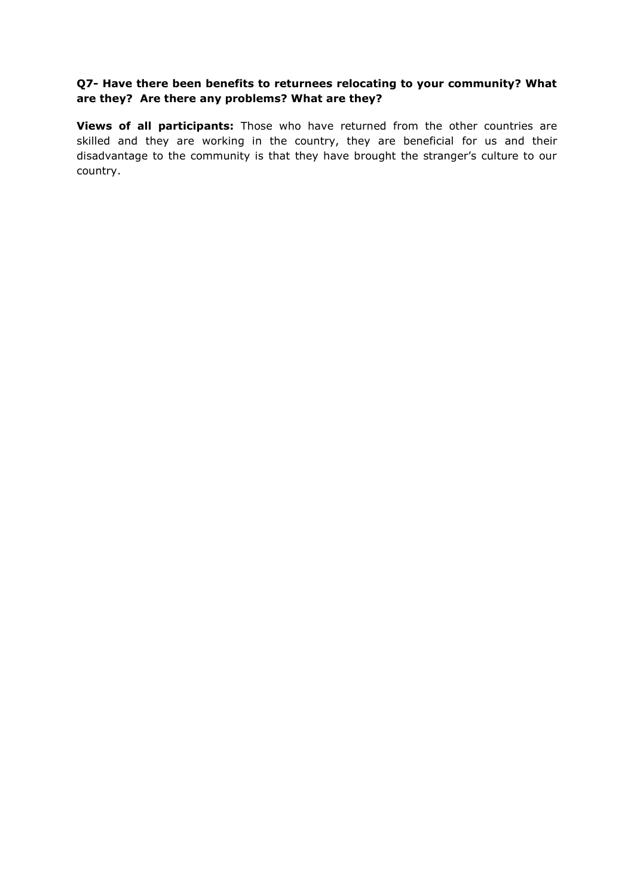**Q7- Have there been benefits to returnees relocating to your community? What are they? Are there any problems? What are they?**

**Views of all participants:** Those who have returned from the other countries are skilled and they are working in the country, they are beneficial for us and their disadvantage to the community is that they have brought the stranger's culture to our country.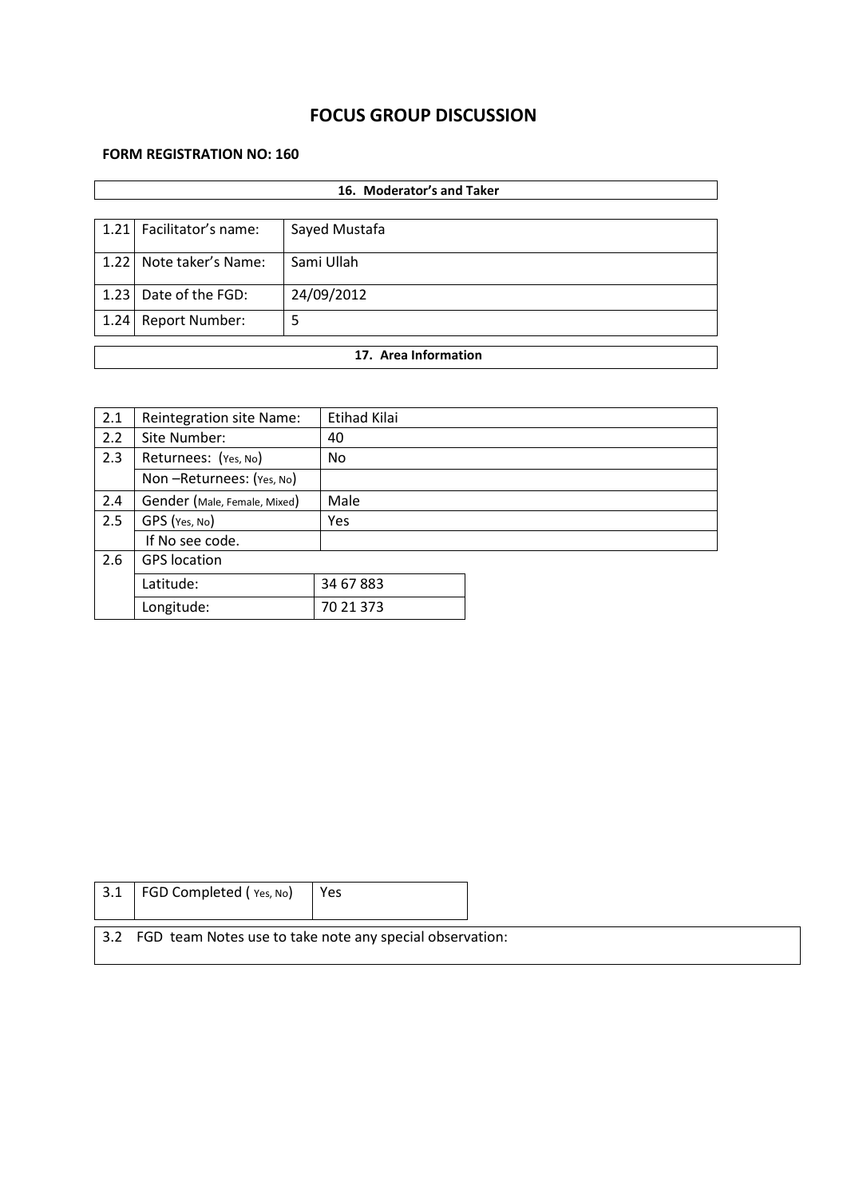# FOCUS GROUP DISCUSSION

**FORM REGISTRATION NO: 160**

| **16. Moderator's and Taker** | |
|---|---|

| | | |
|---|---|---|
| 1.21 | Facilitator's name: | Sayed Mustafa |
| 1.22 | Note taker's Name: | Sami Ullah |
| 1.23 | Date of the FGD: | 24/09/2012 |
| 1.24 | Report Number: | 5 |

| **17. Area Information** |
|---|

| | | |
|---|---|---|
| 2.1 | Reintegration site Name: | Etihad Kilai |
| 2.2 | Site Number: | 40 |
| 2.3 | Returnees: (Yes, No) | No |
| | Non –Returnees: (Yes, No) | |
| 2.4 | Gender (Male, Female, Mixed) | Male |
| 2.5 | GPS (Yes, No) | Yes |
| | If No see code. | |
| 2.6 | GPS location | |
| | Latitude: | 34 67 883 |
| | Longitude: | 70 21 373 |

| | | |
|---|---|---|
| 3.1 | FGD Completed ( Yes, No) | Yes |

| 3.2 FGD team Notes use to take note any special observation: |
|---|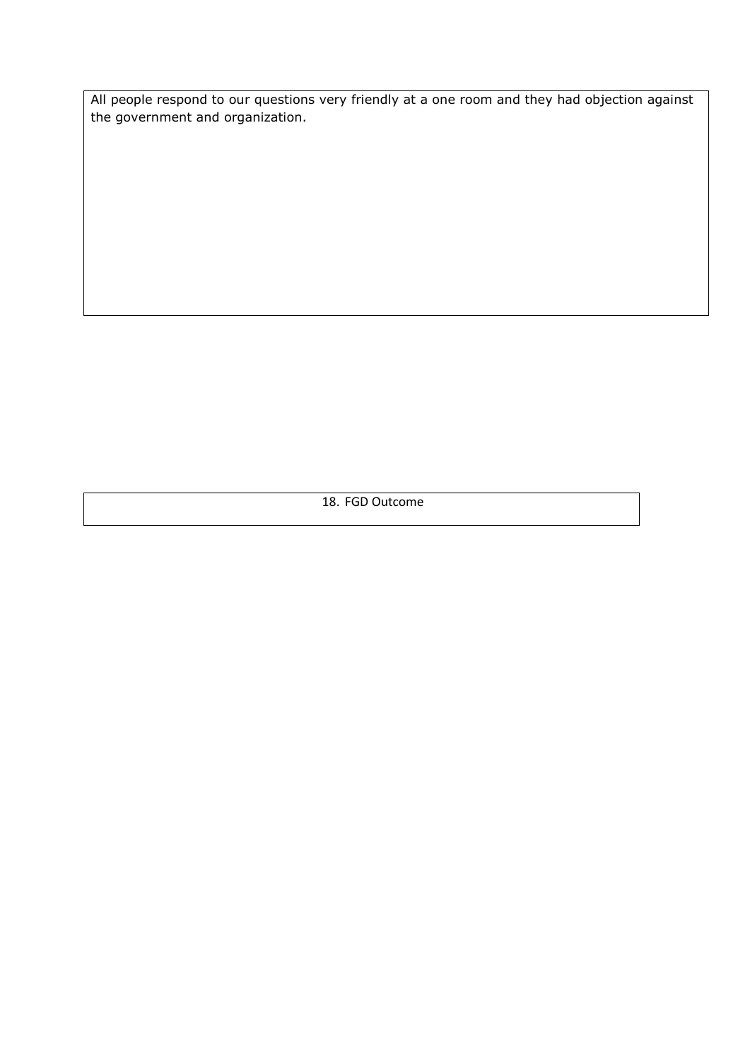All people respond to our questions very friendly at a one room and they had objection against the government and organization.

18. FGD Outcome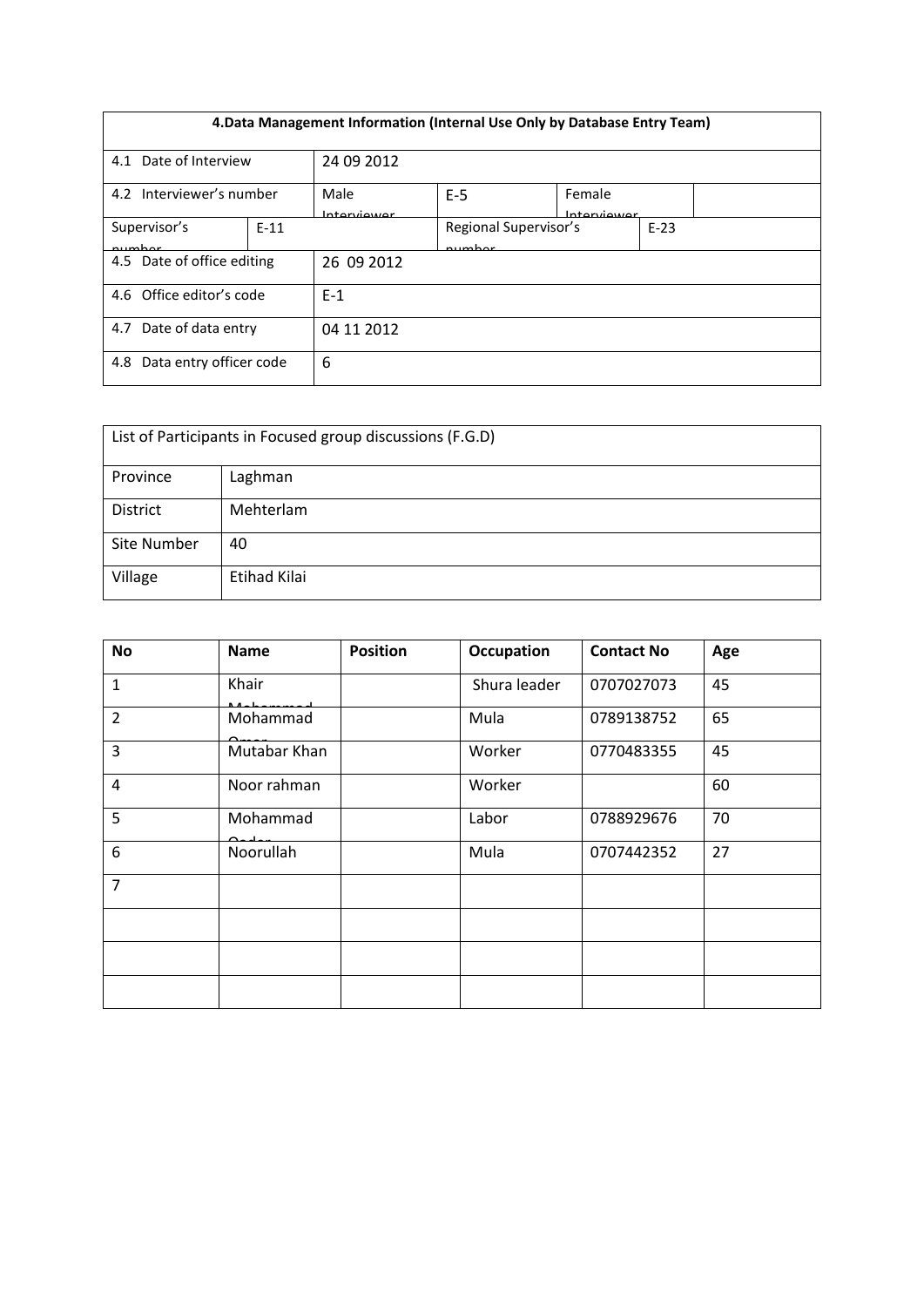| **4.Data Management Information (Internal Use Only by Database Entry Team)** | | | | | |
|---|---|---|---|---|---|
| 4.1 Date of Interview | 24 09 2012 | | | | |
| 4.2 Interviewer's number | Male Interviewer | E-5 | Female Interviewer | | |
| Supervisor's number | E-11 | | Regional Supervisor's number | | E-23 |
| 4.5 Date of office editing | 26 09 2012 | | | | |
| 4.6 Office editor's code | E-1 | | | | |
| 4.7 Date of data entry | 04 11 2012 | | | | |
| 4.8 Data entry officer code | 6 | | | | |

| List of Participants in Focused group discussions (F.G.D) | |
|---|---|
| Province | Laghman |
| District | Mehterlam |
| Site Number | 40 |
| Village | Etihad Kilai |

| **No** | **Name** | **Position** | **Occupation** | **Contact No** | **Age** |
|---|---|---|---|---|---|
| 1 | Khair Mohammad | | Shura leader | 0707027073 | 45 |
| 2 | Mohammad Omar | | Mula | 0789138752 | 65 |
| 3 | Mutabar Khan | | Worker | 0770483355 | 45 |
| 4 | Noor rahman | | Worker | | 60 |
| 5 | Mohammad Qader | | Labor | 0788929676 | 70 |
| 6 | Noorullah | | Mula | 0707442352 | 27 |
| 7 | | | | | |
| | | | | | |
| | | | | | |
| | | | | | |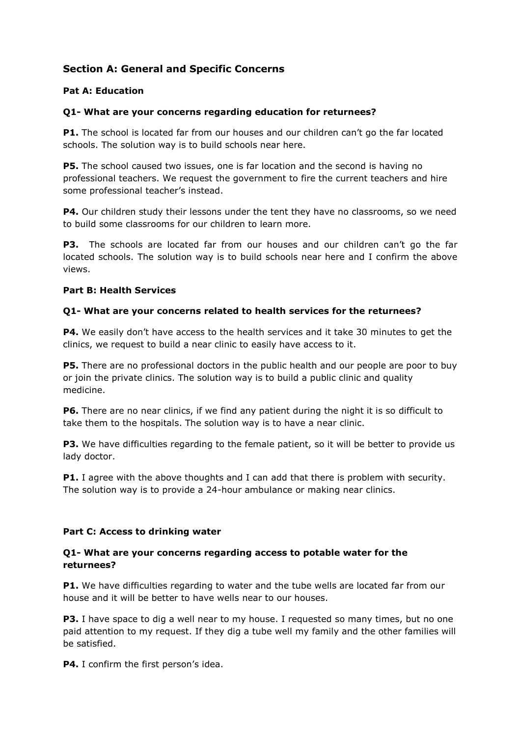## Section A: General and Specific Concerns

### Pat A: Education

**Q1- What are your concerns regarding education for returnees?**

**P1.** The school is located far from our houses and our children can't go the far located schools. The solution way is to build schools near here.

**P5.** The school caused two issues, one is far location and the second is having no professional teachers. We request the government to fire the current teachers and hire some professional teacher's instead.

**P4.** Our children study their lessons under the tent they have no classrooms, so we need to build some classrooms for our children to learn more.

**P3.** The schools are located far from our houses and our children can't go the far located schools. The solution way is to build schools near here and I confirm the above views.

### Part B: Health Services

**Q1- What are your concerns related to health services for the returnees?**

**P4.** We easily don't have access to the health services and it take 30 minutes to get the clinics, we request to build a near clinic to easily have access to it.

**P5.** There are no professional doctors in the public health and our people are poor to buy or join the private clinics. The solution way is to build a public clinic and quality medicine.

**P6.** There are no near clinics, if we find any patient during the night it is so difficult to take them to the hospitals. The solution way is to have a near clinic.

**P3.** We have difficulties regarding to the female patient, so it will be better to provide us lady doctor.

**P1.** I agree with the above thoughts and I can add that there is problem with security. The solution way is to provide a 24-hour ambulance or making near clinics.

### Part C: Access to drinking water

**Q1- What are your concerns regarding access to potable water for the returnees?**

**P1.** We have difficulties regarding to water and the tube wells are located far from our house and it will be better to have wells near to our houses.

**P3.** I have space to dig a well near to my house. I requested so many times, but no one paid attention to my request. If they dig a tube well my family and the other families will be satisfied.

**P4.** I confirm the first person's idea.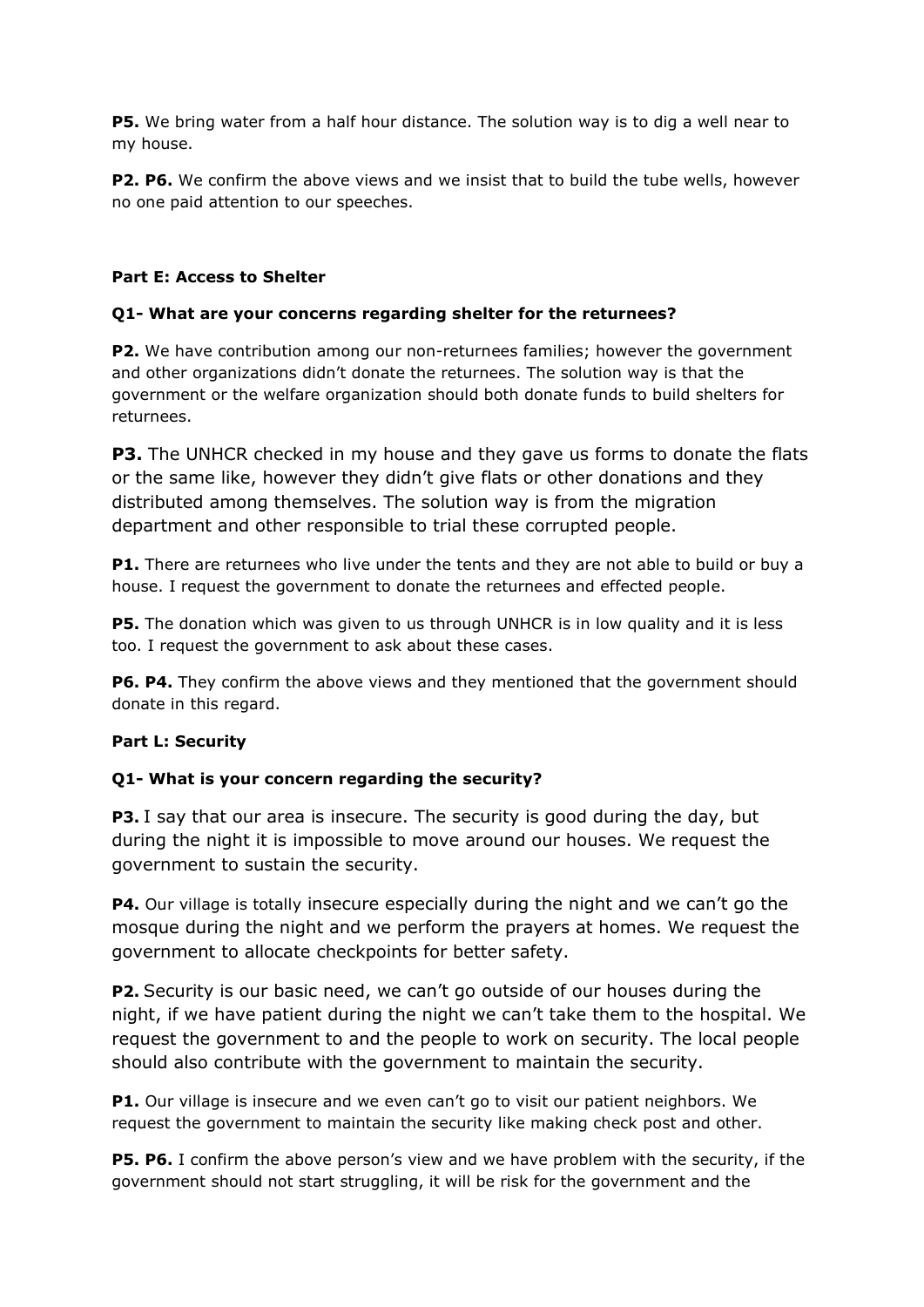**P5.** We bring water from a half hour distance. The solution way is to dig a well near to my house.

**P2. P6.** We confirm the above views and we insist that to build the tube wells, however no one paid attention to our speeches.

**Part E: Access to Shelter**

**Q1- What are your concerns regarding shelter for the returnees?**

**P2.** We have contribution among our non-returnees families; however the government and other organizations didn't donate the returnees. The solution way is that the government or the welfare organization should both donate funds to build shelters for returnees.

**P3.** The UNHCR checked in my house and they gave us forms to donate the flats or the same like, however they didn't give flats or other donations and they distributed among themselves. The solution way is from the migration department and other responsible to trial these corrupted people.

**P1.** There are returnees who live under the tents and they are not able to build or buy a house. I request the government to donate the returnees and effected people.

**P5.** The donation which was given to us through UNHCR is in low quality and it is less too. I request the government to ask about these cases.

**P6. P4.** They confirm the above views and they mentioned that the government should donate in this regard.

**Part L: Security**

**Q1- What is your concern regarding the security?**

**P3.** I say that our area is insecure. The security is good during the day, but during the night it is impossible to move around our houses. We request the government to sustain the security.

**P4.** Our village is totally insecure especially during the night and we can't go the mosque during the night and we perform the prayers at homes. We request the government to allocate checkpoints for better safety.

**P2.** Security is our basic need, we can't go outside of our houses during the night, if we have patient during the night we can't take them to the hospital. We request the government to and the people to work on security. The local people should also contribute with the government to maintain the security.

**P1.** Our village is insecure and we even can't go to visit our patient neighbors. We request the government to maintain the security like making check post and other.

**P5. P6.** I confirm the above person's view and we have problem with the security, if the government should not start struggling, it will be risk for the government and the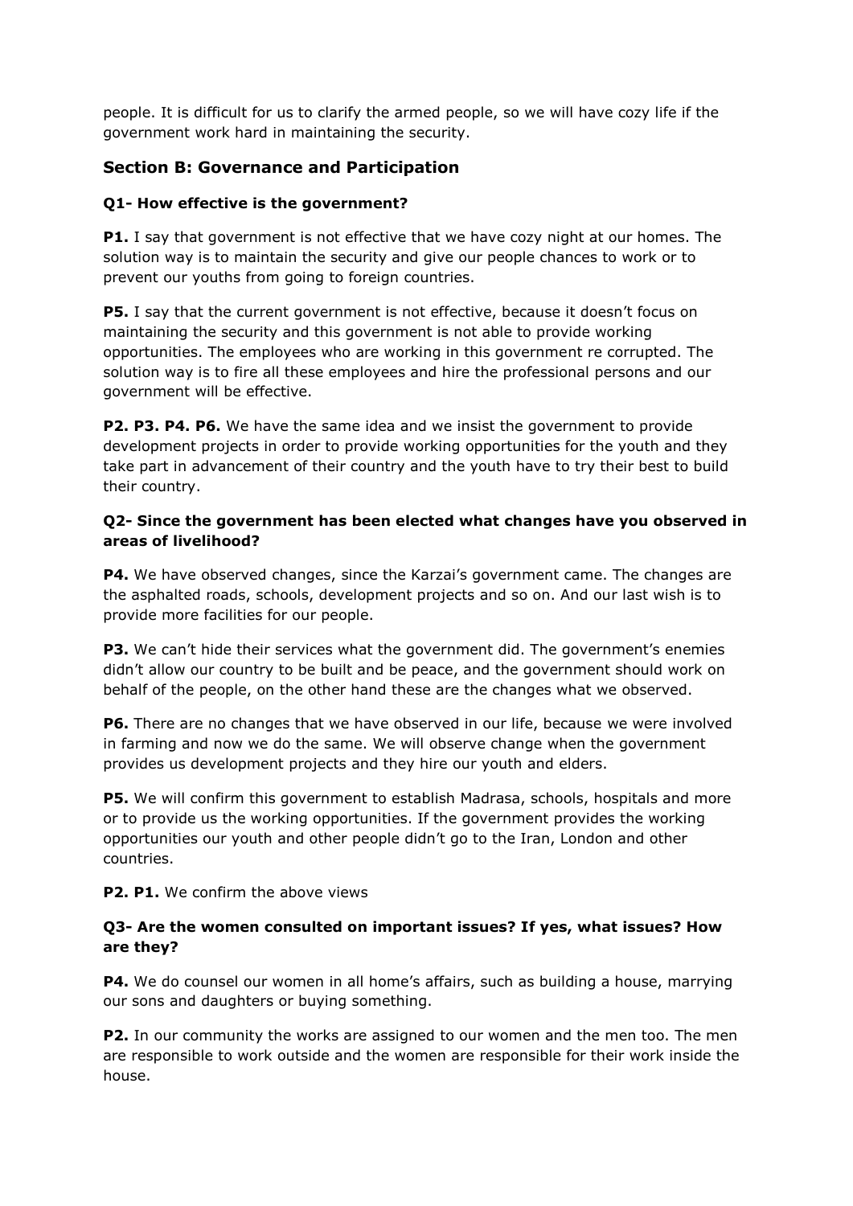people. It is difficult for us to clarify the armed people, so we will have cozy life if the government work hard in maintaining the security.

## Section B: Governance and Participation

### Q1- How effective is the government?

**P1.** I say that government is not effective that we have cozy night at our homes. The solution way is to maintain the security and give our people chances to work or to prevent our youths from going to foreign countries.

**P5.** I say that the current government is not effective, because it doesn't focus on maintaining the security and this government is not able to provide working opportunities. The employees who are working in this government re corrupted. The solution way is to fire all these employees and hire the professional persons and our government will be effective.

**P2. P3. P4. P6.** We have the same idea and we insist the government to provide development projects in order to provide working opportunities for the youth and they take part in advancement of their country and the youth have to try their best to build their country.

### Q2- Since the government has been elected what changes have you observed in areas of livelihood?

**P4.** We have observed changes, since the Karzai's government came. The changes are the asphalted roads, schools, development projects and so on. And our last wish is to provide more facilities for our people.

**P3.** We can't hide their services what the government did. The government's enemies didn't allow our country to be built and be peace, and the government should work on behalf of the people, on the other hand these are the changes what we observed.

**P6.** There are no changes that we have observed in our life, because we were involved in farming and now we do the same. We will observe change when the government provides us development projects and they hire our youth and elders.

**P5.** We will confirm this government to establish Madrasa, schools, hospitals and more or to provide us the working opportunities. If the government provides the working opportunities our youth and other people didn't go to the Iran, London and other countries.

**P2. P1.** We confirm the above views

### Q3- Are the women consulted on important issues? If yes, what issues? How are they?

**P4.** We do counsel our women in all home's affairs, such as building a house, marrying our sons and daughters or buying something.

**P2.** In our community the works are assigned to our women and the men too. The men are responsible to work outside and the women are responsible for their work inside the house.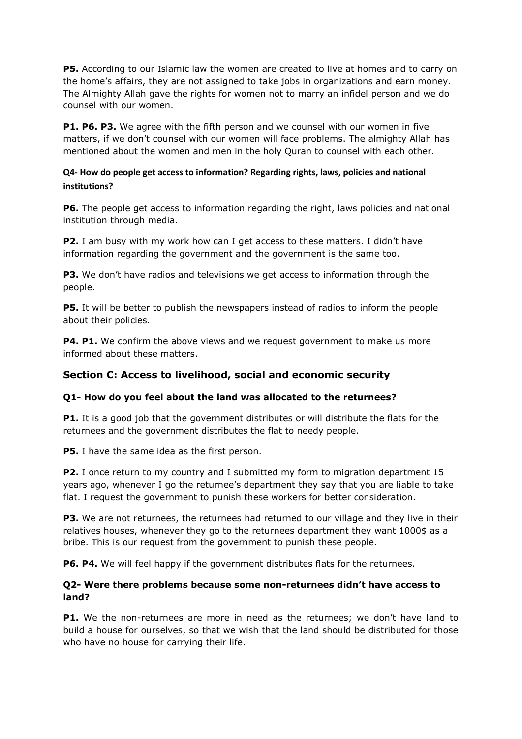**P5.** According to our Islamic law the women are created to live at homes and to carry on the home's affairs, they are not assigned to take jobs in organizations and earn money. The Almighty Allah gave the rights for women not to marry an infidel person and we do counsel with our women.

**P1. P6. P3.** We agree with the fifth person and we counsel with our women in five matters, if we don't counsel with our women will face problems. The almighty Allah has mentioned about the women and men in the holy Quran to counsel with each other.

**Q4- How do people get access to information? Regarding rights, laws, policies and national institutions?**

**P6.** The people get access to information regarding the right, laws policies and national institution through media.

**P2.** I am busy with my work how can I get access to these matters. I didn't have information regarding the government and the government is the same too.

**P3.** We don't have radios and televisions we get access to information through the people.

**P5.** It will be better to publish the newspapers instead of radios to inform the people about their policies.

**P4. P1.** We confirm the above views and we request government to make us more informed about these matters.

## Section C: Access to livelihood, social and economic security

**Q1- How do you feel about the land was allocated to the returnees?**

**P1.** It is a good job that the government distributes or will distribute the flats for the returnees and the government distributes the flat to needy people.

**P5.** I have the same idea as the first person.

**P2.** I once return to my country and I submitted my form to migration department 15 years ago, whenever I go the returnee's department they say that you are liable to take flat. I request the government to punish these workers for better consideration.

**P3.** We are not returnees, the returnees had returned to our village and they live in their relatives houses, whenever they go to the returnees department they want 1000$ as a bribe. This is our request from the government to punish these people.

**P6. P4.** We will feel happy if the government distributes flats for the returnees.

**Q2- Were there problems because some non-returnees didn't have access to land?**

**P1.** We the non-returnees are more in need as the returnees; we don't have land to build a house for ourselves, so that we wish that the land should be distributed for those who have no house for carrying their life.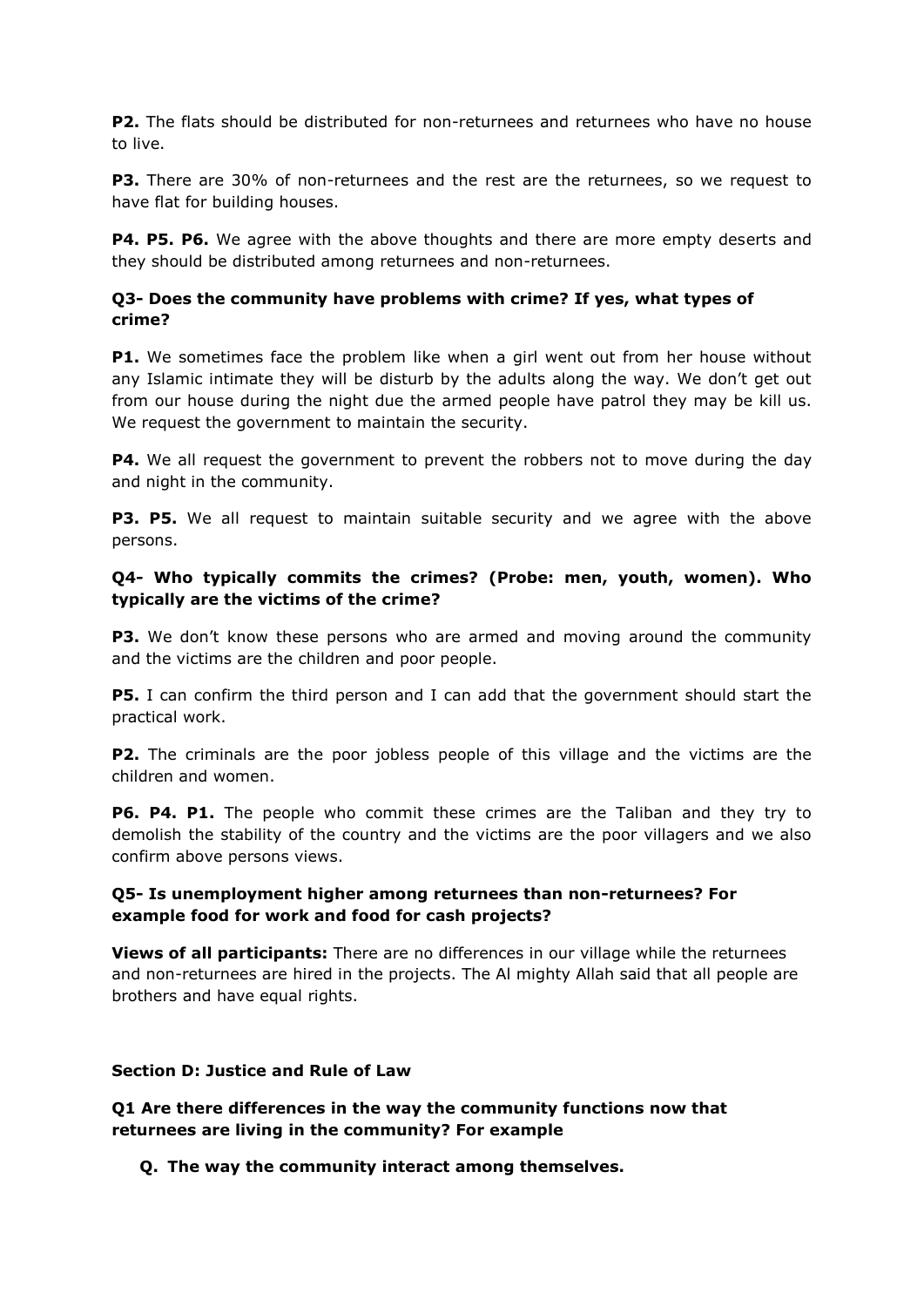**P2.** The flats should be distributed for non-returnees and returnees who have no house to live.

**P3.** There are 30% of non-returnees and the rest are the returnees, so we request to have flat for building houses.

**P4. P5. P6.** We agree with the above thoughts and there are more empty deserts and they should be distributed among returnees and non-returnees.

**Q3- Does the community have problems with crime? If yes, what types of crime?**

**P1.** We sometimes face the problem like when a girl went out from her house without any Islamic intimate they will be disturb by the adults along the way. We don't get out from our house during the night due the armed people have patrol they may be kill us. We request the government to maintain the security.

**P4.** We all request the government to prevent the robbers not to move during the day and night in the community.

**P3. P5.** We all request to maintain suitable security and we agree with the above persons.

**Q4- Who typically commits the crimes? (Probe: men, youth, women). Who typically are the victims of the crime?**

**P3.** We don't know these persons who are armed and moving around the community and the victims are the children and poor people.

**P5.** I can confirm the third person and I can add that the government should start the practical work.

**P2.** The criminals are the poor jobless people of this village and the victims are the children and women.

**P6. P4. P1.** The people who commit these crimes are the Taliban and they try to demolish the stability of the country and the victims are the poor villagers and we also confirm above persons views.

**Q5- Is unemployment higher among returnees than non-returnees? For example food for work and food for cash projects?**

**Views of all participants:** There are no differences in our village while the returnees and non-returnees are hired in the projects. The Al mighty Allah said that all people are brothers and have equal rights.

**Section D: Justice and Rule of Law**

**Q1 Are there differences in the way the community functions now that returnees are living in the community? For example**

- **Q. The way the community interact among themselves.**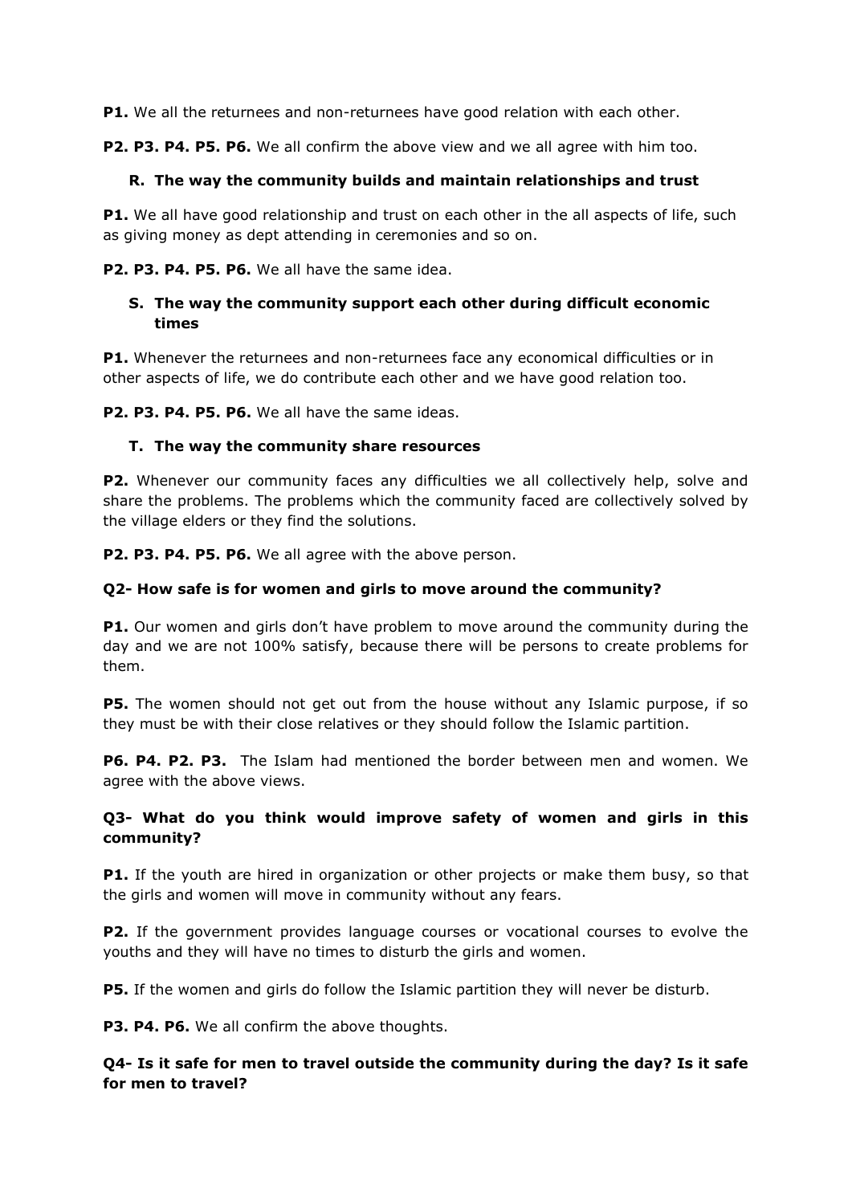**P1.** We all the returnees and non-returnees have good relation with each other.

**P2. P3. P4. P5. P6.** We all confirm the above view and we all agree with him too.

### R. The way the community builds and maintain relationships and trust

**P1.** We all have good relationship and trust on each other in the all aspects of life, such as giving money as dept attending in ceremonies and so on.

**P2. P3. P4. P5. P6.** We all have the same idea.

### S. The way the community support each other during difficult economic times

**P1.** Whenever the returnees and non-returnees face any economical difficulties or in other aspects of life, we do contribute each other and we have good relation too.

**P2. P3. P4. P5. P6.** We all have the same ideas.

### T. The way the community share resources

**P2.** Whenever our community faces any difficulties we all collectively help, solve and share the problems. The problems which the community faced are collectively solved by the village elders or they find the solutions.

**P2. P3. P4. P5. P6.** We all agree with the above person.

**Q2- How safe is for women and girls to move around the community?**

**P1.** Our women and girls don't have problem to move around the community during the day and we are not 100% satisfy, because there will be persons to create problems for them.

**P5.** The women should not get out from the house without any Islamic purpose, if so they must be with their close relatives or they should follow the Islamic partition.

**P6. P4. P2. P3.** The Islam had mentioned the border between men and women. We agree with the above views.

**Q3- What do you think would improve safety of women and girls in this community?**

**P1.** If the youth are hired in organization or other projects or make them busy, so that the girls and women will move in community without any fears.

**P2.** If the government provides language courses or vocational courses to evolve the youths and they will have no times to disturb the girls and women.

**P5.** If the women and girls do follow the Islamic partition they will never be disturb.

**P3. P4. P6.** We all confirm the above thoughts.

**Q4- Is it safe for men to travel outside the community during the day? Is it safe for men to travel?**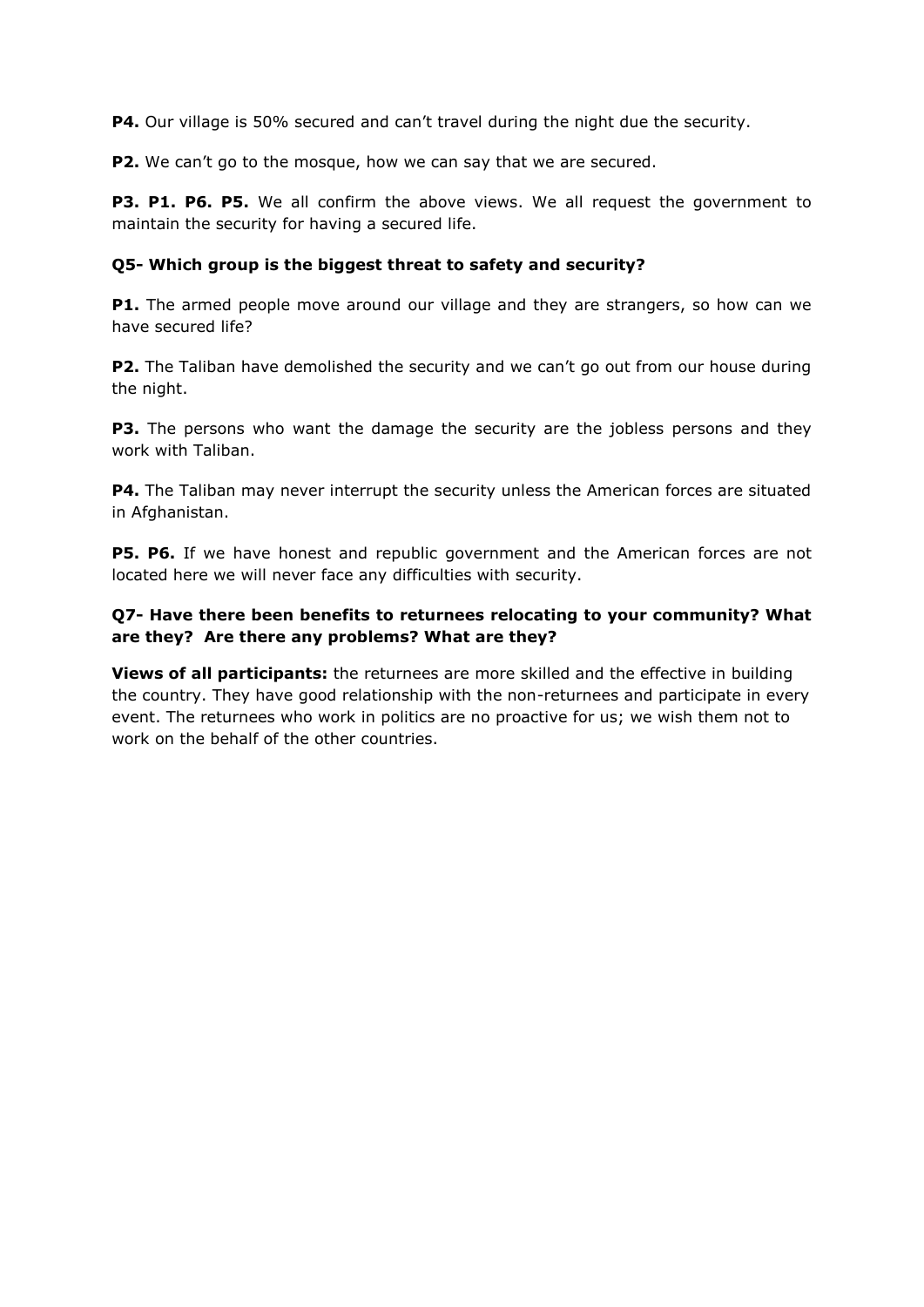**P4.** Our village is 50% secured and can't travel during the night due the security.

**P2.** We can't go to the mosque, how we can say that we are secured.

**P3. P1. P6. P5.** We all confirm the above views. We all request the government to maintain the security for having a secured life.

**Q5- Which group is the biggest threat to safety and security?**

**P1.** The armed people move around our village and they are strangers, so how can we have secured life?

**P2.** The Taliban have demolished the security and we can't go out from our house during the night.

**P3.** The persons who want the damage the security are the jobless persons and they work with Taliban.

**P4.** The Taliban may never interrupt the security unless the American forces are situated in Afghanistan.

**P5. P6.** If we have honest and republic government and the American forces are not located here we will never face any difficulties with security.

**Q7- Have there been benefits to returnees relocating to your community? What are they? Are there any problems? What are they?**

**Views of all participants:** the returnees are more skilled and the effective in building the country. They have good relationship with the non-returnees and participate in every event. The returnees who work in politics are no proactive for us; we wish them not to work on the behalf of the other countries.